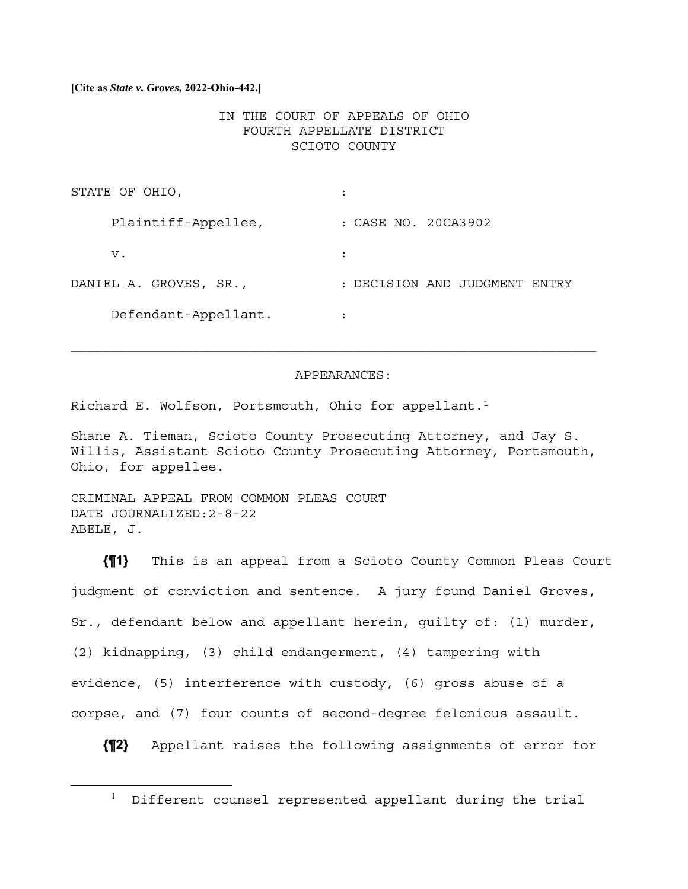**[Cite as *State v. Groves*, 2022-Ohio-442.]**

IN THE COURT OF APPEALS OF OHIO
FOURTH APPELLATE DISTRICT
SCIOTO COUNTY

| | |
|---|---|
| STATE OF OHIO, | : |
| Plaintiff-Appellee, | : CASE NO. 20CA3902 |
| v. | : |
| DANIEL A. GROVES, SR., | : DECISION AND JUDGMENT ENTRY |
| Defendant-Appellant. | : |

---

APPEARANCES:

Richard E. Wolfson, Portsmouth, Ohio for appellant.[1]

Shane A. Tieman, Scioto County Prosecuting Attorney, and Jay S. Willis, Assistant Scioto County Prosecuting Attorney, Portsmouth, Ohio, for appellee.

CRIMINAL APPEAL FROM COMMON PLEAS COURT
DATE JOURNALIZED:2-8-22
ABELE, J.

**{¶1}** This is an appeal from a Scioto County Common Pleas Court judgment of conviction and sentence. A jury found Daniel Groves, Sr., defendant below and appellant herein, guilty of: (1) murder, (2) kidnapping, (3) child endangerment, (4) tampering with evidence, (5) interference with custody, (6) gross abuse of a corpse, and (7) four counts of second-degree felonious assault.

**{¶2}** Appellant raises the following assignments of error for

---

[1] Different counsel represented appellant during the trial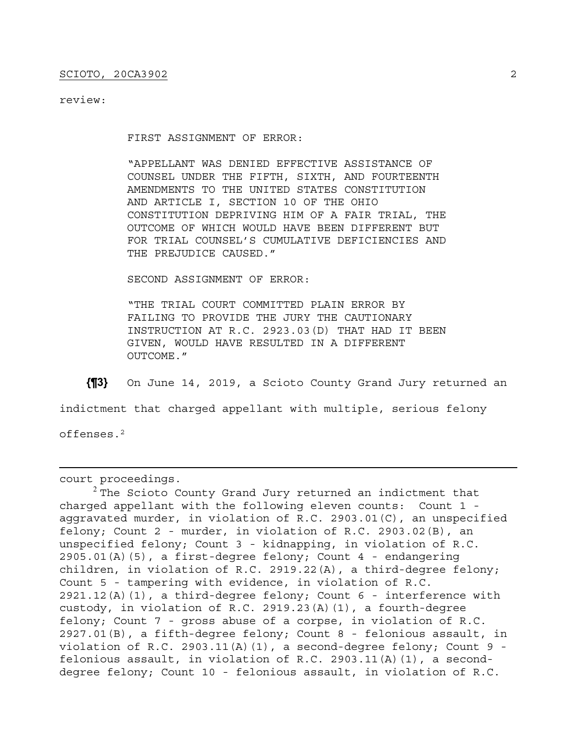review:

FIRST ASSIGNMENT OF ERROR:

"APPELLANT WAS DENIED EFFECTIVE ASSISTANCE OF COUNSEL UNDER THE FIFTH, SIXTH, AND FOURTEENTH AMENDMENTS TO THE UNITED STATES CONSTITUTION AND ARTICLE I, SECTION 10 OF THE OHIO CONSTITUTION DEPRIVING HIM OF A FAIR TRIAL, THE OUTCOME OF WHICH WOULD HAVE BEEN DIFFERENT BUT FOR TRIAL COUNSEL'S CUMULATIVE DEFICIENCIES AND THE PREJUDICE CAUSED."

SECOND ASSIGNMENT OF ERROR:

"THE TRIAL COURT COMMITTED PLAIN ERROR BY FAILING TO PROVIDE THE JURY THE CAUTIONARY INSTRUCTION AT R.C. 2923.03(D) THAT HAD IT BEEN GIVEN, WOULD HAVE RESULTED IN A DIFFERENT OUTCOME."

**{¶3}** On June 14, 2019, a Scioto County Grand Jury returned an indictment that charged appellant with multiple, serious felony offenses.[2]

---

court proceedings.

[2] The Scioto County Grand Jury returned an indictment that charged appellant with the following eleven counts: Count 1 - aggravated murder, in violation of R.C. 2903.01(C), an unspecified felony; Count 2 - murder, in violation of R.C. 2903.02(B), an unspecified felony; Count 3 - kidnapping, in violation of R.C. 2905.01(A)(5), a first-degree felony; Count 4 - endangering children, in violation of R.C. 2919.22(A), a third-degree felony; Count 5 - tampering with evidence, in violation of R.C. 2921.12(A)(1), a third-degree felony; Count 6 - interference with custody, in violation of R.C. 2919.23(A)(1), a fourth-degree felony; Count 7 - gross abuse of a corpse, in violation of R.C. 2927.01(B), a fifth-degree felony; Count 8 - felonious assault, in violation of R.C. 2903.11(A)(1), a second-degree felony; Count 9 - felonious assault, in violation of R.C. 2903.11(A)(1), a second-degree felony; Count 10 - felonious assault, in violation of R.C.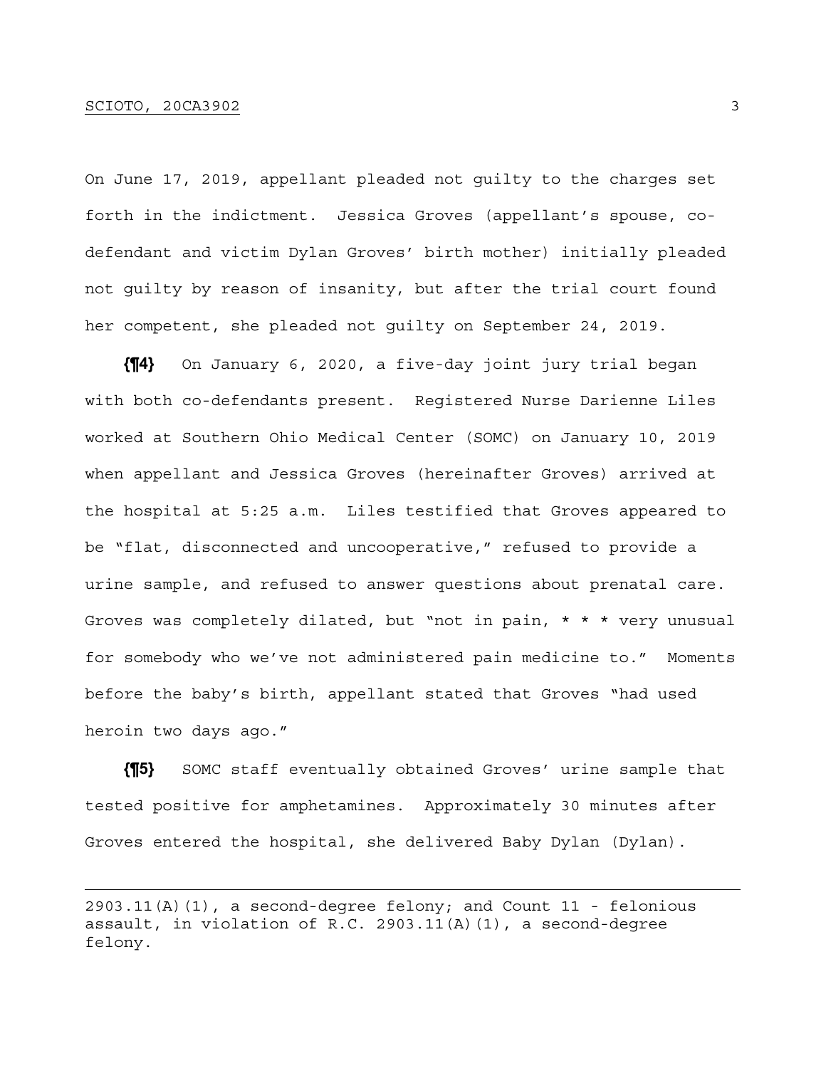On June 17, 2019, appellant pleaded not guilty to the charges set forth in the indictment. Jessica Groves (appellant's spouse, co-defendant and victim Dylan Groves' birth mother) initially pleaded not guilty by reason of insanity, but after the trial court found her competent, she pleaded not guilty on September 24, 2019.

**{¶4}** On January 6, 2020, a five-day joint jury trial began with both co-defendants present. Registered Nurse Darienne Liles worked at Southern Ohio Medical Center (SOMC) on January 10, 2019 when appellant and Jessica Groves (hereinafter Groves) arrived at the hospital at 5:25 a.m. Liles testified that Groves appeared to be "flat, disconnected and uncooperative," refused to provide a urine sample, and refused to answer questions about prenatal care. Groves was completely dilated, but "not in pain, * * * very unusual for somebody who we've not administered pain medicine to." Moments before the baby's birth, appellant stated that Groves "had used heroin two days ago."

**{¶5}** SOMC staff eventually obtained Groves' urine sample that tested positive for amphetamines. Approximately 30 minutes after Groves entered the hospital, she delivered Baby Dylan (Dylan).

---

2903.11(A)(1), a second-degree felony; and Count 11 - felonious assault, in violation of R.C. 2903.11(A)(1), a second-degree felony.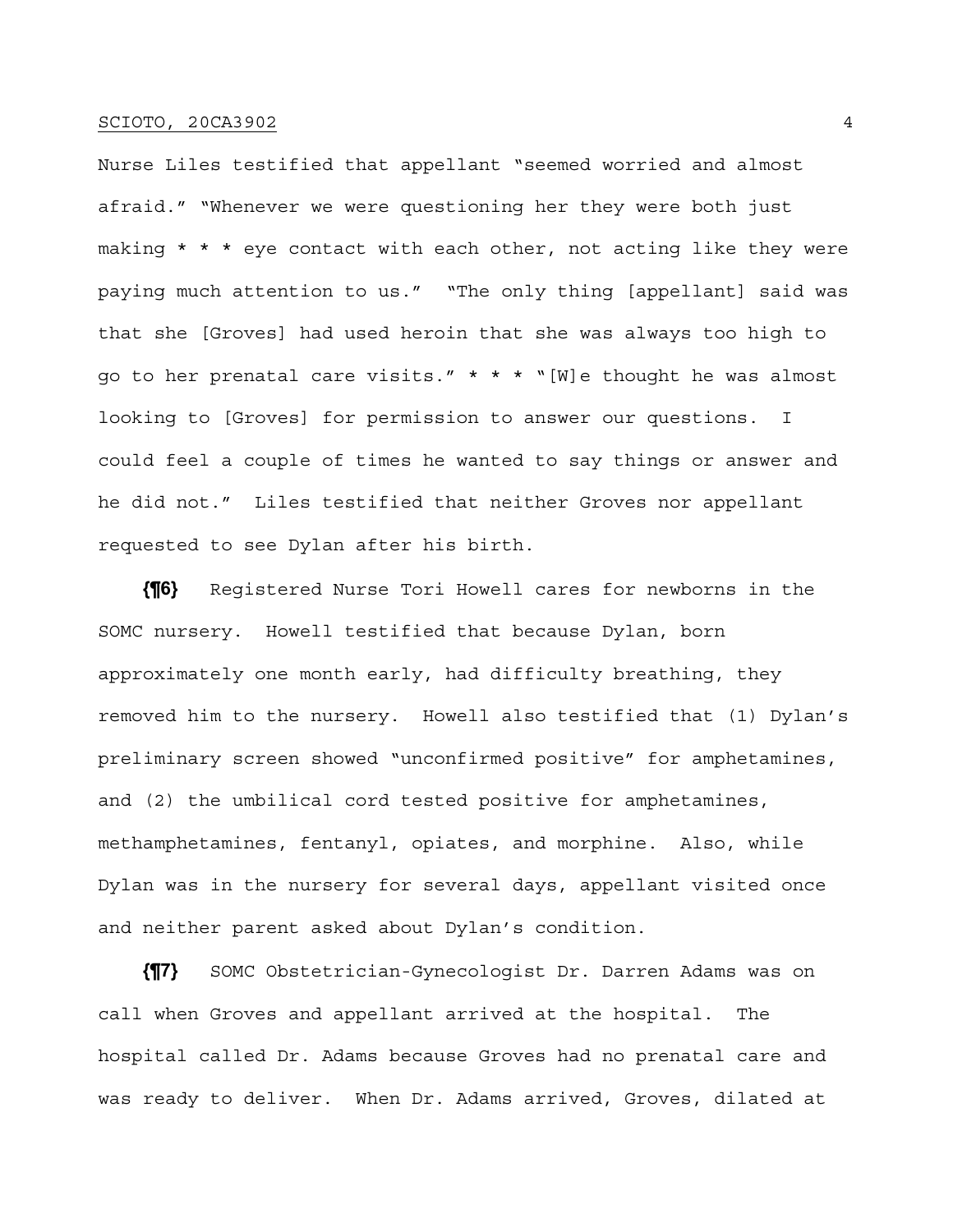Nurse Liles testified that appellant "seemed worried and almost afraid." "Whenever we were questioning her they were both just making * * * eye contact with each other, not acting like they were paying much attention to us." "The only thing [appellant] said was that she [Groves] had used heroin that she was always too high to go to her prenatal care visits." * * * "[W]e thought he was almost looking to [Groves] for permission to answer our questions. I could feel a couple of times he wanted to say things or answer and he did not." Liles testified that neither Groves nor appellant requested to see Dylan after his birth.

**{¶6}** Registered Nurse Tori Howell cares for newborns in the SOMC nursery. Howell testified that because Dylan, born approximately one month early, had difficulty breathing, they removed him to the nursery. Howell also testified that (1) Dylan's preliminary screen showed "unconfirmed positive" for amphetamines, and (2) the umbilical cord tested positive for amphetamines, methamphetamines, fentanyl, opiates, and morphine. Also, while Dylan was in the nursery for several days, appellant visited once and neither parent asked about Dylan's condition.

**{¶7}** SOMC Obstetrician-Gynecologist Dr. Darren Adams was on call when Groves and appellant arrived at the hospital. The hospital called Dr. Adams because Groves had no prenatal care and was ready to deliver. When Dr. Adams arrived, Groves, dilated at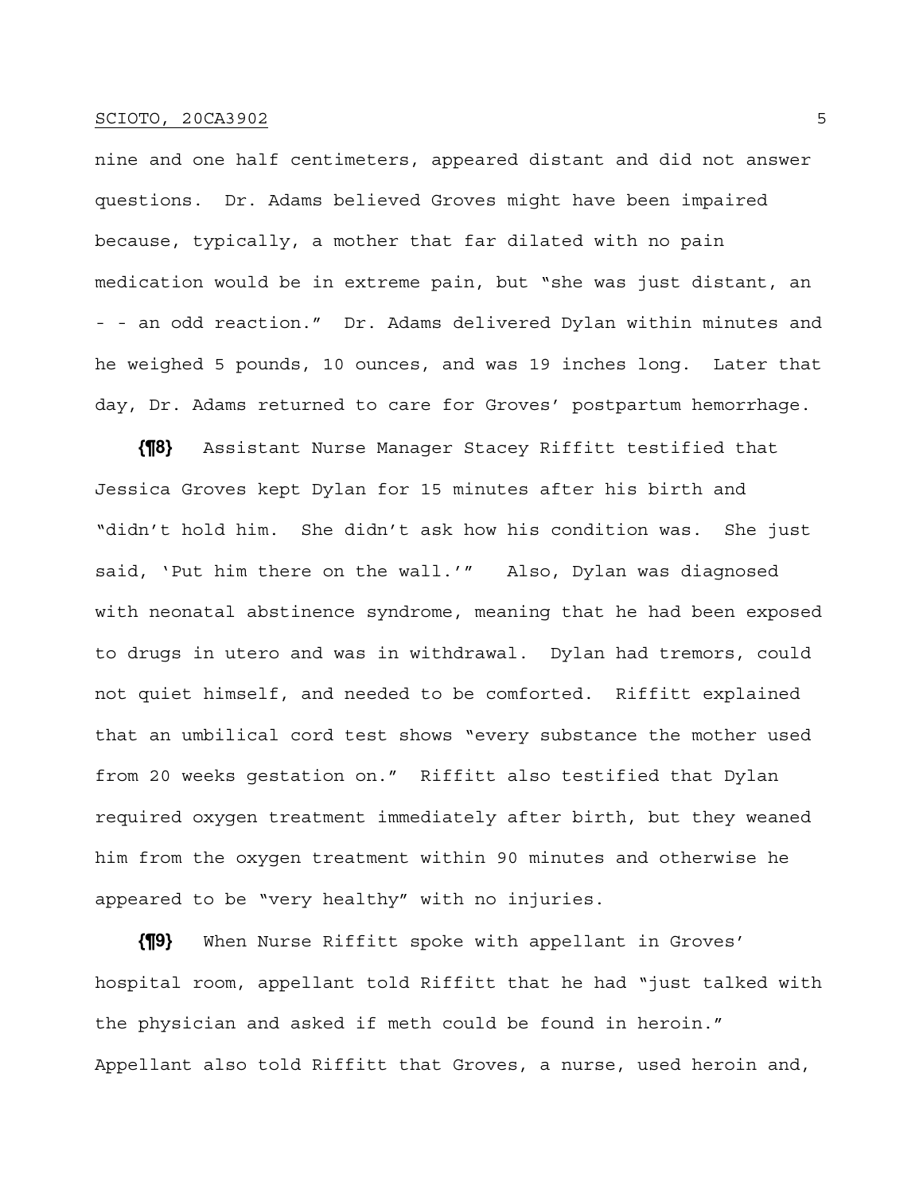nine and one half centimeters, appeared distant and did not answer questions. Dr. Adams believed Groves might have been impaired because, typically, a mother that far dilated with no pain medication would be in extreme pain, but "she was just distant, an - - an odd reaction." Dr. Adams delivered Dylan within minutes and he weighed 5 pounds, 10 ounces, and was 19 inches long. Later that day, Dr. Adams returned to care for Groves' postpartum hemorrhage.

**{¶8}** Assistant Nurse Manager Stacey Riffitt testified that Jessica Groves kept Dylan for 15 minutes after his birth and "didn't hold him. She didn't ask how his condition was. She just said, 'Put him there on the wall.'" Also, Dylan was diagnosed with neonatal abstinence syndrome, meaning that he had been exposed to drugs in utero and was in withdrawal. Dylan had tremors, could not quiet himself, and needed to be comforted. Riffitt explained that an umbilical cord test shows "every substance the mother used from 20 weeks gestation on." Riffitt also testified that Dylan required oxygen treatment immediately after birth, but they weaned him from the oxygen treatment within 90 minutes and otherwise he appeared to be "very healthy" with no injuries.

**{¶9}** When Nurse Riffitt spoke with appellant in Groves' hospital room, appellant told Riffitt that he had "just talked with the physician and asked if meth could be found in heroin." Appellant also told Riffitt that Groves, a nurse, used heroin and,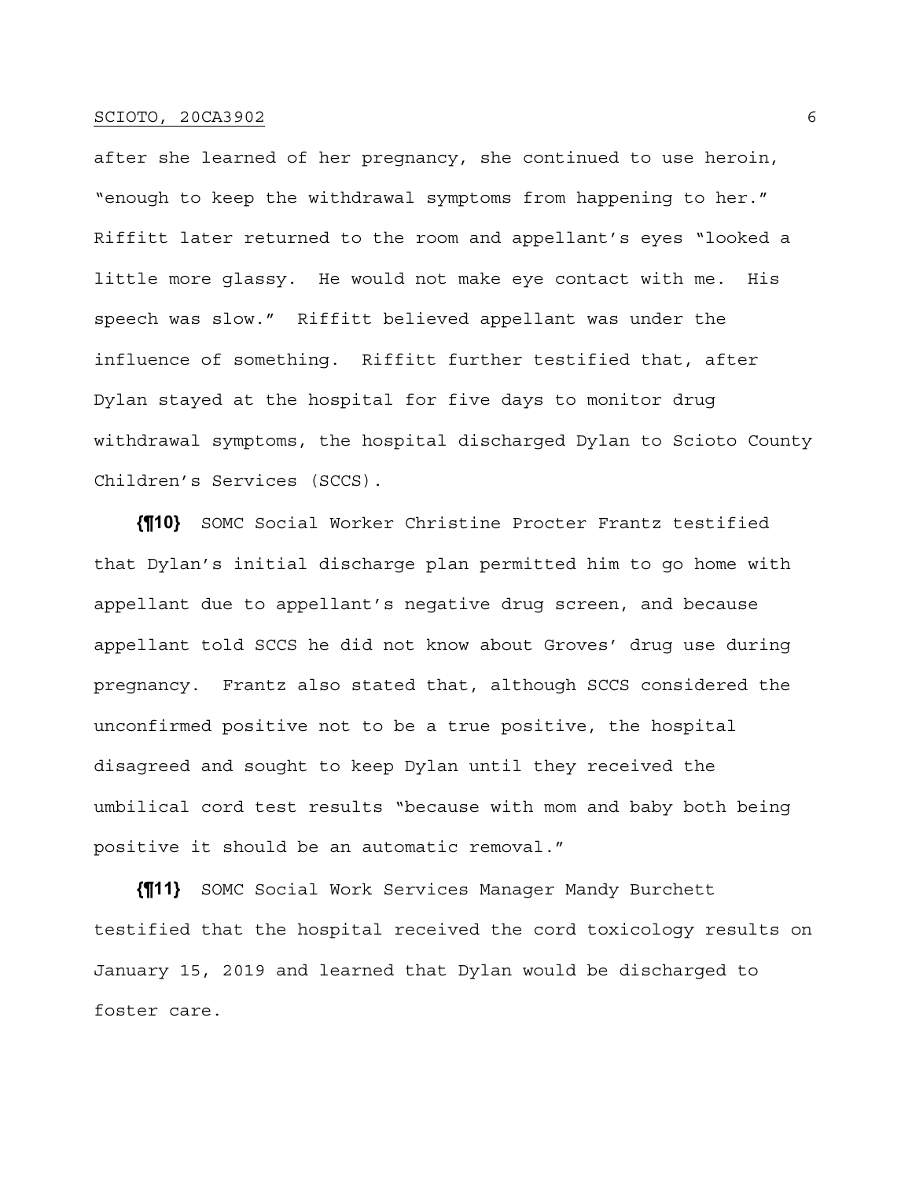after she learned of her pregnancy, she continued to use heroin, "enough to keep the withdrawal symptoms from happening to her." Riffitt later returned to the room and appellant's eyes "looked a little more glassy. He would not make eye contact with me. His speech was slow." Riffitt believed appellant was under the influence of something. Riffitt further testified that, after Dylan stayed at the hospital for five days to monitor drug withdrawal symptoms, the hospital discharged Dylan to Scioto County Children's Services (SCCS).

**{¶10}** SOMC Social Worker Christine Procter Frantz testified that Dylan's initial discharge plan permitted him to go home with appellant due to appellant's negative drug screen, and because appellant told SCCS he did not know about Groves' drug use during pregnancy. Frantz also stated that, although SCCS considered the unconfirmed positive not to be a true positive, the hospital disagreed and sought to keep Dylan until they received the umbilical cord test results "because with mom and baby both being positive it should be an automatic removal."

**{¶11}** SOMC Social Work Services Manager Mandy Burchett testified that the hospital received the cord toxicology results on January 15, 2019 and learned that Dylan would be discharged to foster care.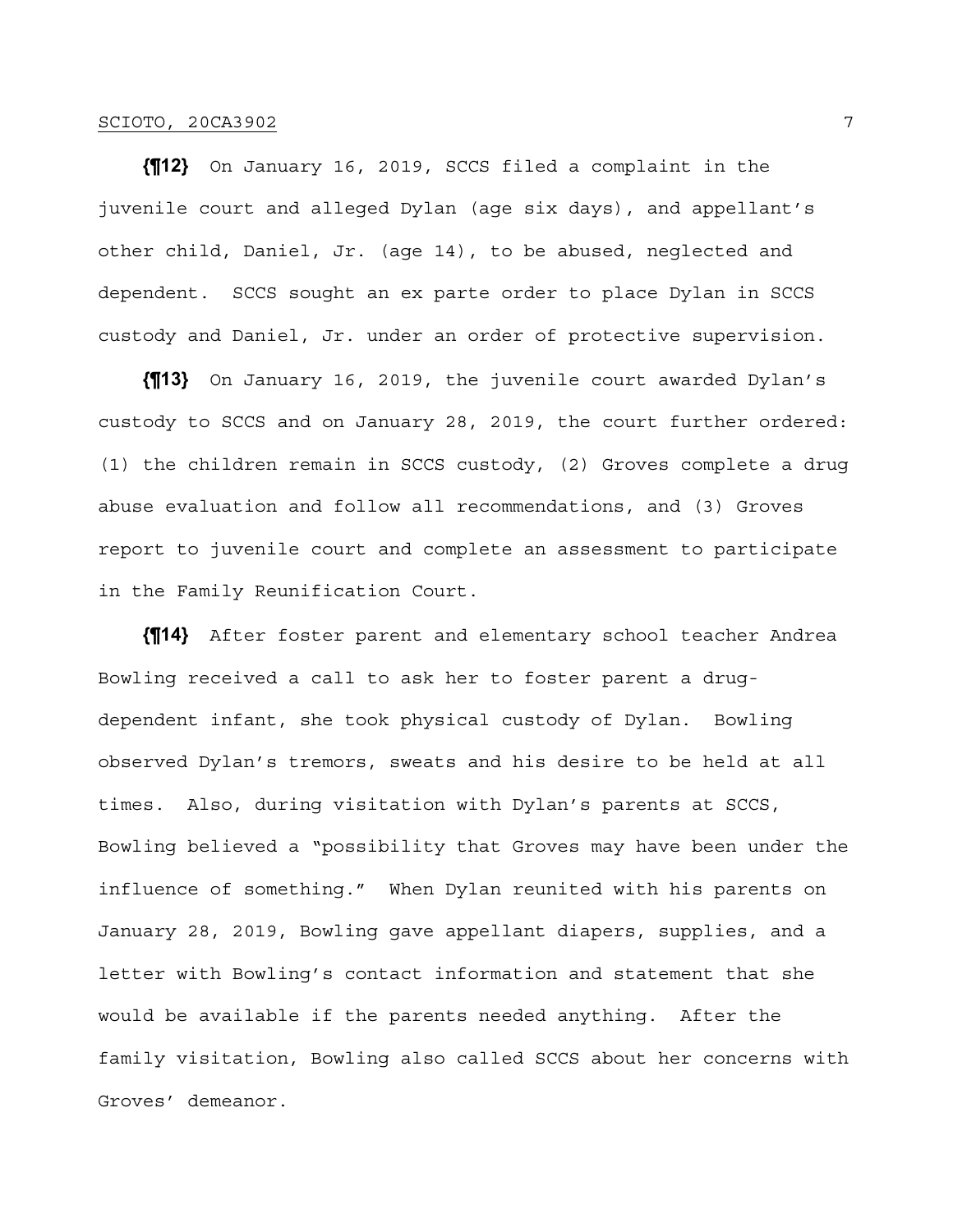**{¶12}** On January 16, 2019, SCCS filed a complaint in the juvenile court and alleged Dylan (age six days), and appellant's other child, Daniel, Jr. (age 14), to be abused, neglected and dependent. SCCS sought an ex parte order to place Dylan in SCCS custody and Daniel, Jr. under an order of protective supervision.

**{¶13}** On January 16, 2019, the juvenile court awarded Dylan's custody to SCCS and on January 28, 2019, the court further ordered: (1) the children remain in SCCS custody, (2) Groves complete a drug abuse evaluation and follow all recommendations, and (3) Groves report to juvenile court and complete an assessment to participate in the Family Reunification Court.

**{¶14}** After foster parent and elementary school teacher Andrea Bowling received a call to ask her to foster parent a drug-dependent infant, she took physical custody of Dylan. Bowling observed Dylan's tremors, sweats and his desire to be held at all times. Also, during visitation with Dylan's parents at SCCS, Bowling believed a "possibility that Groves may have been under the influence of something." When Dylan reunited with his parents on January 28, 2019, Bowling gave appellant diapers, supplies, and a letter with Bowling's contact information and statement that she would be available if the parents needed anything. After the family visitation, Bowling also called SCCS about her concerns with Groves' demeanor.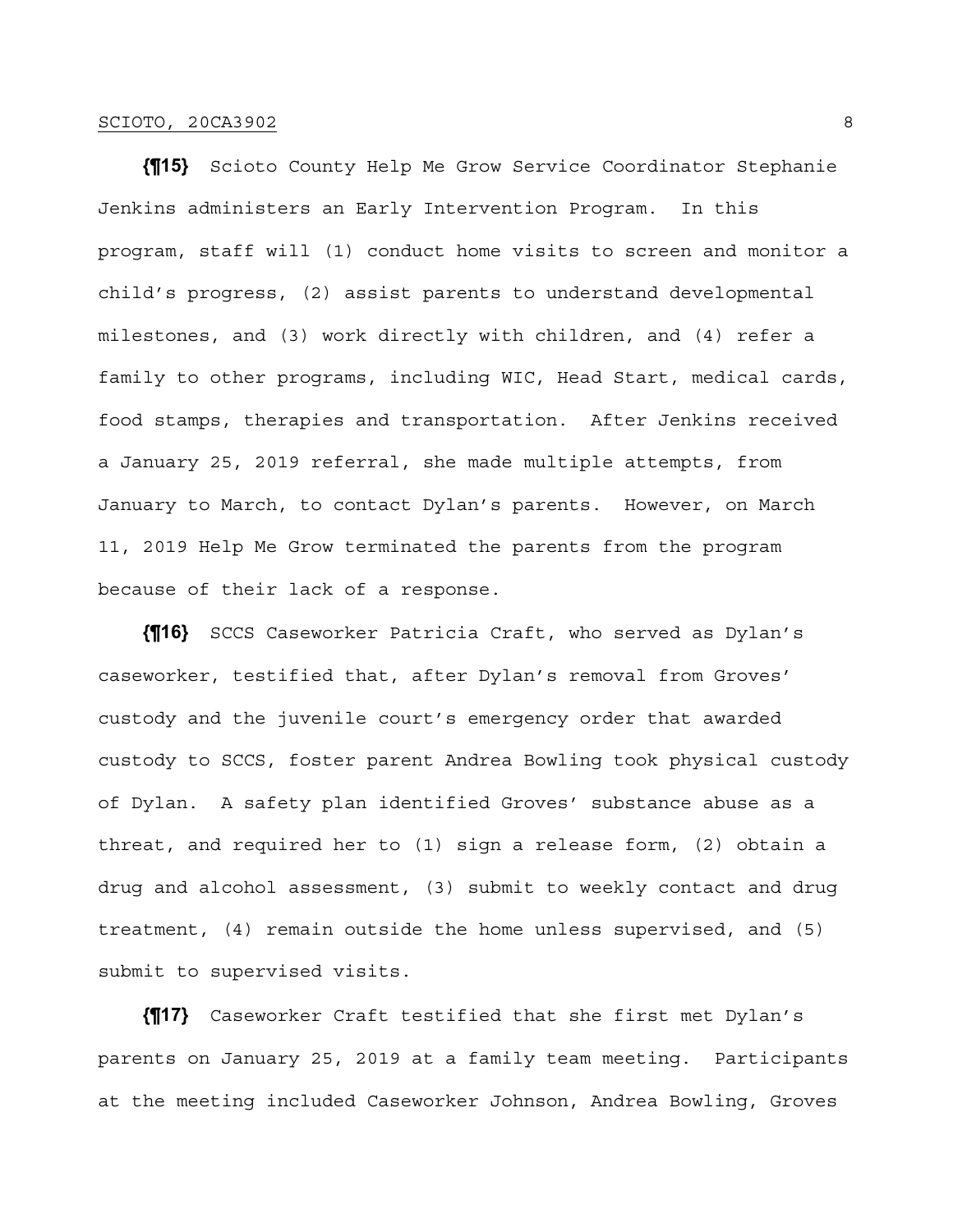**{¶15}** Scioto County Help Me Grow Service Coordinator Stephanie Jenkins administers an Early Intervention Program. In this program, staff will (1) conduct home visits to screen and monitor a child's progress, (2) assist parents to understand developmental milestones, and (3) work directly with children, and (4) refer a family to other programs, including WIC, Head Start, medical cards, food stamps, therapies and transportation. After Jenkins received a January 25, 2019 referral, she made multiple attempts, from January to March, to contact Dylan's parents. However, on March 11, 2019 Help Me Grow terminated the parents from the program because of their lack of a response.

**{¶16}** SCCS Caseworker Patricia Craft, who served as Dylan's caseworker, testified that, after Dylan's removal from Groves' custody and the juvenile court's emergency order that awarded custody to SCCS, foster parent Andrea Bowling took physical custody of Dylan. A safety plan identified Groves' substance abuse as a threat, and required her to (1) sign a release form, (2) obtain a drug and alcohol assessment, (3) submit to weekly contact and drug treatment, (4) remain outside the home unless supervised, and (5) submit to supervised visits.

**{¶17}** Caseworker Craft testified that she first met Dylan's parents on January 25, 2019 at a family team meeting. Participants at the meeting included Caseworker Johnson, Andrea Bowling, Groves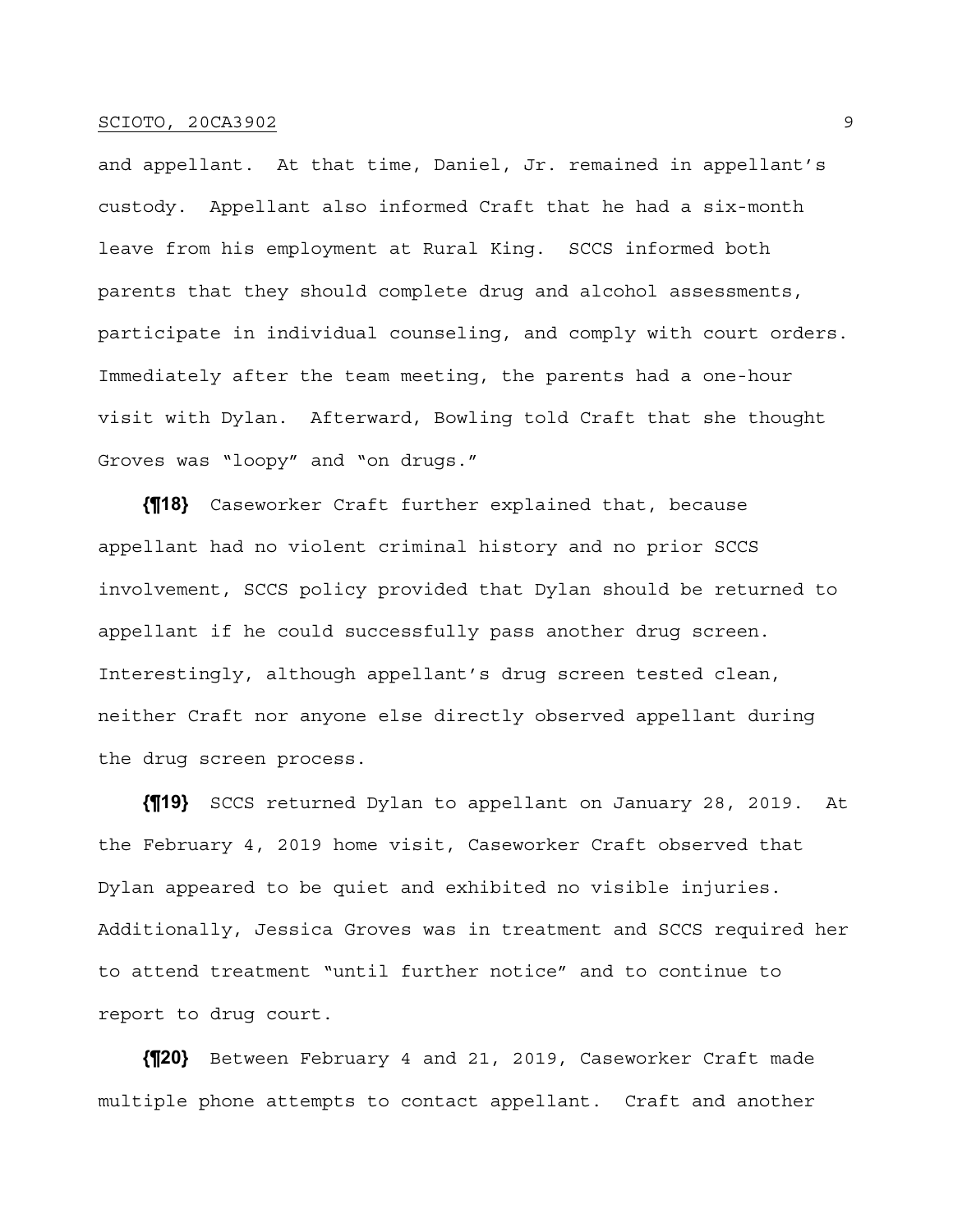and appellant. At that time, Daniel, Jr. remained in appellant's custody. Appellant also informed Craft that he had a six-month leave from his employment at Rural King. SCCS informed both parents that they should complete drug and alcohol assessments, participate in individual counseling, and comply with court orders. Immediately after the team meeting, the parents had a one-hour visit with Dylan. Afterward, Bowling told Craft that she thought Groves was "loopy" and "on drugs."

**{¶18}** Caseworker Craft further explained that, because appellant had no violent criminal history and no prior SCCS involvement, SCCS policy provided that Dylan should be returned to appellant if he could successfully pass another drug screen. Interestingly, although appellant's drug screen tested clean, neither Craft nor anyone else directly observed appellant during the drug screen process.

**{¶19}** SCCS returned Dylan to appellant on January 28, 2019. At the February 4, 2019 home visit, Caseworker Craft observed that Dylan appeared to be quiet and exhibited no visible injuries. Additionally, Jessica Groves was in treatment and SCCS required her to attend treatment "until further notice" and to continue to report to drug court.

**{¶20}** Between February 4 and 21, 2019, Caseworker Craft made multiple phone attempts to contact appellant. Craft and another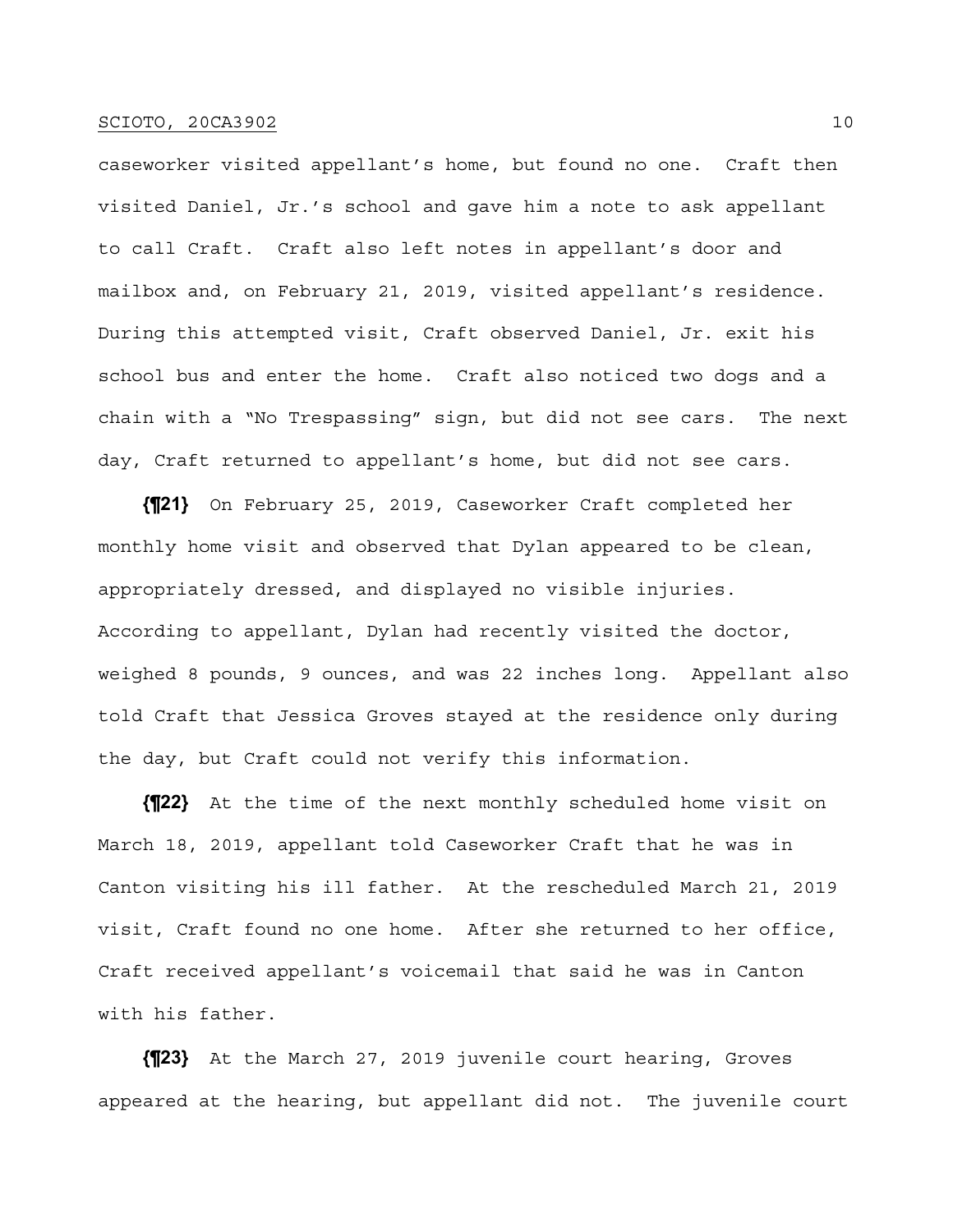caseworker visited appellant's home, but found no one. Craft then visited Daniel, Jr.'s school and gave him a note to ask appellant to call Craft. Craft also left notes in appellant's door and mailbox and, on February 21, 2019, visited appellant's residence. During this attempted visit, Craft observed Daniel, Jr. exit his school bus and enter the home. Craft also noticed two dogs and a chain with a "No Trespassing" sign, but did not see cars. The next day, Craft returned to appellant's home, but did not see cars.

**{¶21}** On February 25, 2019, Caseworker Craft completed her monthly home visit and observed that Dylan appeared to be clean, appropriately dressed, and displayed no visible injuries. According to appellant, Dylan had recently visited the doctor, weighed 8 pounds, 9 ounces, and was 22 inches long. Appellant also told Craft that Jessica Groves stayed at the residence only during the day, but Craft could not verify this information.

**{¶22}** At the time of the next monthly scheduled home visit on March 18, 2019, appellant told Caseworker Craft that he was in Canton visiting his ill father. At the rescheduled March 21, 2019 visit, Craft found no one home. After she returned to her office, Craft received appellant's voicemail that said he was in Canton with his father.

**{¶23}** At the March 27, 2019 juvenile court hearing, Groves appeared at the hearing, but appellant did not. The juvenile court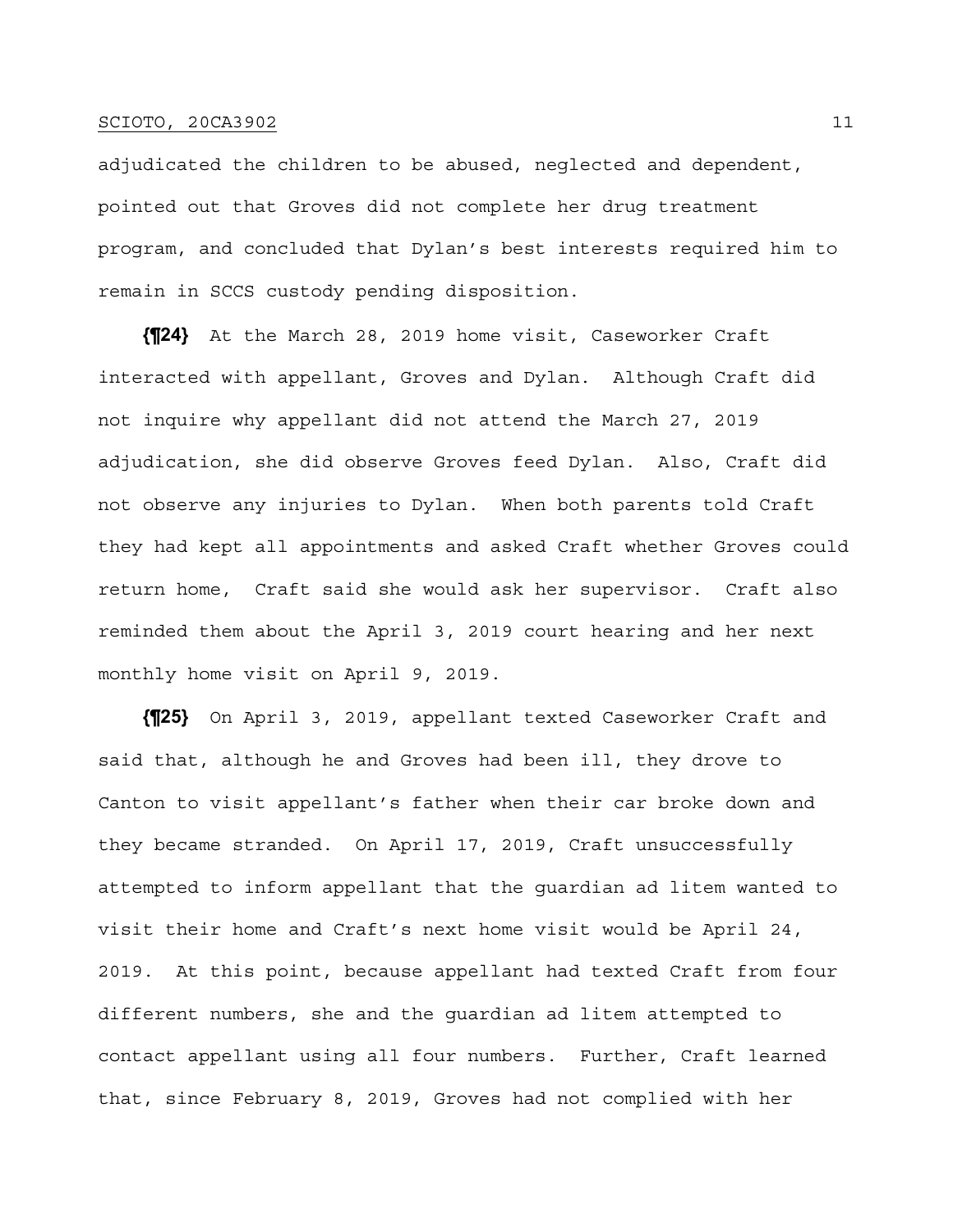adjudicated the children to be abused, neglected and dependent, pointed out that Groves did not complete her drug treatment program, and concluded that Dylan's best interests required him to remain in SCCS custody pending disposition.

**{¶24}** At the March 28, 2019 home visit, Caseworker Craft interacted with appellant, Groves and Dylan. Although Craft did not inquire why appellant did not attend the March 27, 2019 adjudication, she did observe Groves feed Dylan. Also, Craft did not observe any injuries to Dylan. When both parents told Craft they had kept all appointments and asked Craft whether Groves could return home, Craft said she would ask her supervisor. Craft also reminded them about the April 3, 2019 court hearing and her next monthly home visit on April 9, 2019.

**{¶25}** On April 3, 2019, appellant texted Caseworker Craft and said that, although he and Groves had been ill, they drove to Canton to visit appellant's father when their car broke down and they became stranded. On April 17, 2019, Craft unsuccessfully attempted to inform appellant that the guardian ad litem wanted to visit their home and Craft's next home visit would be April 24, 2019. At this point, because appellant had texted Craft from four different numbers, she and the guardian ad litem attempted to contact appellant using all four numbers. Further, Craft learned that, since February 8, 2019, Groves had not complied with her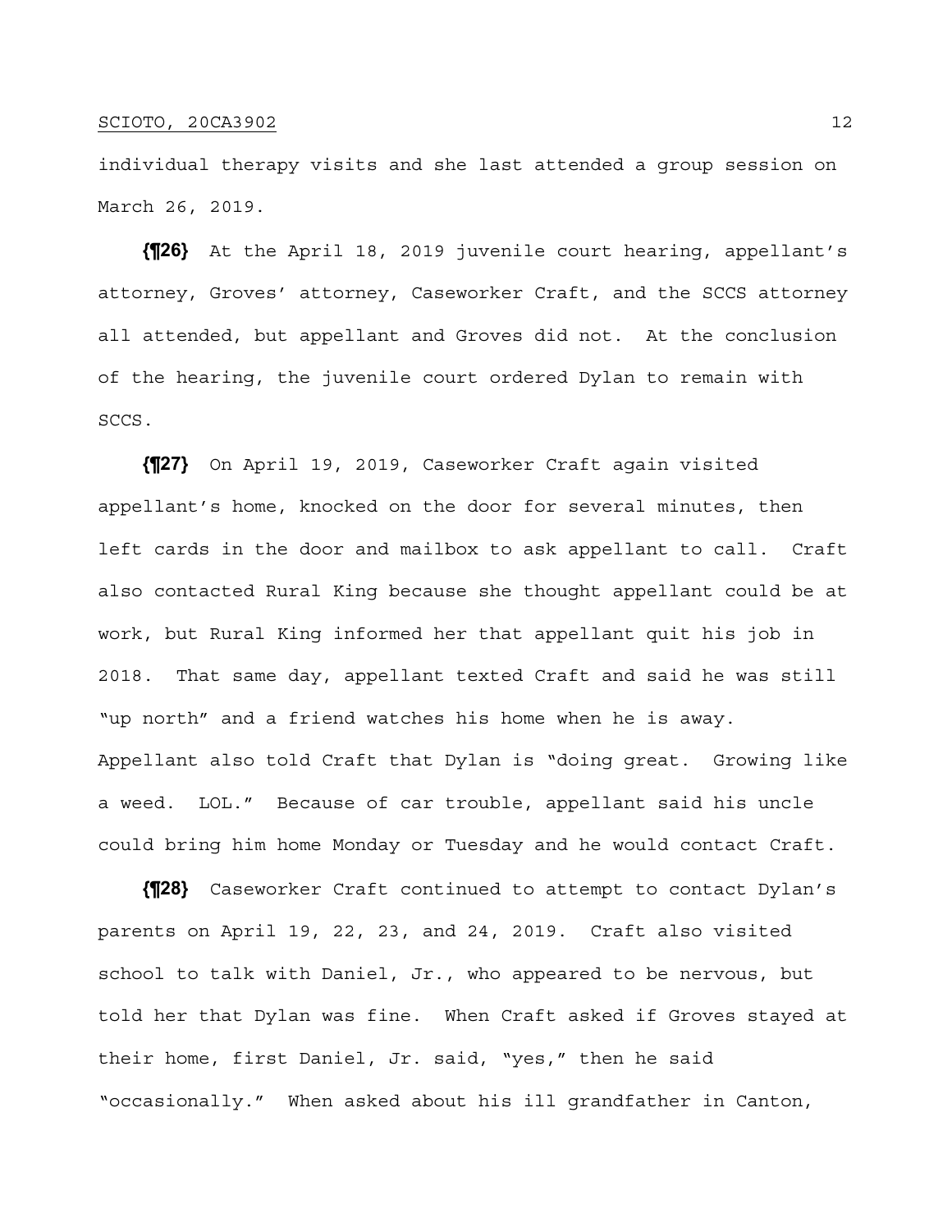individual therapy visits and she last attended a group session on March 26, 2019.

**{¶26}** At the April 18, 2019 juvenile court hearing, appellant's attorney, Groves' attorney, Caseworker Craft, and the SCCS attorney all attended, but appellant and Groves did not. At the conclusion of the hearing, the juvenile court ordered Dylan to remain with SCCS.

**{¶27}** On April 19, 2019, Caseworker Craft again visited appellant's home, knocked on the door for several minutes, then left cards in the door and mailbox to ask appellant to call. Craft also contacted Rural King because she thought appellant could be at work, but Rural King informed her that appellant quit his job in 2018. That same day, appellant texted Craft and said he was still "up north" and a friend watches his home when he is away. Appellant also told Craft that Dylan is "doing great. Growing like a weed. LOL." Because of car trouble, appellant said his uncle could bring him home Monday or Tuesday and he would contact Craft.

**{¶28}** Caseworker Craft continued to attempt to contact Dylan's parents on April 19, 22, 23, and 24, 2019. Craft also visited school to talk with Daniel, Jr., who appeared to be nervous, but told her that Dylan was fine. When Craft asked if Groves stayed at their home, first Daniel, Jr. said, "yes," then he said "occasionally." When asked about his ill grandfather in Canton,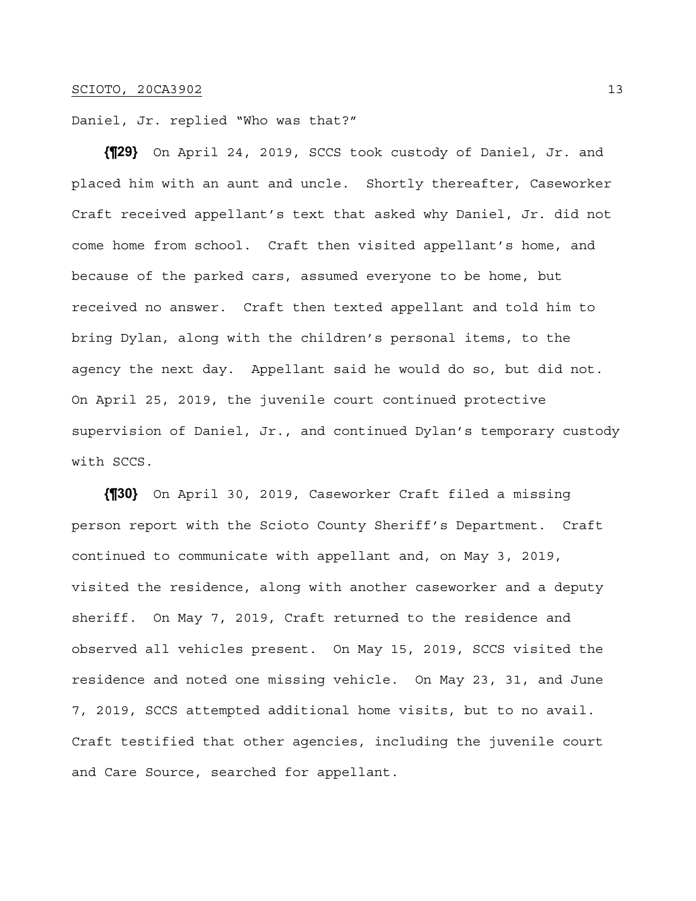Daniel, Jr. replied "Who was that?"

**{¶29}** On April 24, 2019, SCCS took custody of Daniel, Jr. and placed him with an aunt and uncle. Shortly thereafter, Caseworker Craft received appellant's text that asked why Daniel, Jr. did not come home from school. Craft then visited appellant's home, and because of the parked cars, assumed everyone to be home, but received no answer. Craft then texted appellant and told him to bring Dylan, along with the children's personal items, to the agency the next day. Appellant said he would do so, but did not. On April 25, 2019, the juvenile court continued protective supervision of Daniel, Jr., and continued Dylan's temporary custody with SCCS.

**{¶30}** On April 30, 2019, Caseworker Craft filed a missing person report with the Scioto County Sheriff's Department. Craft continued to communicate with appellant and, on May 3, 2019, visited the residence, along with another caseworker and a deputy sheriff. On May 7, 2019, Craft returned to the residence and observed all vehicles present. On May 15, 2019, SCCS visited the residence and noted one missing vehicle. On May 23, 31, and June 7, 2019, SCCS attempted additional home visits, but to no avail. Craft testified that other agencies, including the juvenile court and Care Source, searched for appellant.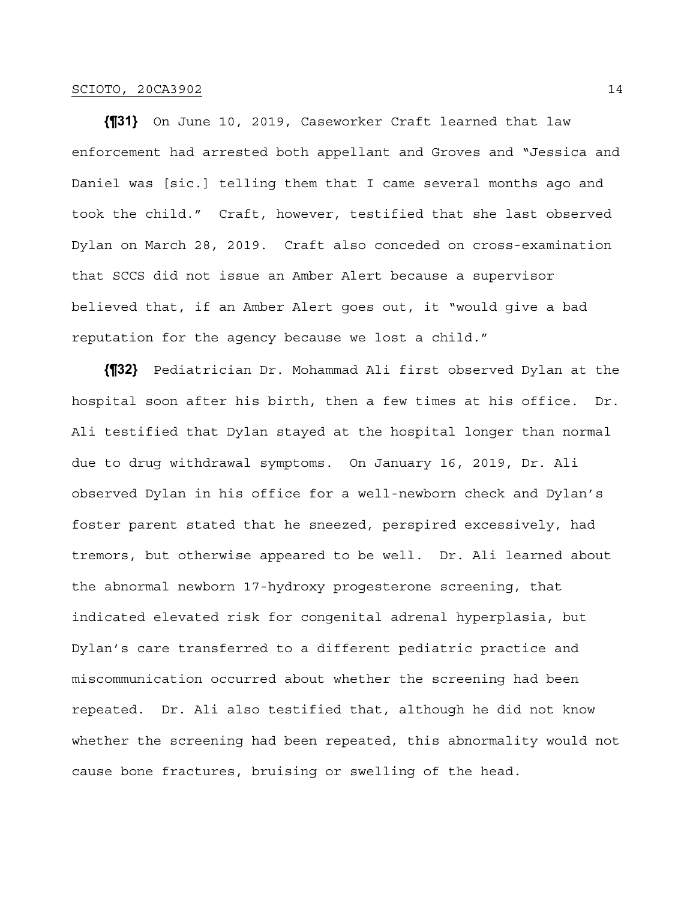**{¶31}** On June 10, 2019, Caseworker Craft learned that law enforcement had arrested both appellant and Groves and "Jessica and Daniel was [sic.] telling them that I came several months ago and took the child." Craft, however, testified that she last observed Dylan on March 28, 2019. Craft also conceded on cross-examination that SCCS did not issue an Amber Alert because a supervisor believed that, if an Amber Alert goes out, it "would give a bad reputation for the agency because we lost a child."

**{¶32}** Pediatrician Dr. Mohammad Ali first observed Dylan at the hospital soon after his birth, then a few times at his office. Dr. Ali testified that Dylan stayed at the hospital longer than normal due to drug withdrawal symptoms. On January 16, 2019, Dr. Ali observed Dylan in his office for a well-newborn check and Dylan's foster parent stated that he sneezed, perspired excessively, had tremors, but otherwise appeared to be well. Dr. Ali learned about the abnormal newborn 17-hydroxy progesterone screening, that indicated elevated risk for congenital adrenal hyperplasia, but Dylan's care transferred to a different pediatric practice and miscommunication occurred about whether the screening had been repeated. Dr. Ali also testified that, although he did not know whether the screening had been repeated, this abnormality would not cause bone fractures, bruising or swelling of the head.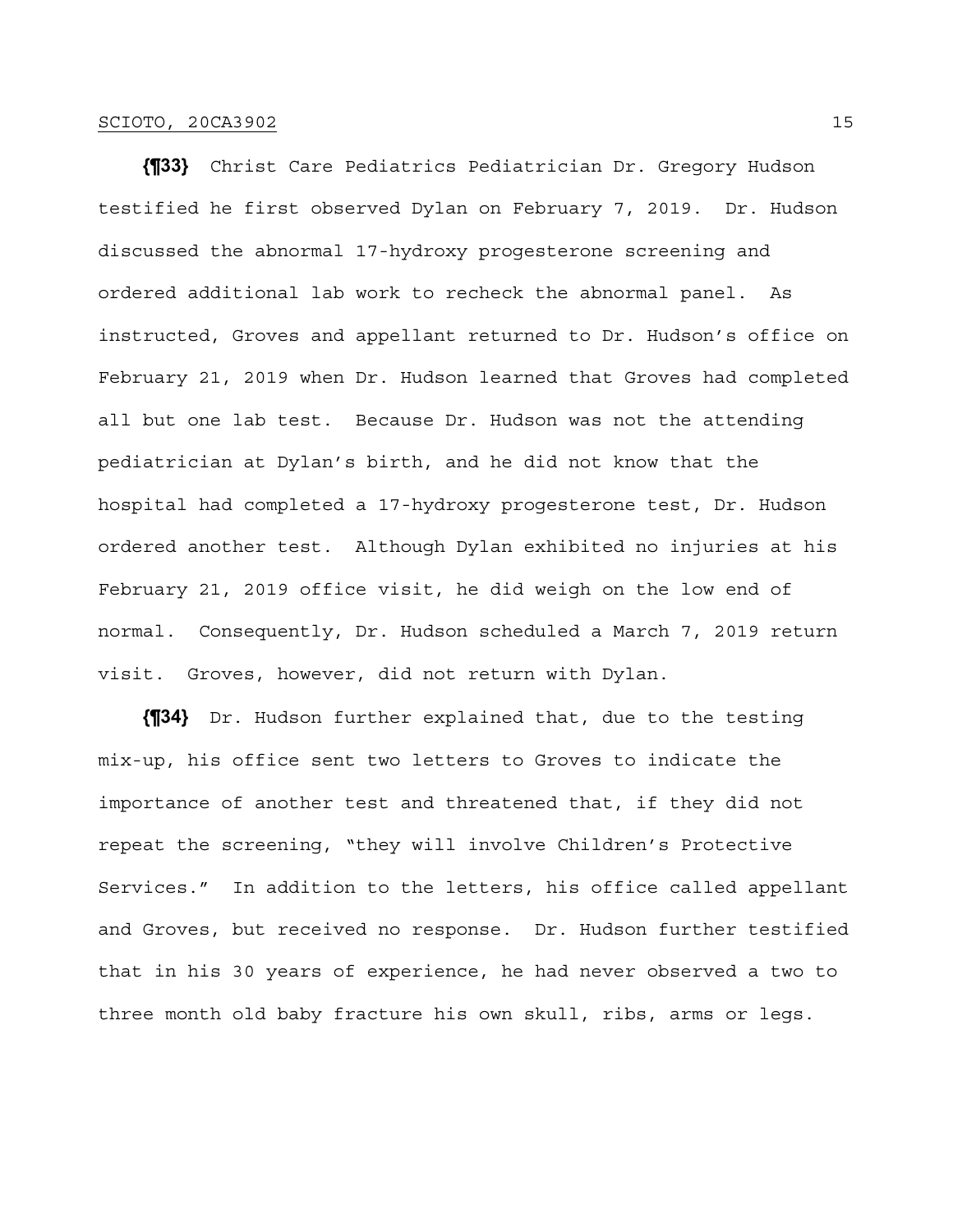**{¶33}** Christ Care Pediatrics Pediatrician Dr. Gregory Hudson testified he first observed Dylan on February 7, 2019. Dr. Hudson discussed the abnormal 17-hydroxy progesterone screening and ordered additional lab work to recheck the abnormal panel. As instructed, Groves and appellant returned to Dr. Hudson's office on February 21, 2019 when Dr. Hudson learned that Groves had completed all but one lab test. Because Dr. Hudson was not the attending pediatrician at Dylan's birth, and he did not know that the hospital had completed a 17-hydroxy progesterone test, Dr. Hudson ordered another test. Although Dylan exhibited no injuries at his February 21, 2019 office visit, he did weigh on the low end of normal. Consequently, Dr. Hudson scheduled a March 7, 2019 return visit. Groves, however, did not return with Dylan.

**{¶34}** Dr. Hudson further explained that, due to the testing mix-up, his office sent two letters to Groves to indicate the importance of another test and threatened that, if they did not repeat the screening, "they will involve Children's Protective Services." In addition to the letters, his office called appellant and Groves, but received no response. Dr. Hudson further testified that in his 30 years of experience, he had never observed a two to three month old baby fracture his own skull, ribs, arms or legs.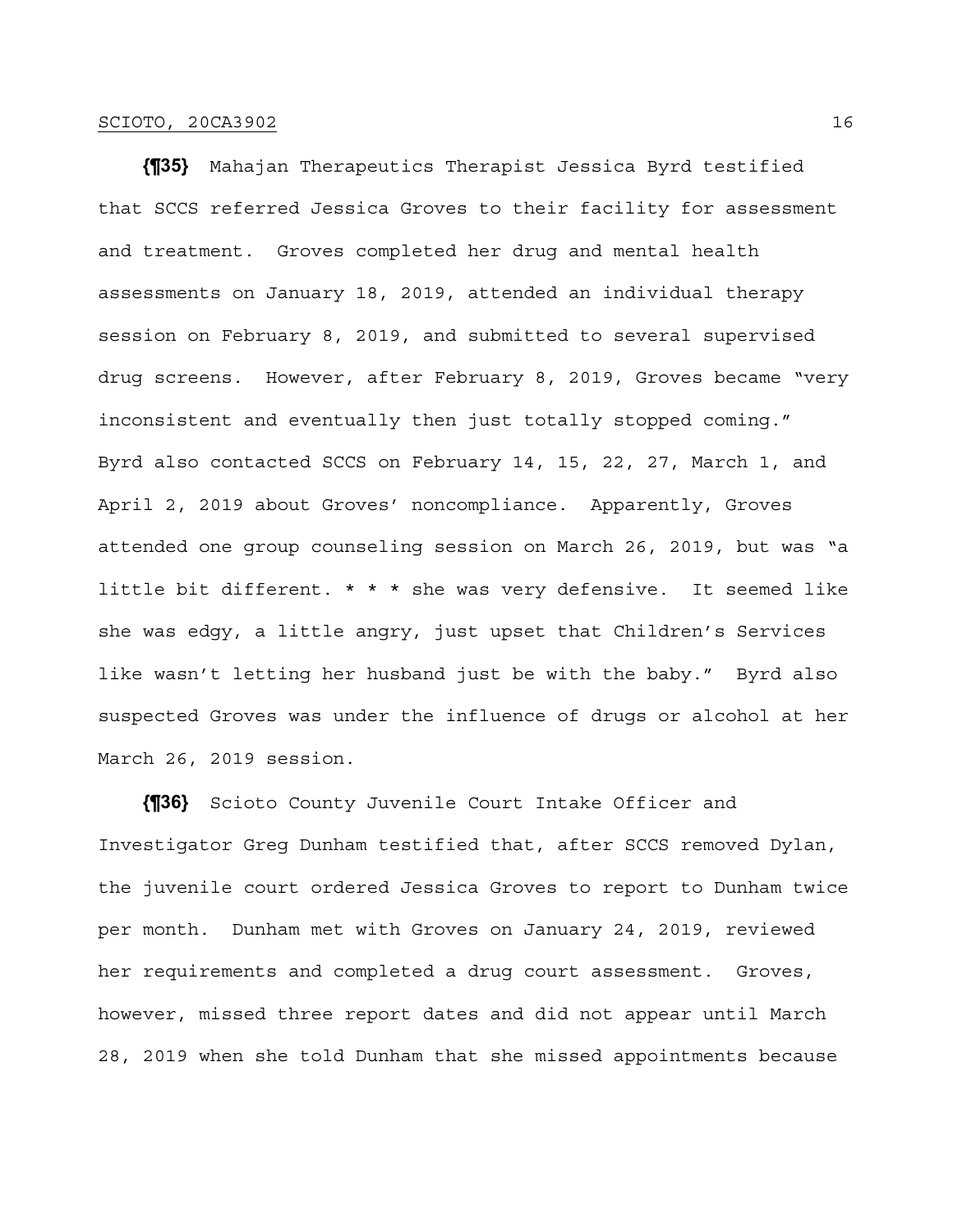**{¶35}** Mahajan Therapeutics Therapist Jessica Byrd testified that SCCS referred Jessica Groves to their facility for assessment and treatment. Groves completed her drug and mental health assessments on January 18, 2019, attended an individual therapy session on February 8, 2019, and submitted to several supervised drug screens. However, after February 8, 2019, Groves became "very inconsistent and eventually then just totally stopped coming." Byrd also contacted SCCS on February 14, 15, 22, 27, March 1, and April 2, 2019 about Groves' noncompliance. Apparently, Groves attended one group counseling session on March 26, 2019, but was "a little bit different. * * * she was very defensive. It seemed like she was edgy, a little angry, just upset that Children's Services like wasn't letting her husband just be with the baby." Byrd also suspected Groves was under the influence of drugs or alcohol at her March 26, 2019 session.

**{¶36}** Scioto County Juvenile Court Intake Officer and Investigator Greg Dunham testified that, after SCCS removed Dylan, the juvenile court ordered Jessica Groves to report to Dunham twice per month. Dunham met with Groves on January 24, 2019, reviewed her requirements and completed a drug court assessment. Groves, however, missed three report dates and did not appear until March 28, 2019 when she told Dunham that she missed appointments because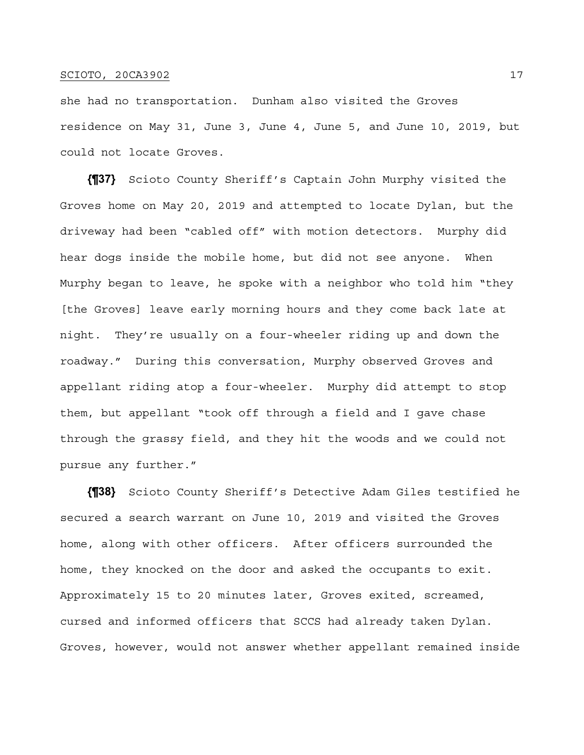she had no transportation. Dunham also visited the Groves residence on May 31, June 3, June 4, June 5, and June 10, 2019, but could not locate Groves.

**{¶37}** Scioto County Sheriff's Captain John Murphy visited the Groves home on May 20, 2019 and attempted to locate Dylan, but the driveway had been "cabled off" with motion detectors. Murphy did hear dogs inside the mobile home, but did not see anyone. When Murphy began to leave, he spoke with a neighbor who told him "they [the Groves] leave early morning hours and they come back late at night. They're usually on a four-wheeler riding up and down the roadway." During this conversation, Murphy observed Groves and appellant riding atop a four-wheeler. Murphy did attempt to stop them, but appellant "took off through a field and I gave chase through the grassy field, and they hit the woods and we could not pursue any further."

**{¶38}** Scioto County Sheriff's Detective Adam Giles testified he secured a search warrant on June 10, 2019 and visited the Groves home, along with other officers. After officers surrounded the home, they knocked on the door and asked the occupants to exit. Approximately 15 to 20 minutes later, Groves exited, screamed, cursed and informed officers that SCCS had already taken Dylan. Groves, however, would not answer whether appellant remained inside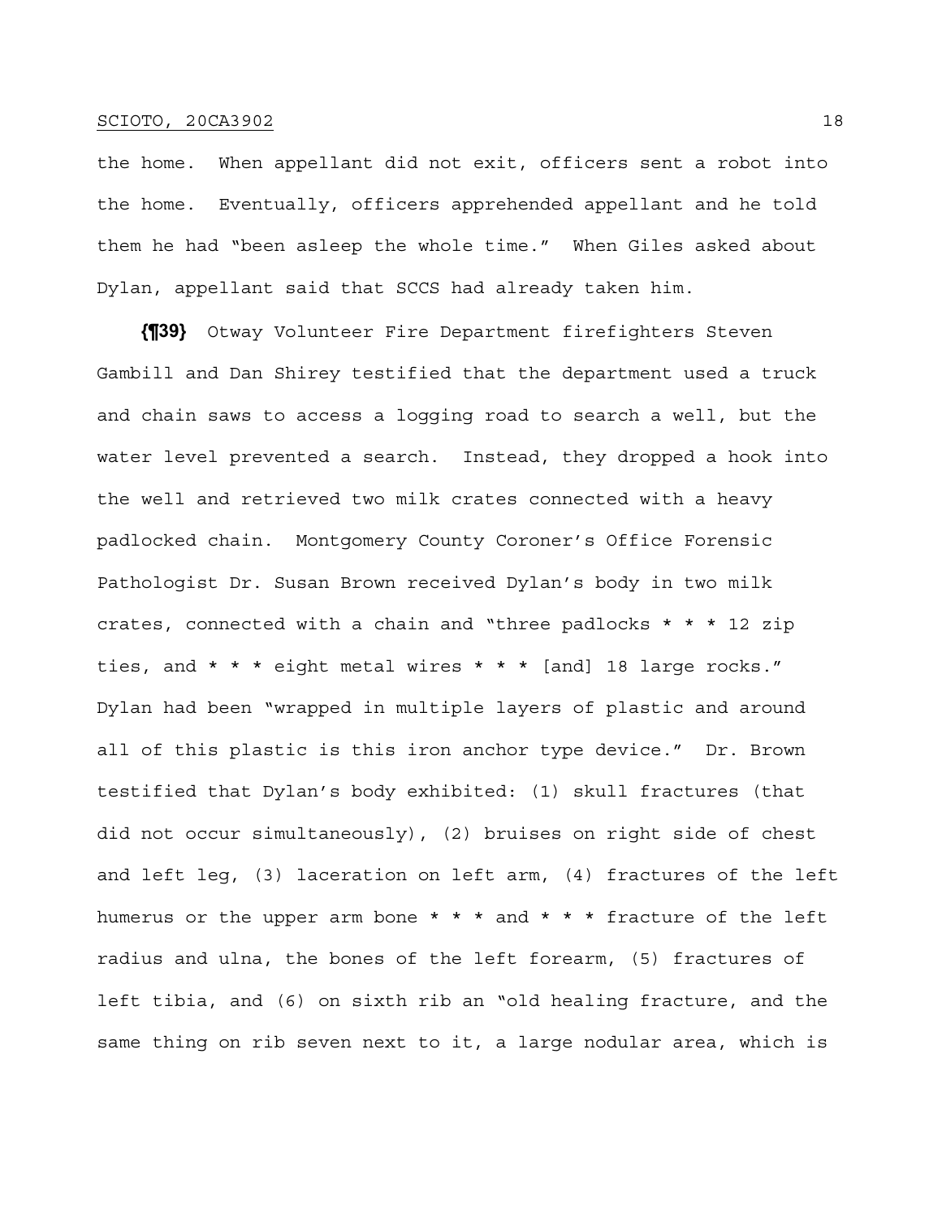the home. When appellant did not exit, officers sent a robot into the home. Eventually, officers apprehended appellant and he told them he had "been asleep the whole time." When Giles asked about Dylan, appellant said that SCCS had already taken him.

**{¶39}** Otway Volunteer Fire Department firefighters Steven Gambill and Dan Shirey testified that the department used a truck and chain saws to access a logging road to search a well, but the water level prevented a search. Instead, they dropped a hook into the well and retrieved two milk crates connected with a heavy padlocked chain. Montgomery County Coroner's Office Forensic Pathologist Dr. Susan Brown received Dylan's body in two milk crates, connected with a chain and "three padlocks * * * 12 zip ties, and * * * eight metal wires * * * [and] 18 large rocks." Dylan had been "wrapped in multiple layers of plastic and around all of this plastic is this iron anchor type device." Dr. Brown testified that Dylan's body exhibited: (1) skull fractures (that did not occur simultaneously), (2) bruises on right side of chest and left leg, (3) laceration on left arm, (4) fractures of the left humerus or the upper arm bone * * * and * * * fracture of the left radius and ulna, the bones of the left forearm, (5) fractures of left tibia, and (6) on sixth rib an "old healing fracture, and the same thing on rib seven next to it, a large nodular area, which is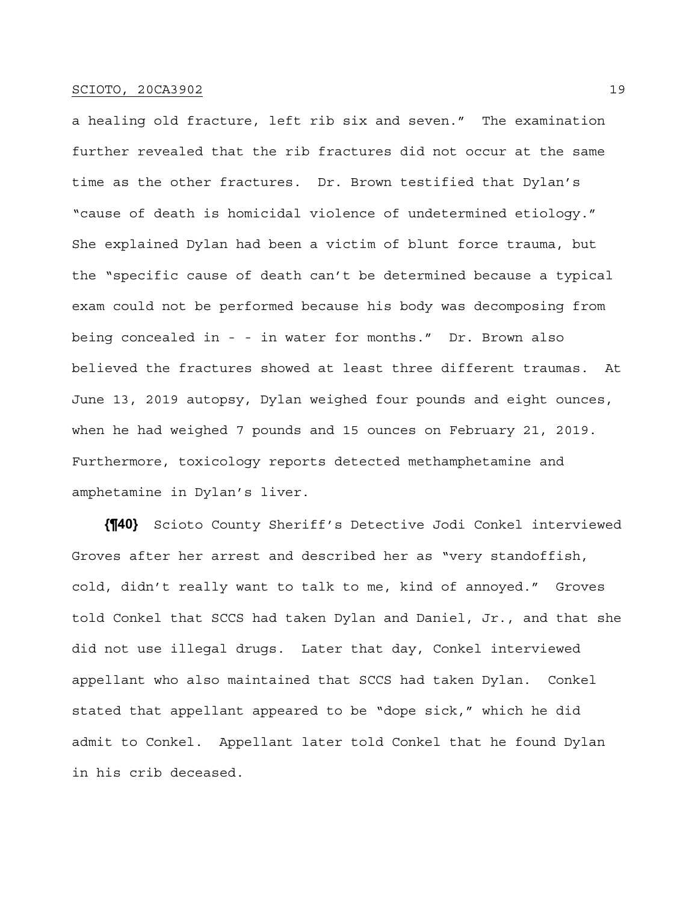a healing old fracture, left rib six and seven." The examination further revealed that the rib fractures did not occur at the same time as the other fractures. Dr. Brown testified that Dylan's "cause of death is homicidal violence of undetermined etiology." She explained Dylan had been a victim of blunt force trauma, but the "specific cause of death can't be determined because a typical exam could not be performed because his body was decomposing from being concealed in - - in water for months." Dr. Brown also believed the fractures showed at least three different traumas. At June 13, 2019 autopsy, Dylan weighed four pounds and eight ounces, when he had weighed 7 pounds and 15 ounces on February 21, 2019. Furthermore, toxicology reports detected methamphetamine and amphetamine in Dylan's liver.

**{¶40}** Scioto County Sheriff's Detective Jodi Conkel interviewed Groves after her arrest and described her as "very standoffish, cold, didn't really want to talk to me, kind of annoyed." Groves told Conkel that SCCS had taken Dylan and Daniel, Jr., and that she did not use illegal drugs. Later that day, Conkel interviewed appellant who also maintained that SCCS had taken Dylan. Conkel stated that appellant appeared to be "dope sick," which he did admit to Conkel. Appellant later told Conkel that he found Dylan in his crib deceased.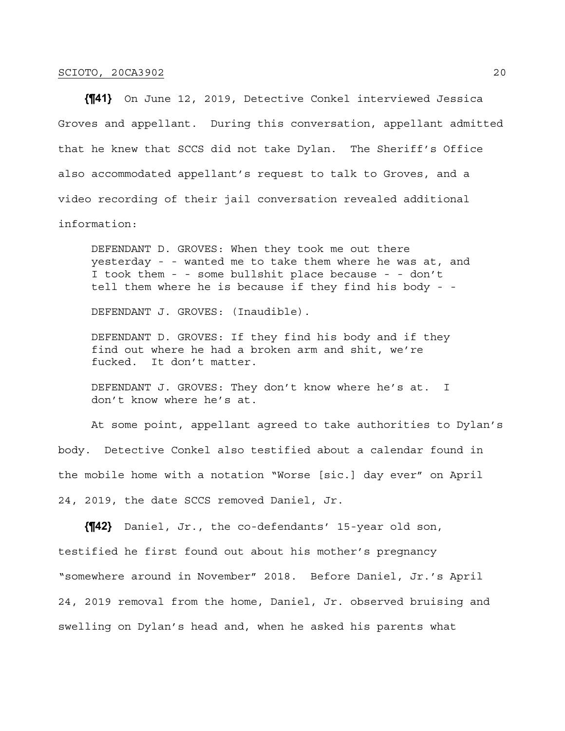**{¶41}** On June 12, 2019, Detective Conkel interviewed Jessica Groves and appellant. During this conversation, appellant admitted that he knew that SCCS did not take Dylan. The Sheriff's Office also accommodated appellant's request to talk to Groves, and a video recording of their jail conversation revealed additional information:

> DEFENDANT D. GROVES: When they took me out there yesterday - - wanted me to take them where he was at, and I took them - - some bullshit place because - - don't tell them where he is because if they find his body - -
>
> DEFENDANT J. GROVES: (Inaudible).
>
> DEFENDANT D. GROVES: If they find his body and if they find out where he had a broken arm and shit, we're fucked. It don't matter.
>
> DEFENDANT J. GROVES: They don't know where he's at. I don't know where he's at.

At some point, appellant agreed to take authorities to Dylan's body. Detective Conkel also testified about a calendar found in the mobile home with a notation "Worse [sic.] day ever" on April 24, 2019, the date SCCS removed Daniel, Jr.

**{¶42}** Daniel, Jr., the co-defendants' 15-year old son, testified he first found out about his mother's pregnancy "somewhere around in November" 2018. Before Daniel, Jr.'s April 24, 2019 removal from the home, Daniel, Jr. observed bruising and swelling on Dylan's head and, when he asked his parents what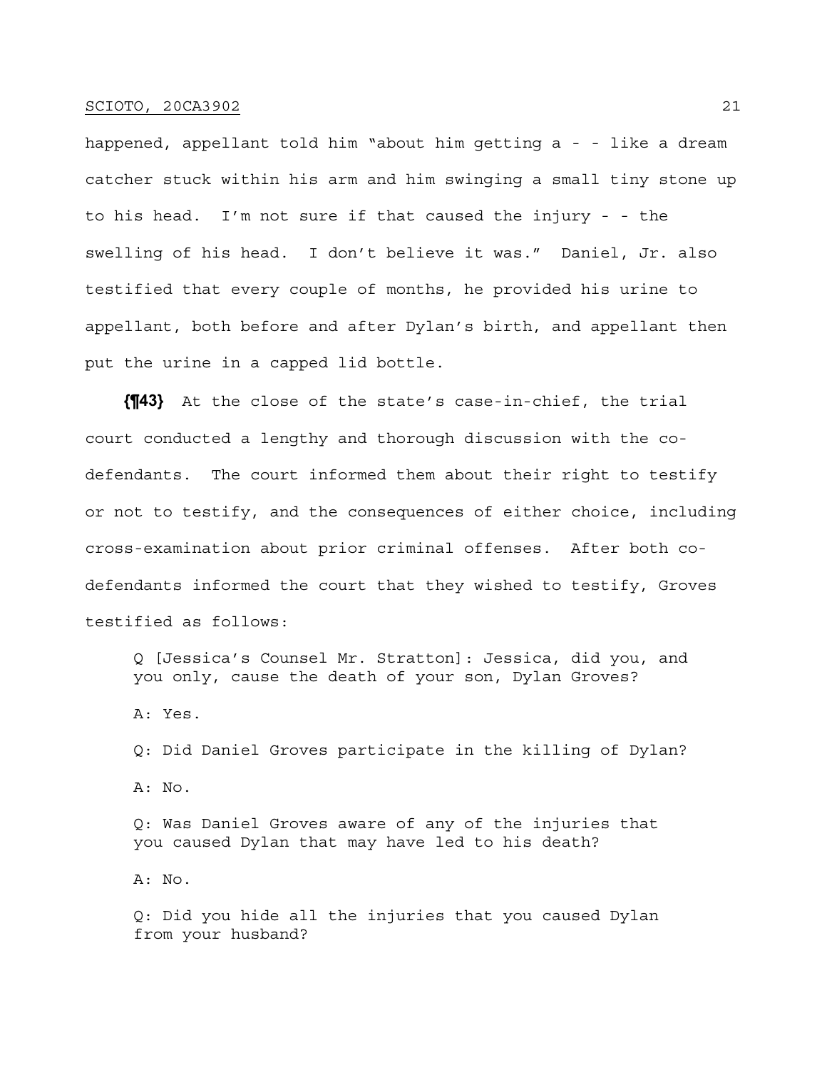happened, appellant told him "about him getting a - - like a dream catcher stuck within his arm and him swinging a small tiny stone up to his head. I'm not sure if that caused the injury - - the swelling of his head. I don't believe it was." Daniel, Jr. also testified that every couple of months, he provided his urine to appellant, both before and after Dylan's birth, and appellant then put the urine in a capped lid bottle.

**{¶43}** At the close of the state's case-in-chief, the trial court conducted a lengthy and thorough discussion with the co-defendants. The court informed them about their right to testify or not to testify, and the consequences of either choice, including cross-examination about prior criminal offenses. After both co-defendants informed the court that they wished to testify, Groves testified as follows:

> Q [Jessica's Counsel Mr. Stratton]: Jessica, did you, and you only, cause the death of your son, Dylan Groves?
>
> A: Yes.
>
> Q: Did Daniel Groves participate in the killing of Dylan?
>
> A: No.
>
> Q: Was Daniel Groves aware of any of the injuries that you caused Dylan that may have led to his death?
>
> A: No.
>
> Q: Did you hide all the injuries that you caused Dylan from your husband?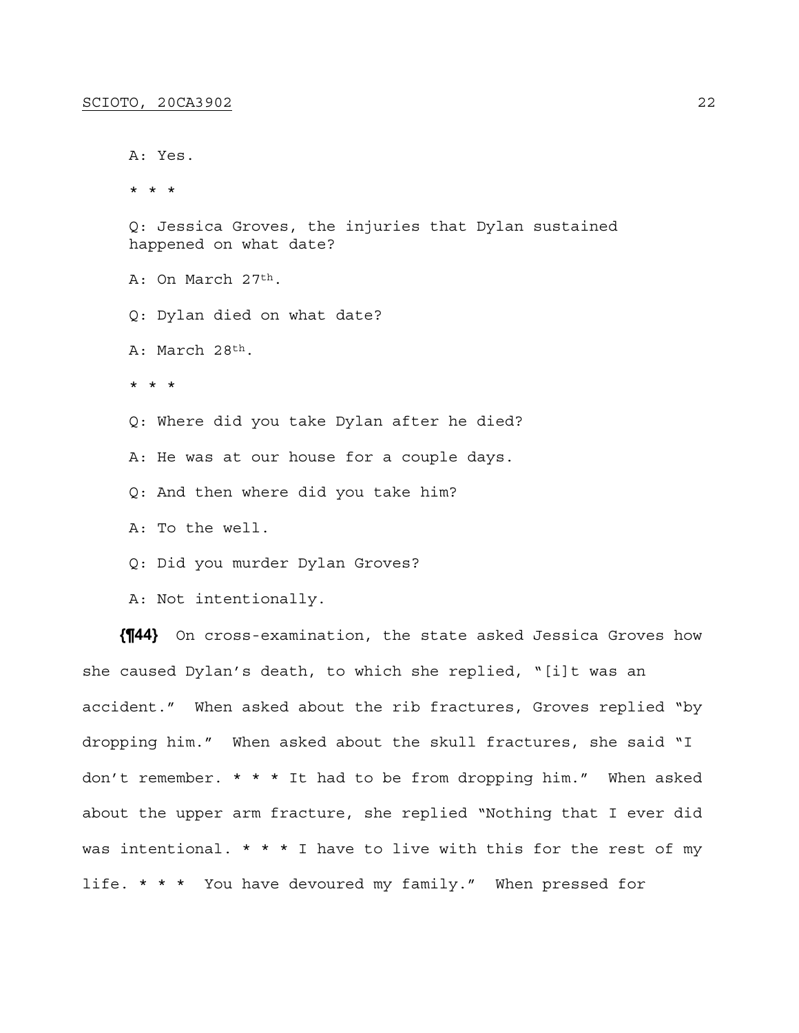A: Yes.

* * *

Q: Jessica Groves, the injuries that Dylan sustained happened on what date?

A: On March 27th.

Q: Dylan died on what date?

A: March 28th.

* * *

Q: Where did you take Dylan after he died?

A: He was at our house for a couple days.

Q: And then where did you take him?

A: To the well.

Q: Did you murder Dylan Groves?

A: Not intentionally.

**{¶44}** On cross-examination, the state asked Jessica Groves how she caused Dylan's death, to which she replied, "[i]t was an accident." When asked about the rib fractures, Groves replied "by dropping him." When asked about the skull fractures, she said "I don't remember. * * * It had to be from dropping him." When asked about the upper arm fracture, she replied "Nothing that I ever did was intentional. * * * I have to live with this for the rest of my life. * * * You have devoured my family." When pressed for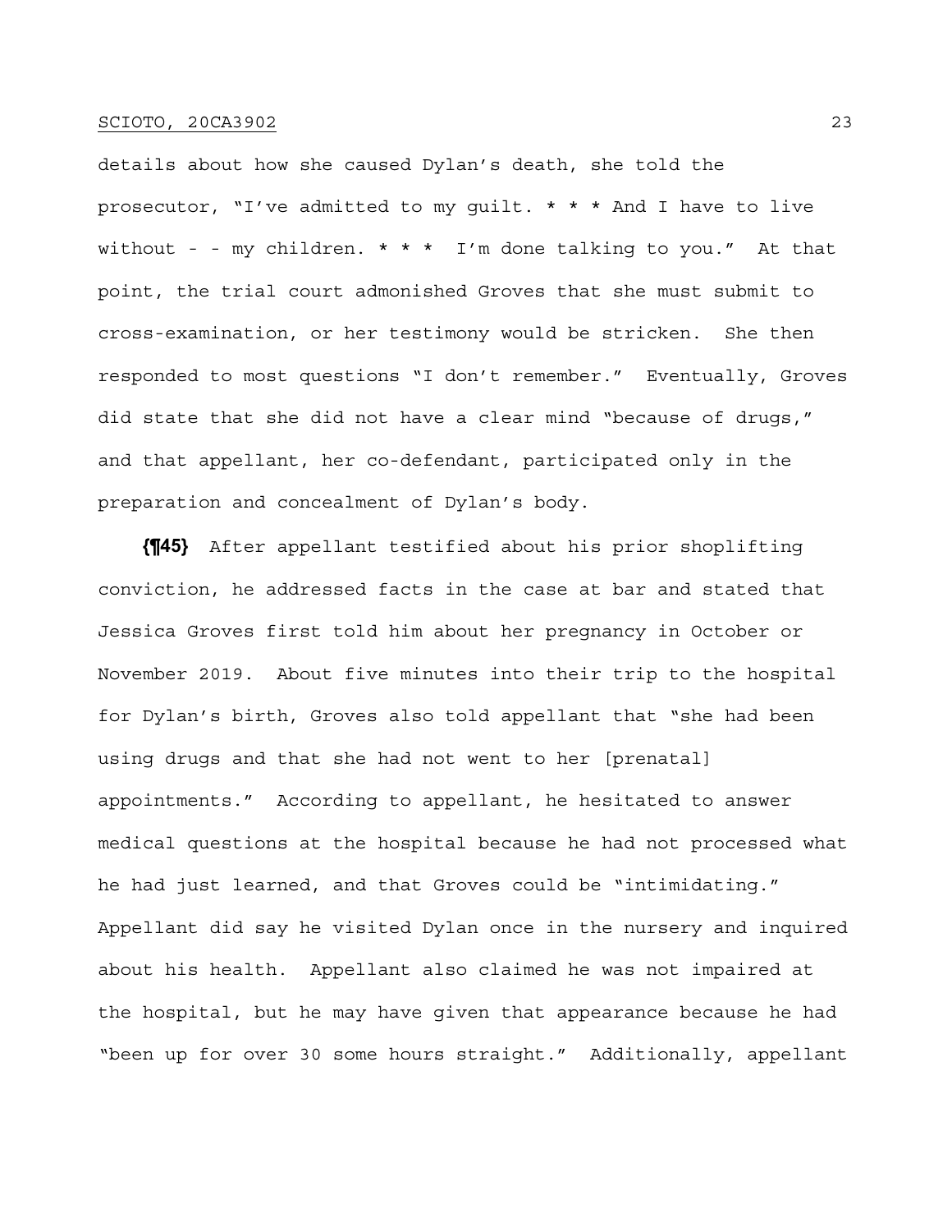details about how she caused Dylan's death, she told the prosecutor, "I've admitted to my guilt. * * * And I have to live without - - my children. * * * I'm done talking to you." At that point, the trial court admonished Groves that she must submit to cross-examination, or her testimony would be stricken. She then responded to most questions "I don't remember." Eventually, Groves did state that she did not have a clear mind "because of drugs," and that appellant, her co-defendant, participated only in the preparation and concealment of Dylan's body.

**{¶45}** After appellant testified about his prior shoplifting conviction, he addressed facts in the case at bar and stated that Jessica Groves first told him about her pregnancy in October or November 2019. About five minutes into their trip to the hospital for Dylan's birth, Groves also told appellant that "she had been using drugs and that she had not went to her [prenatal] appointments." According to appellant, he hesitated to answer medical questions at the hospital because he had not processed what he had just learned, and that Groves could be "intimidating." Appellant did say he visited Dylan once in the nursery and inquired about his health. Appellant also claimed he was not impaired at the hospital, but he may have given that appearance because he had "been up for over 30 some hours straight." Additionally, appellant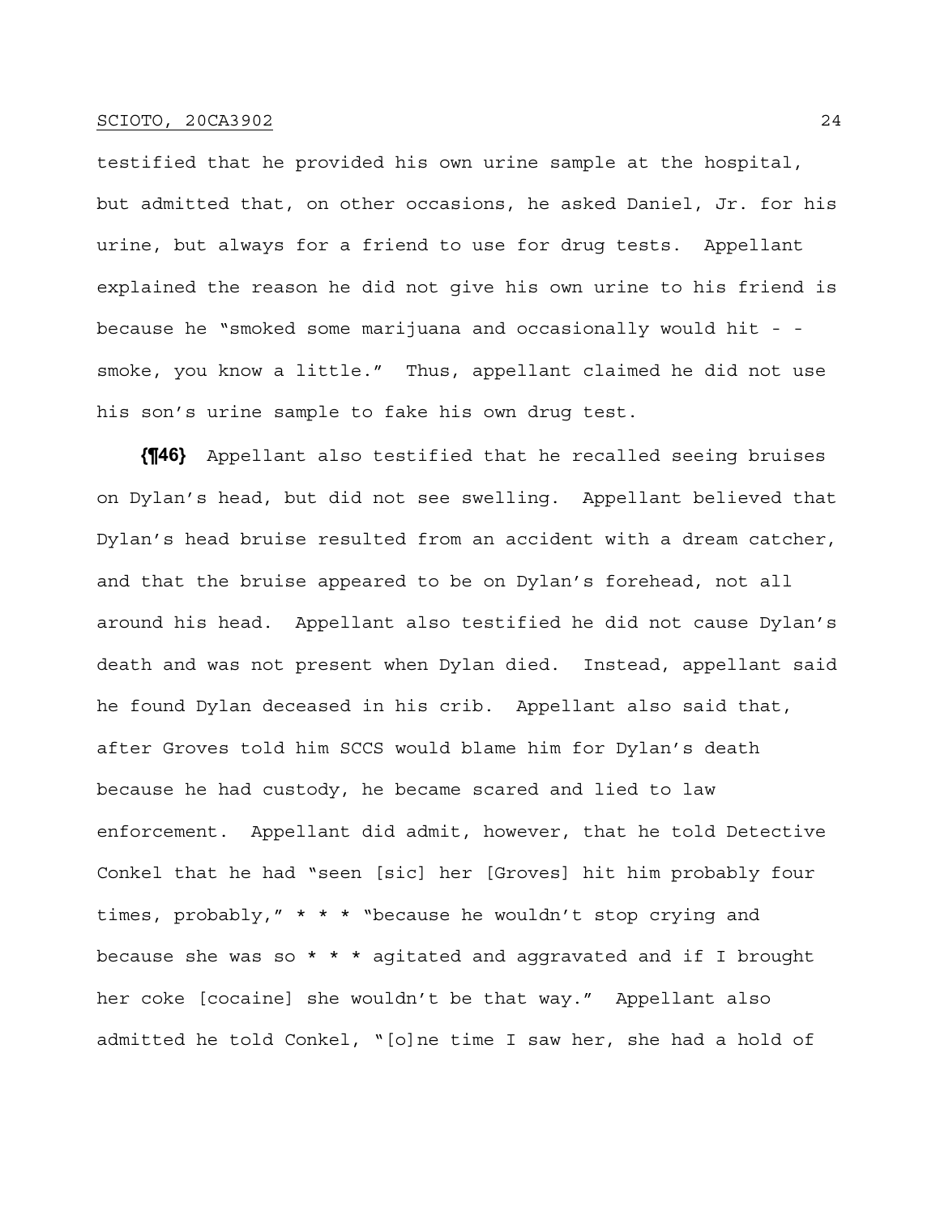testified that he provided his own urine sample at the hospital, but admitted that, on other occasions, he asked Daniel, Jr. for his urine, but always for a friend to use for drug tests. Appellant explained the reason he did not give his own urine to his friend is because he "smoked some marijuana and occasionally would hit - - smoke, you know a little." Thus, appellant claimed he did not use his son's urine sample to fake his own drug test.

**{¶46}** Appellant also testified that he recalled seeing bruises on Dylan's head, but did not see swelling. Appellant believed that Dylan's head bruise resulted from an accident with a dream catcher, and that the bruise appeared to be on Dylan's forehead, not all around his head. Appellant also testified he did not cause Dylan's death and was not present when Dylan died. Instead, appellant said he found Dylan deceased in his crib. Appellant also said that, after Groves told him SCCS would blame him for Dylan's death because he had custody, he became scared and lied to law enforcement. Appellant did admit, however, that he told Detective Conkel that he had "seen [sic] her [Groves] hit him probably four times, probably," * * * "because he wouldn't stop crying and because she was so * * * agitated and aggravated and if I brought her coke [cocaine] she wouldn't be that way." Appellant also admitted he told Conkel, "[o]ne time I saw her, she had a hold of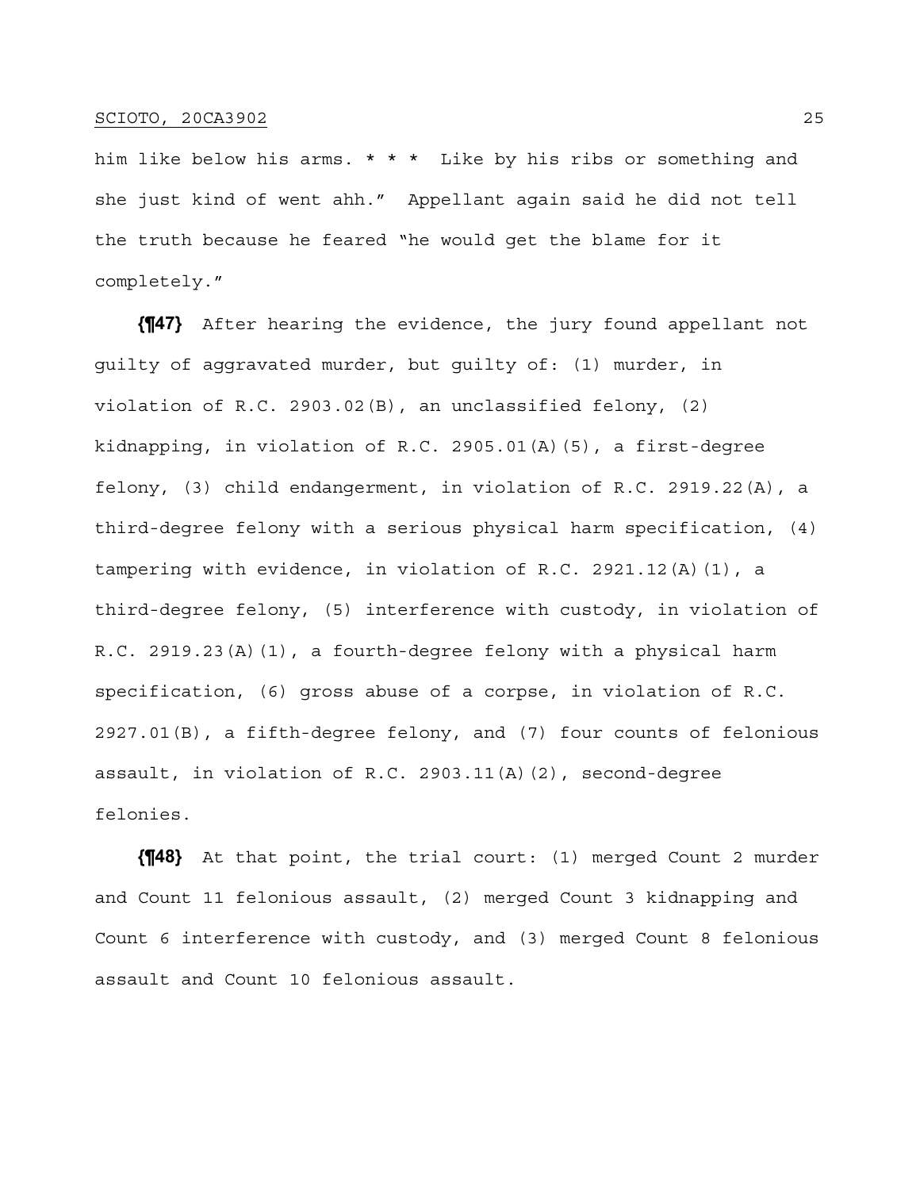him like below his arms. * * * Like by his ribs or something and she just kind of went ahh." Appellant again said he did not tell the truth because he feared "he would get the blame for it completely."

**{¶47}** After hearing the evidence, the jury found appellant not guilty of aggravated murder, but guilty of: (1) murder, in violation of R.C. 2903.02(B), an unclassified felony, (2) kidnapping, in violation of R.C. 2905.01(A)(5), a first-degree felony, (3) child endangerment, in violation of R.C. 2919.22(A), a third-degree felony with a serious physical harm specification, (4) tampering with evidence, in violation of R.C. 2921.12(A)(1), a third-degree felony, (5) interference with custody, in violation of R.C. 2919.23(A)(1), a fourth-degree felony with a physical harm specification, (6) gross abuse of a corpse, in violation of R.C. 2927.01(B), a fifth-degree felony, and (7) four counts of felonious assault, in violation of R.C. 2903.11(A)(2), second-degree felonies.

**{¶48}** At that point, the trial court: (1) merged Count 2 murder and Count 11 felonious assault, (2) merged Count 3 kidnapping and Count 6 interference with custody, and (3) merged Count 8 felonious assault and Count 10 felonious assault.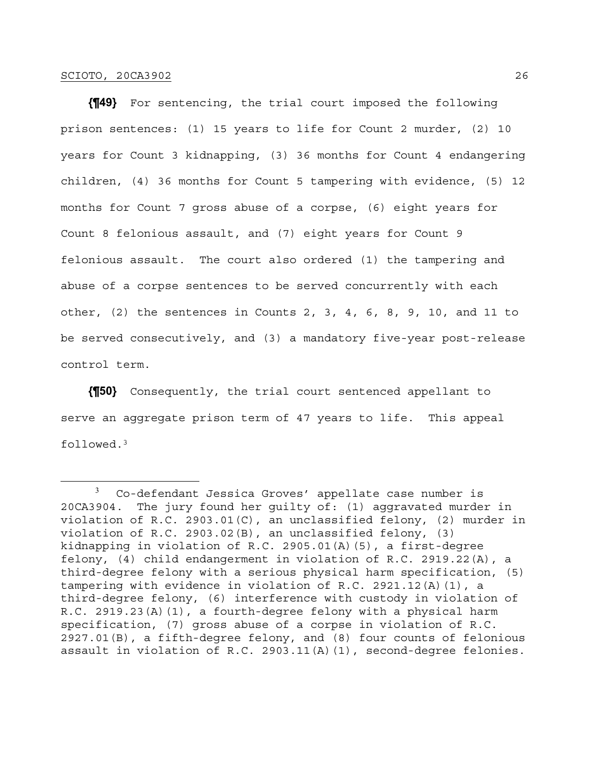**{¶49}** For sentencing, the trial court imposed the following prison sentences: (1) 15 years to life for Count 2 murder, (2) 10 years for Count 3 kidnapping, (3) 36 months for Count 4 endangering children, (4) 36 months for Count 5 tampering with evidence, (5) 12 months for Count 7 gross abuse of a corpse, (6) eight years for Count 8 felonious assault, and (7) eight years for Count 9 felonious assault. The court also ordered (1) the tampering and abuse of a corpse sentences to be served concurrently with each other, (2) the sentences in Counts 2, 3, 4, 6, 8, 9, 10, and 11 to be served consecutively, and (3) a mandatory five-year post-release control term.

**{¶50}** Consequently, the trial court sentenced appellant to serve an aggregate prison term of 47 years to life. This appeal followed.[3]

---

[3] Co-defendant Jessica Groves' appellate case number is 20CA3904. The jury found her guilty of: (1) aggravated murder in violation of R.C. 2903.01(C), an unclassified felony, (2) murder in violation of R.C. 2903.02(B), an unclassified felony, (3) kidnapping in violation of R.C. 2905.01(A)(5), a first-degree felony, (4) child endangerment in violation of R.C. 2919.22(A), a third-degree felony with a serious physical harm specification, (5) tampering with evidence in violation of R.C. 2921.12(A)(1), a third-degree felony, (6) interference with custody in violation of R.C. 2919.23(A)(1), a fourth-degree felony with a physical harm specification, (7) gross abuse of a corpse in violation of R.C. 2927.01(B), a fifth-degree felony, and (8) four counts of felonious assault in violation of R.C. 2903.11(A)(1), second-degree felonies.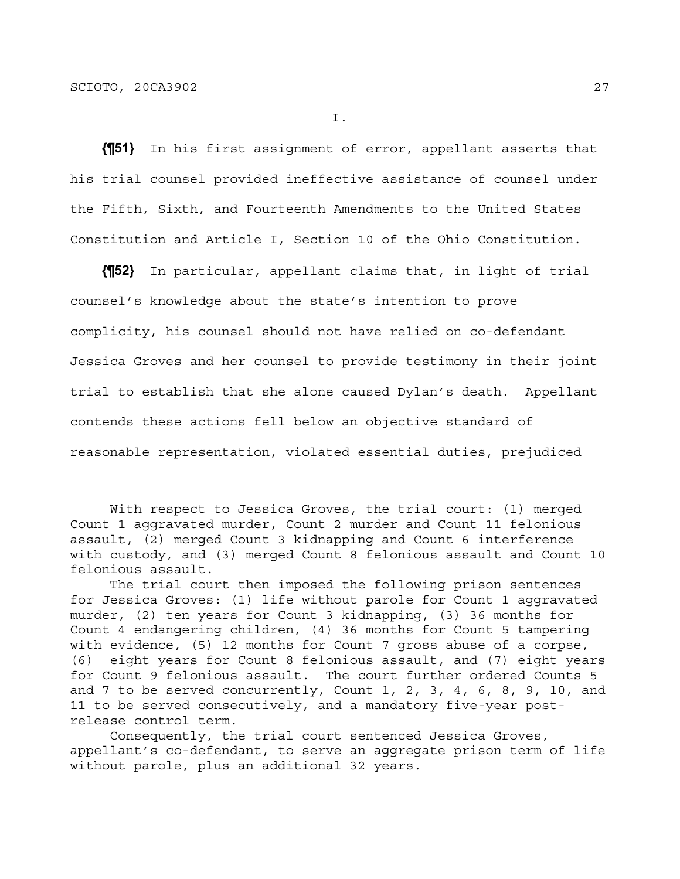I.

**{¶51}** In his first assignment of error, appellant asserts that his trial counsel provided ineffective assistance of counsel under the Fifth, Sixth, and Fourteenth Amendments to the United States Constitution and Article I, Section 10 of the Ohio Constitution.

**{¶52}** In particular, appellant claims that, in light of trial counsel's knowledge about the state's intention to prove complicity, his counsel should not have relied on co-defendant Jessica Groves and her counsel to provide testimony in their joint trial to establish that she alone caused Dylan's death. Appellant contends these actions fell below an objective standard of reasonable representation, violated essential duties, prejudiced

---

With respect to Jessica Groves, the trial court: (1) merged Count 1 aggravated murder, Count 2 murder and Count 11 felonious assault, (2) merged Count 3 kidnapping and Count 6 interference with custody, and (3) merged Count 8 felonious assault and Count 10 felonious assault.

The trial court then imposed the following prison sentences for Jessica Groves: (1) life without parole for Count 1 aggravated murder, (2) ten years for Count 3 kidnapping, (3) 36 months for Count 4 endangering children, (4) 36 months for Count 5 tampering with evidence, (5) 12 months for Count 7 gross abuse of a corpse, (6) eight years for Count 8 felonious assault, and (7) eight years for Count 9 felonious assault. The court further ordered Counts 5 and 7 to be served concurrently, Count 1, 2, 3, 4, 6, 8, 9, 10, and 11 to be served consecutively, and a mandatory five-year post-release control term.

Consequently, the trial court sentenced Jessica Groves, appellant's co-defendant, to serve an aggregate prison term of life without parole, plus an additional 32 years.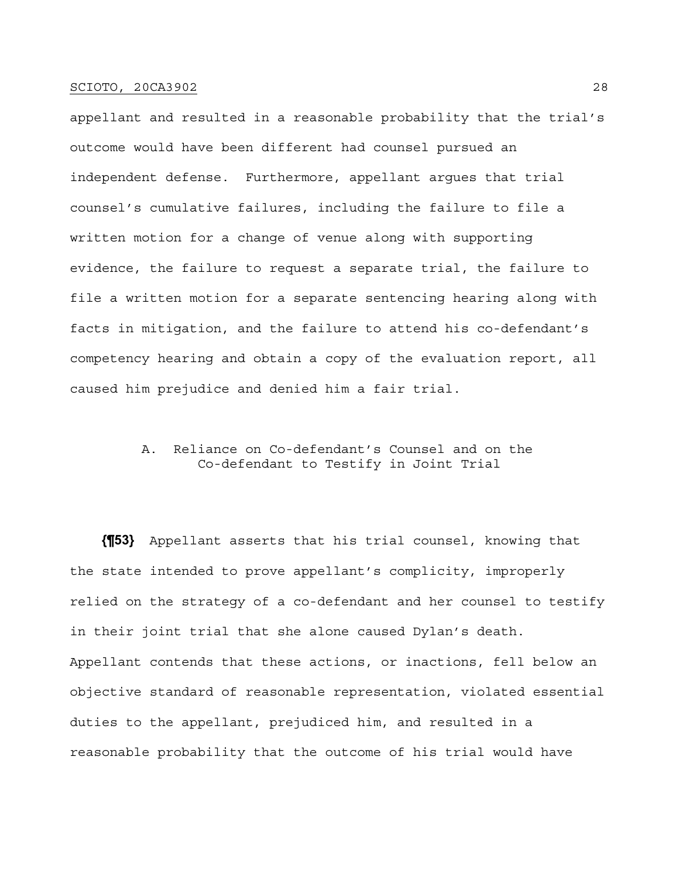appellant and resulted in a reasonable probability that the trial's outcome would have been different had counsel pursued an independent defense. Furthermore, appellant argues that trial counsel's cumulative failures, including the failure to file a written motion for a change of venue along with supporting evidence, the failure to request a separate trial, the failure to file a written motion for a separate sentencing hearing along with facts in mitigation, and the failure to attend his co-defendant's competency hearing and obtain a copy of the evaluation report, all caused him prejudice and denied him a fair trial.

### A. Reliance on Co-defendant's Counsel and on the Co-defendant to Testify in Joint Trial

**{¶53}** Appellant asserts that his trial counsel, knowing that the state intended to prove appellant's complicity, improperly relied on the strategy of a co-defendant and her counsel to testify in their joint trial that she alone caused Dylan's death. Appellant contends that these actions, or inactions, fell below an objective standard of reasonable representation, violated essential duties to the appellant, prejudiced him, and resulted in a reasonable probability that the outcome of his trial would have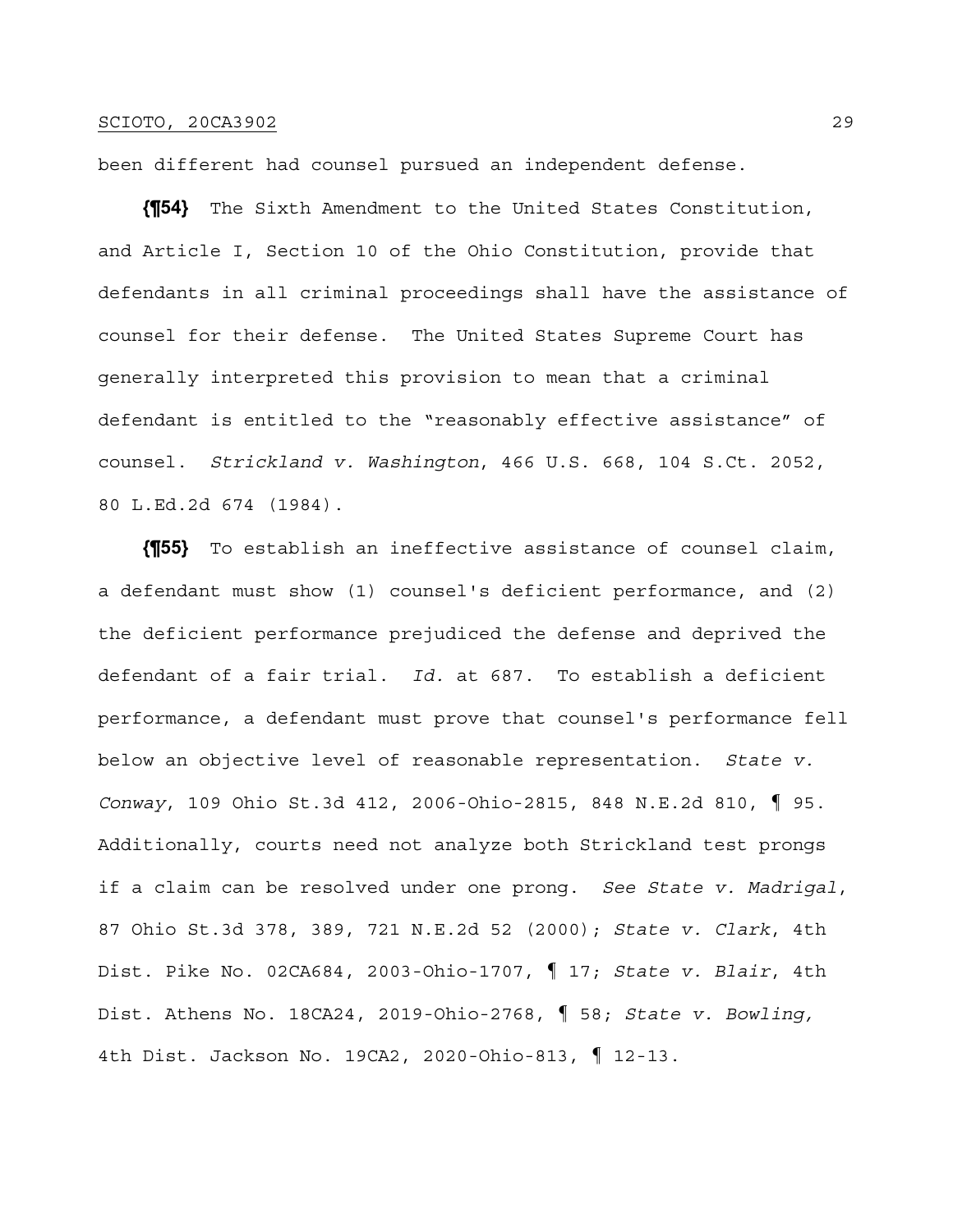been different had counsel pursued an independent defense.

**{¶54}** The Sixth Amendment to the United States Constitution, and Article I, Section 10 of the Ohio Constitution, provide that defendants in all criminal proceedings shall have the assistance of counsel for their defense. The United States Supreme Court has generally interpreted this provision to mean that a criminal defendant is entitled to the "reasonably effective assistance" of counsel. *Strickland v. Washington*, 466 U.S. 668, 104 S.Ct. 2052, 80 L.Ed.2d 674 (1984).

**{¶55}** To establish an ineffective assistance of counsel claim, a defendant must show (1) counsel's deficient performance, and (2) the deficient performance prejudiced the defense and deprived the defendant of a fair trial. *Id.* at 687. To establish a deficient performance, a defendant must prove that counsel's performance fell below an objective level of reasonable representation. *State v. Conway*, 109 Ohio St.3d 412, 2006-Ohio-2815, 848 N.E.2d 810, ¶ 95. Additionally, courts need not analyze both Strickland test prongs if a claim can be resolved under one prong. *See State v. Madrigal*, 87 Ohio St.3d 378, 389, 721 N.E.2d 52 (2000); *State v. Clark*, 4th Dist. Pike No. 02CA684, 2003-Ohio-1707, ¶ 17; *State v. Blair*, 4th Dist. Athens No. 18CA24, 2019-Ohio-2768, ¶ 58; *State v. Bowling,* 4th Dist. Jackson No. 19CA2, 2020-Ohio-813, ¶ 12-13.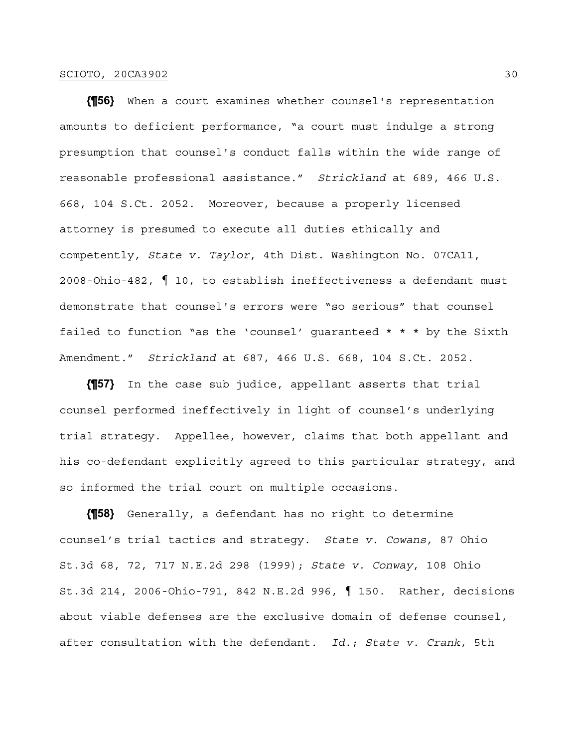**{¶56}** When a court examines whether counsel's representation amounts to deficient performance, "a court must indulge a strong presumption that counsel's conduct falls within the wide range of reasonable professional assistance." *Strickland* at 689, 466 U.S. 668, 104 S.Ct. 2052. Moreover, because a properly licensed attorney is presumed to execute all duties ethically and competently, *State v. Taylor*, 4th Dist. Washington No. 07CA11, 2008-Ohio-482, ¶ 10, to establish ineffectiveness a defendant must demonstrate that counsel's errors were "so serious" that counsel failed to function "as the 'counsel' guaranteed * * * by the Sixth Amendment." *Strickland* at 687, 466 U.S. 668, 104 S.Ct. 2052.

**{¶57}** In the case sub judice, appellant asserts that trial counsel performed ineffectively in light of counsel's underlying trial strategy. Appellee, however, claims that both appellant and his co-defendant explicitly agreed to this particular strategy, and so informed the trial court on multiple occasions.

**{¶58}** Generally, a defendant has no right to determine counsel's trial tactics and strategy. *State v. Cowans,* 87 Ohio St.3d 68, 72, 717 N.E.2d 298 (1999); *State v. Conway*, 108 Ohio St.3d 214, 2006-Ohio-791, 842 N.E.2d 996, ¶ 150. Rather, decisions about viable defenses are the exclusive domain of defense counsel, after consultation with the defendant. *Id.*; *State v. Crank*, 5th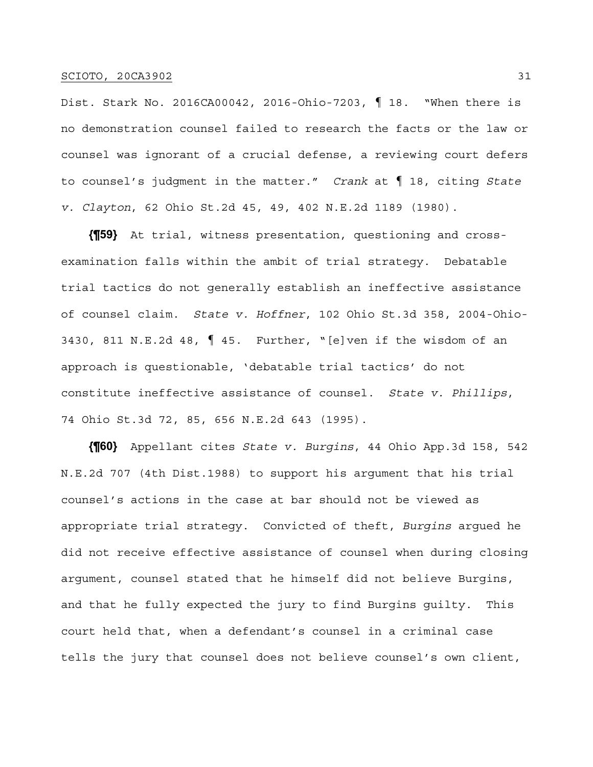Dist. Stark No. 2016CA00042, 2016-Ohio-7203, ¶ 18. "When there is no demonstration counsel failed to research the facts or the law or counsel was ignorant of a crucial defense, a reviewing court defers to counsel's judgment in the matter." *Crank* at ¶ 18, citing *State v. Clayton*, 62 Ohio St.2d 45, 49, 402 N.E.2d 1189 (1980).

**{¶59}** At trial, witness presentation, questioning and cross-examination falls within the ambit of trial strategy. Debatable trial tactics do not generally establish an ineffective assistance of counsel claim. *State v. Hoffner*, 102 Ohio St.3d 358, 2004-Ohio-3430, 811 N.E.2d 48, ¶ 45. Further, "[e]ven if the wisdom of an approach is questionable, 'debatable trial tactics' do not constitute ineffective assistance of counsel. *State v. Phillips*, 74 Ohio St.3d 72, 85, 656 N.E.2d 643 (1995).

**{¶60}** Appellant cites *State v. Burgins*, 44 Ohio App.3d 158, 542 N.E.2d 707 (4th Dist.1988) to support his argument that his trial counsel's actions in the case at bar should not be viewed as appropriate trial strategy. Convicted of theft, *Burgins* argued he did not receive effective assistance of counsel when during closing argument, counsel stated that he himself did not believe Burgins, and that he fully expected the jury to find Burgins guilty. This court held that, when a defendant's counsel in a criminal case tells the jury that counsel does not believe counsel's own client,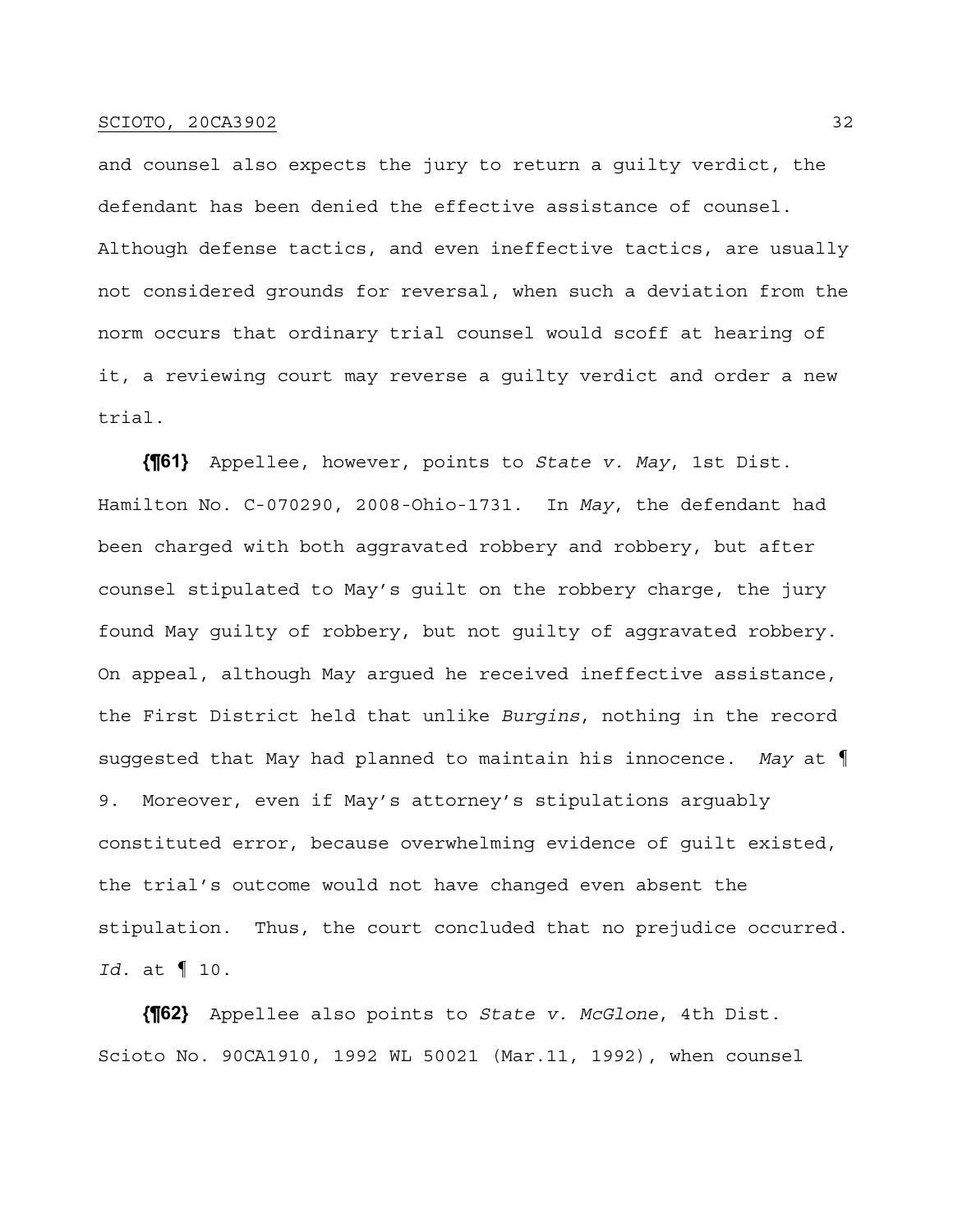and counsel also expects the jury to return a guilty verdict, the defendant has been denied the effective assistance of counsel. Although defense tactics, and even ineffective tactics, are usually not considered grounds for reversal, when such a deviation from the norm occurs that ordinary trial counsel would scoff at hearing of it, a reviewing court may reverse a guilty verdict and order a new trial.

**{¶61}** Appellee, however, points to *State v. May*, 1st Dist. Hamilton No. C-070290, 2008-Ohio-1731. In *May*, the defendant had been charged with both aggravated robbery and robbery, but after counsel stipulated to May's guilt on the robbery charge, the jury found May guilty of robbery, but not guilty of aggravated robbery. On appeal, although May argued he received ineffective assistance, the First District held that unlike *Burgins*, nothing in the record suggested that May had planned to maintain his innocence. *May* at ¶ 9. Moreover, even if May's attorney's stipulations arguably constituted error, because overwhelming evidence of guilt existed, the trial's outcome would not have changed even absent the stipulation. Thus, the court concluded that no prejudice occurred. *Id.* at ¶ 10.

**{¶62}** Appellee also points to *State v. McGlone*, 4th Dist. Scioto No. 90CA1910, 1992 WL 50021 (Mar.11, 1992), when counsel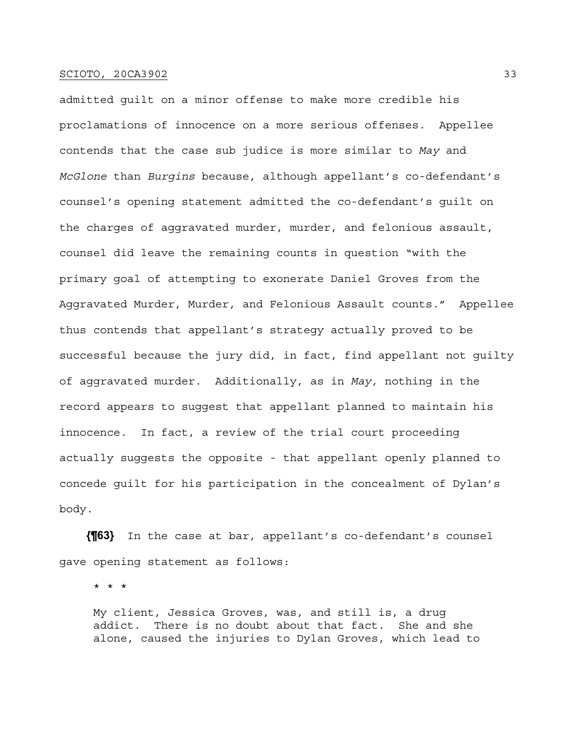admitted guilt on a minor offense to make more credible his proclamations of innocence on a more serious offenses. Appellee contends that the case sub judice is more similar to *May* and *McGlone* than *Burgins* because, although appellant's co-defendant's counsel's opening statement admitted the co-defendant's guilt on the charges of aggravated murder, murder, and felonious assault, counsel did leave the remaining counts in question "with the primary goal of attempting to exonerate Daniel Groves from the Aggravated Murder, Murder, and Felonious Assault counts." Appellee thus contends that appellant's strategy actually proved to be successful because the jury did, in fact, find appellant not guilty of aggravated murder. Additionally, as in *May,* nothing in the record appears to suggest that appellant planned to maintain his innocence. In fact, a review of the trial court proceeding actually suggests the opposite - that appellant openly planned to concede guilt for his participation in the concealment of Dylan's body.

**{¶63}** In the case at bar, appellant's co-defendant's counsel gave opening statement as follows:

> * * *
>
> My client, Jessica Groves, was, and still is, a drug addict. There is no doubt about that fact. She and she alone, caused the injuries to Dylan Groves, which lead to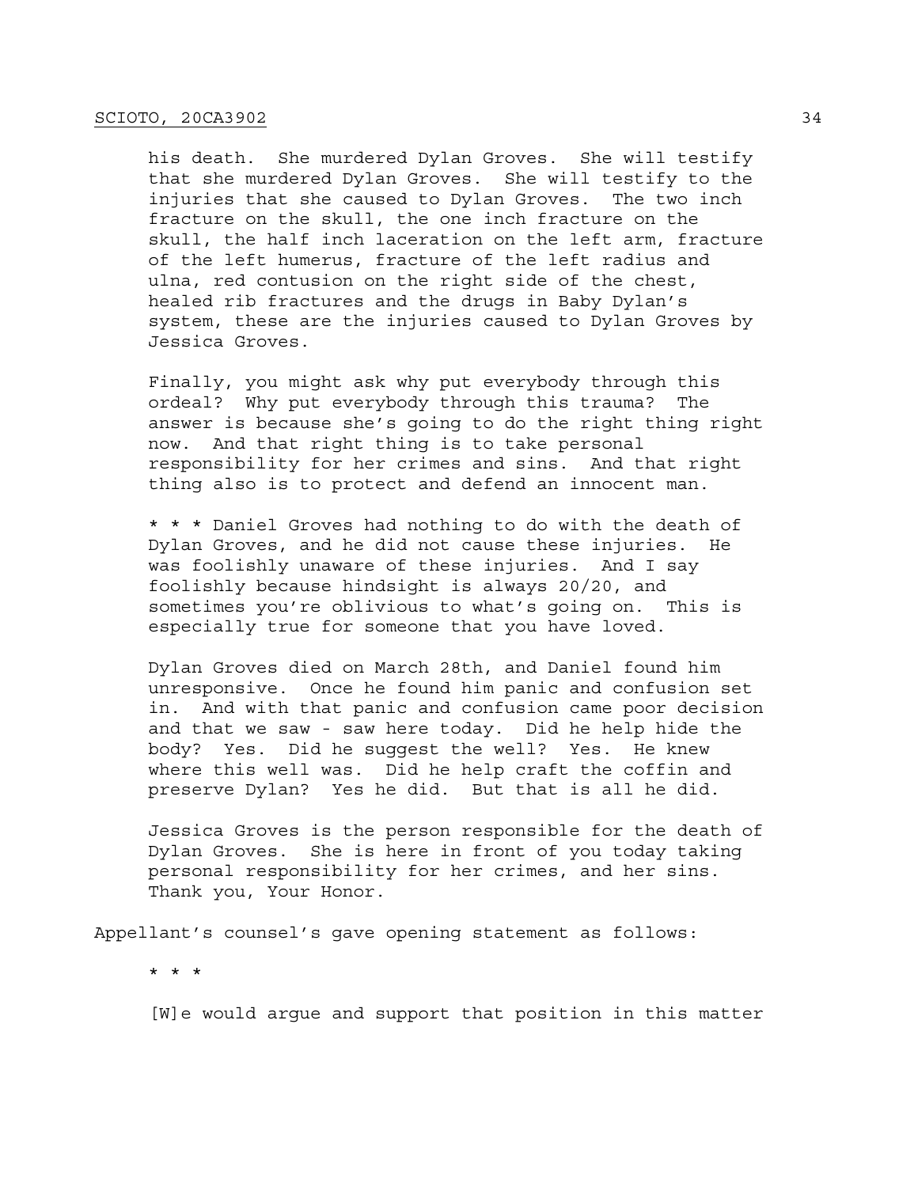> his death. She murdered Dylan Groves. She will testify that she murdered Dylan Groves. She will testify to the injuries that she caused to Dylan Groves. The two inch fracture on the skull, the one inch fracture on the skull, the half inch laceration on the left arm, fracture of the left humerus, fracture of the left radius and ulna, red contusion on the right side of the chest, healed rib fractures and the drugs in Baby Dylan's system, these are the injuries caused to Dylan Groves by Jessica Groves.
>
> Finally, you might ask why put everybody through this ordeal? Why put everybody through this trauma? The answer is because she's going to do the right thing right now. And that right thing is to take personal responsibility for her crimes and sins. And that right thing also is to protect and defend an innocent man.
>
> * * * Daniel Groves had nothing to do with the death of Dylan Groves, and he did not cause these injuries. He was foolishly unaware of these injuries. And I say foolishly because hindsight is always 20/20, and sometimes you're oblivious to what's going on. This is especially true for someone that you have loved.
>
> Dylan Groves died on March 28th, and Daniel found him unresponsive. Once he found him panic and confusion set in. And with that panic and confusion came poor decision and that we saw - saw here today. Did he help hide the body? Yes. Did he suggest the well? Yes. He knew where this well was. Did he help craft the coffin and preserve Dylan? Yes he did. But that is all he did.
>
> Jessica Groves is the person responsible for the death of Dylan Groves. She is here in front of you today taking personal responsibility for her crimes, and her sins. Thank you, Your Honor.

Appellant's counsel's gave opening statement as follows:

> * * *
>
> [W]e would argue and support that position in this matter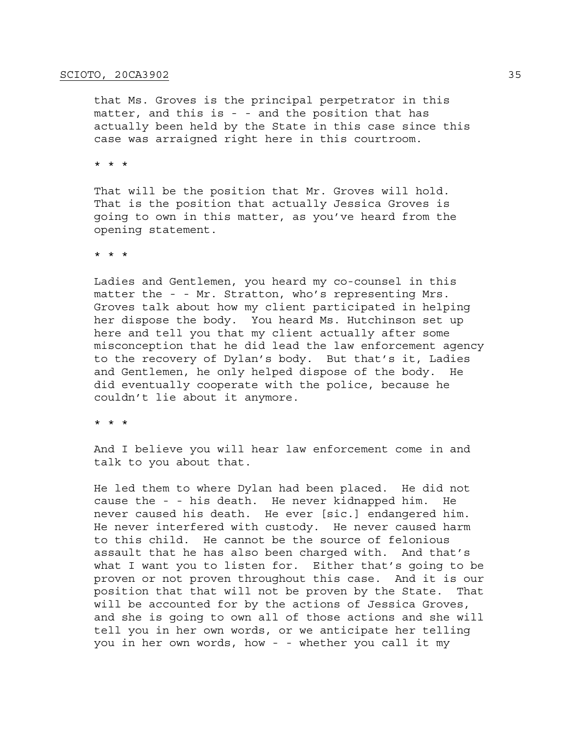that Ms. Groves is the principal perpetrator in this matter, and this is - - and the position that has actually been held by the State in this case since this case was arraigned right here in this courtroom.

* * *

That will be the position that Mr. Groves will hold. That is the position that actually Jessica Groves is going to own in this matter, as you've heard from the opening statement.

* * *

Ladies and Gentlemen, you heard my co-counsel in this matter the - - Mr. Stratton, who's representing Mrs. Groves talk about how my client participated in helping her dispose the body. You heard Ms. Hutchinson set up here and tell you that my client actually after some misconception that he did lead the law enforcement agency to the recovery of Dylan's body. But that's it, Ladies and Gentlemen, he only helped dispose of the body. He did eventually cooperate with the police, because he couldn't lie about it anymore.

* * *

And I believe you will hear law enforcement come in and talk to you about that.

He led them to where Dylan had been placed. He did not cause the - - his death. He never kidnapped him. He never caused his death. He ever [sic.] endangered him. He never interfered with custody. He never caused harm to this child. He cannot be the source of felonious assault that he has also been charged with. And that's what I want you to listen for. Either that's going to be proven or not proven throughout this case. And it is our position that that will not be proven by the State. That will be accounted for by the actions of Jessica Groves, and she is going to own all of those actions and she will tell you in her own words, or we anticipate her telling you in her own words, how - - whether you call it my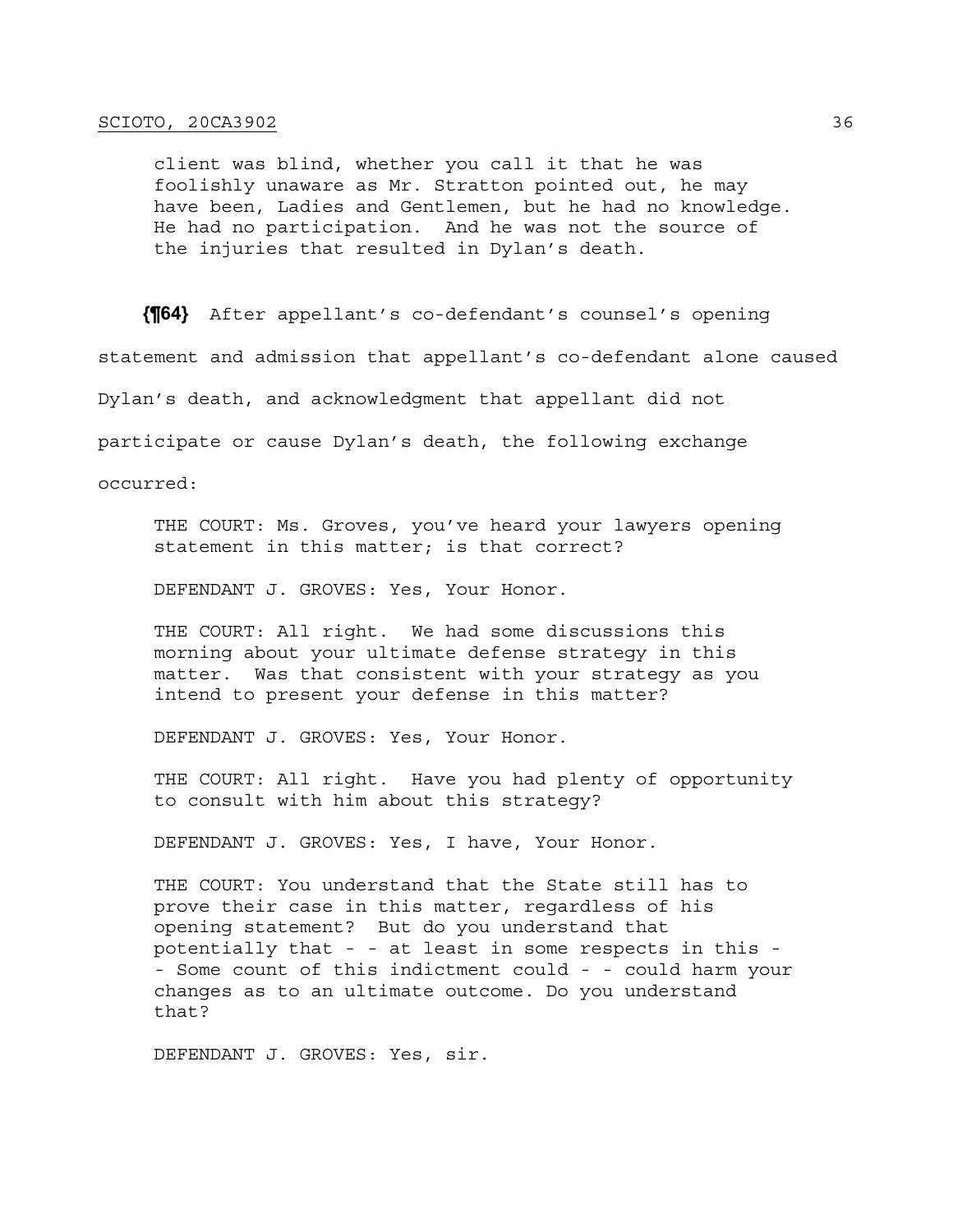> client was blind, whether you call it that he was foolishly unaware as Mr. Stratton pointed out, he may have been, Ladies and Gentlemen, but he had no knowledge. He had no participation. And he was not the source of the injuries that resulted in Dylan's death.

**{¶64}** After appellant's co-defendant's counsel's opening statement and admission that appellant's co-defendant alone caused Dylan's death, and acknowledgment that appellant did not participate or cause Dylan's death, the following exchange occurred:

> THE COURT: Ms. Groves, you've heard your lawyers opening statement in this matter; is that correct?
>
> DEFENDANT J. GROVES: Yes, Your Honor.
>
> THE COURT: All right. We had some discussions this morning about your ultimate defense strategy in this matter. Was that consistent with your strategy as you intend to present your defense in this matter?
>
> DEFENDANT J. GROVES: Yes, Your Honor.
>
> THE COURT: All right. Have you had plenty of opportunity to consult with him about this strategy?
>
> DEFENDANT J. GROVES: Yes, I have, Your Honor.
>
> THE COURT: You understand that the State still has to prove their case in this matter, regardless of his opening statement? But do you understand that potentially that - - at least in some respects in this - - Some count of this indictment could - - could harm your changes as to an ultimate outcome. Do you understand that?
>
> DEFENDANT J. GROVES: Yes, sir.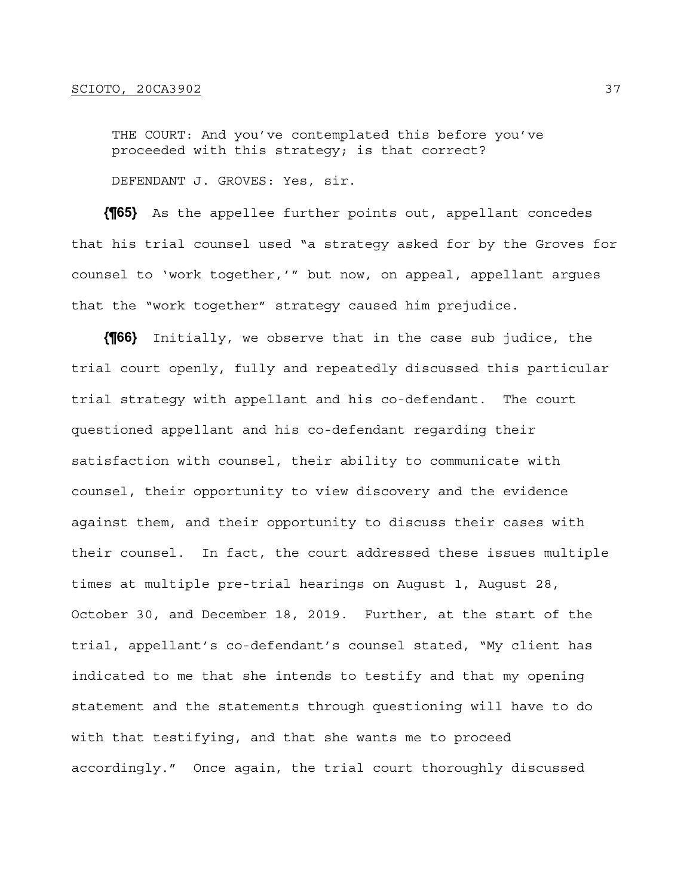THE COURT: And you've contemplated this before you've proceeded with this strategy; is that correct?

DEFENDANT J. GROVES: Yes, sir.

**{¶65}** As the appellee further points out, appellant concedes that his trial counsel used "a strategy asked for by the Groves for counsel to 'work together,'" but now, on appeal, appellant argues that the "work together" strategy caused him prejudice.

**{¶66}** Initially, we observe that in the case sub judice, the trial court openly, fully and repeatedly discussed this particular trial strategy with appellant and his co-defendant. The court questioned appellant and his co-defendant regarding their satisfaction with counsel, their ability to communicate with counsel, their opportunity to view discovery and the evidence against them, and their opportunity to discuss their cases with their counsel. In fact, the court addressed these issues multiple times at multiple pre-trial hearings on August 1, August 28, October 30, and December 18, 2019. Further, at the start of the trial, appellant's co-defendant's counsel stated, "My client has indicated to me that she intends to testify and that my opening statement and the statements through questioning will have to do with that testifying, and that she wants me to proceed accordingly." Once again, the trial court thoroughly discussed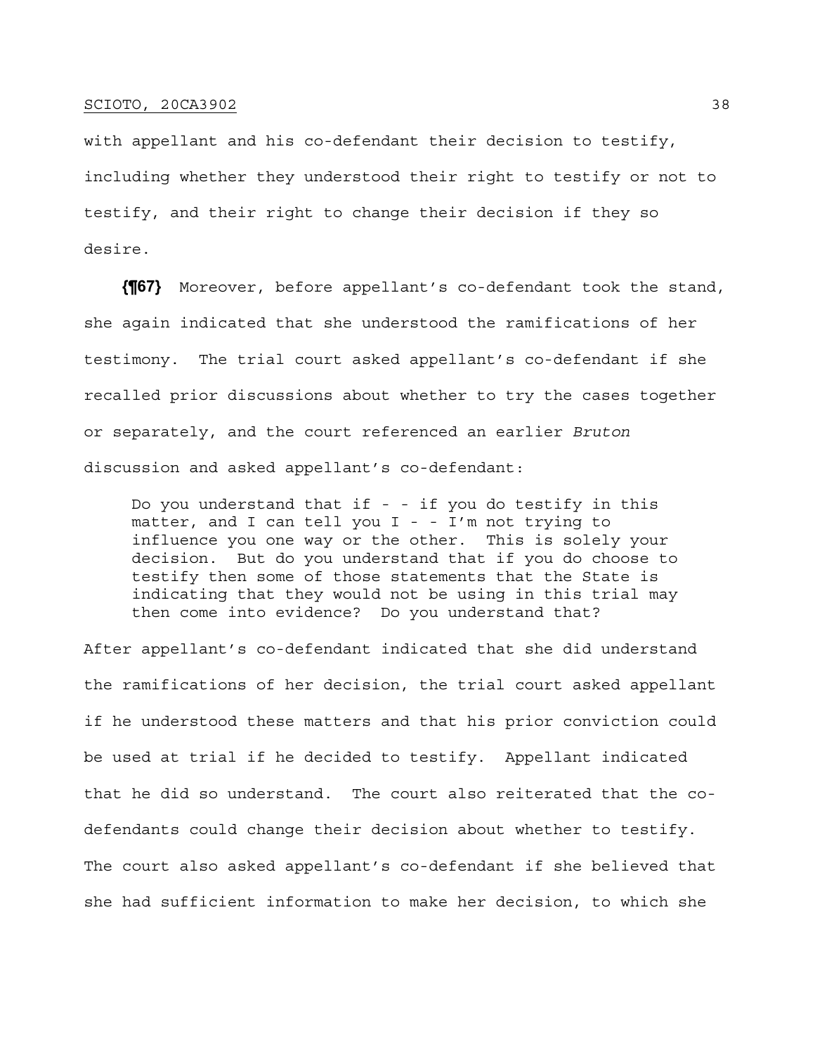with appellant and his co-defendant their decision to testify, including whether they understood their right to testify or not to testify, and their right to change their decision if they so desire.

**{¶67}** Moreover, before appellant's co-defendant took the stand, she again indicated that she understood the ramifications of her testimony. The trial court asked appellant's co-defendant if she recalled prior discussions about whether to try the cases together or separately, and the court referenced an earlier *Bruton* discussion and asked appellant's co-defendant:

> Do you understand that if - - if you do testify in this matter, and I can tell you I - - I'm not trying to influence you one way or the other. This is solely your decision. But do you understand that if you do choose to testify then some of those statements that the State is indicating that they would not be using in this trial may then come into evidence? Do you understand that?

After appellant's co-defendant indicated that she did understand the ramifications of her decision, the trial court asked appellant if he understood these matters and that his prior conviction could be used at trial if he decided to testify. Appellant indicated that he did so understand. The court also reiterated that the co-defendants could change their decision about whether to testify. The court also asked appellant's co-defendant if she believed that she had sufficient information to make her decision, to which she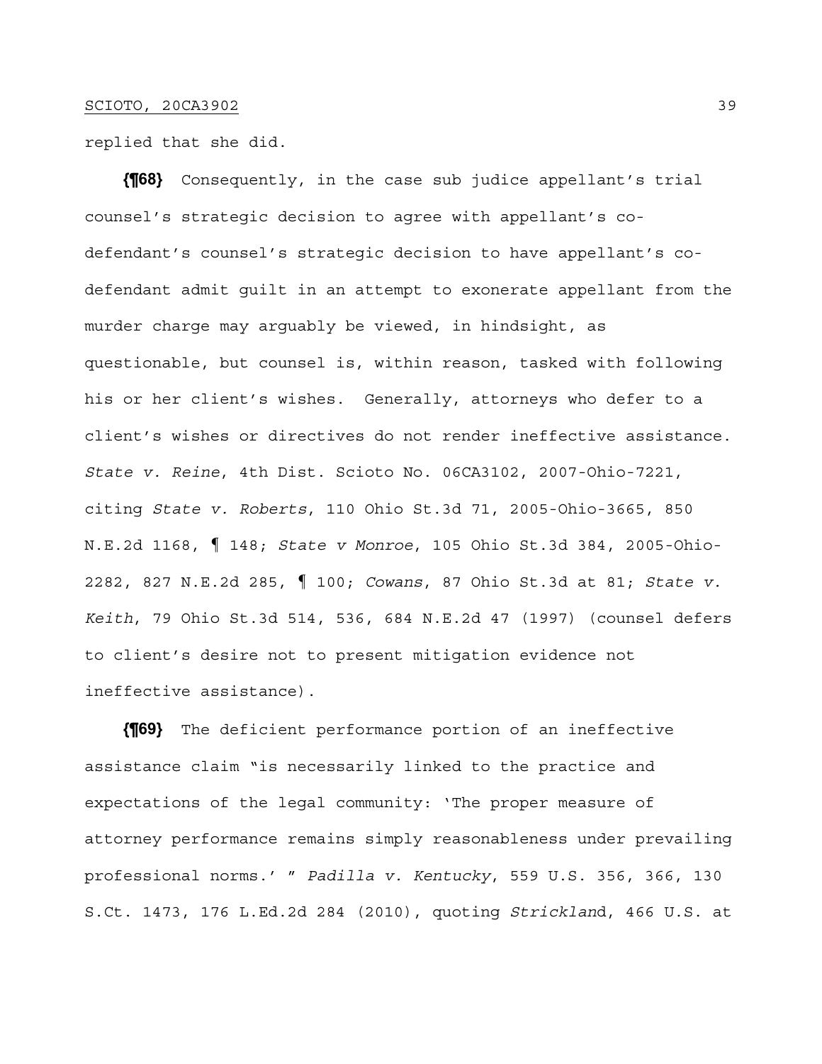replied that she did.

**{¶68}** Consequently, in the case sub judice appellant's trial counsel's strategic decision to agree with appellant's co-defendant's counsel's strategic decision to have appellant's co-defendant admit guilt in an attempt to exonerate appellant from the murder charge may arguably be viewed, in hindsight, as questionable, but counsel is, within reason, tasked with following his or her client's wishes. Generally, attorneys who defer to a client's wishes or directives do not render ineffective assistance. *State v. Reine*, 4th Dist. Scioto No. 06CA3102, 2007-Ohio-7221, citing *State v. Roberts*, 110 Ohio St.3d 71, 2005-Ohio-3665, 850 N.E.2d 1168, ¶ 148; *State v Monroe*, 105 Ohio St.3d 384, 2005-Ohio-2282, 827 N.E.2d 285, ¶ 100; *Cowans*, 87 Ohio St.3d at 81; *State v. Keith*, 79 Ohio St.3d 514, 536, 684 N.E.2d 47 (1997) (counsel defers to client's desire not to present mitigation evidence not ineffective assistance).

**{¶69}** The deficient performance portion of an ineffective assistance claim "is necessarily linked to the practice and expectations of the legal community: 'The proper measure of attorney performance remains simply reasonableness under prevailing professional norms.' " *Padilla v. Kentucky*, 559 U.S. 356, 366, 130 S.Ct. 1473, 176 L.Ed.2d 284 (2010), quoting *Strickland*, 466 U.S. at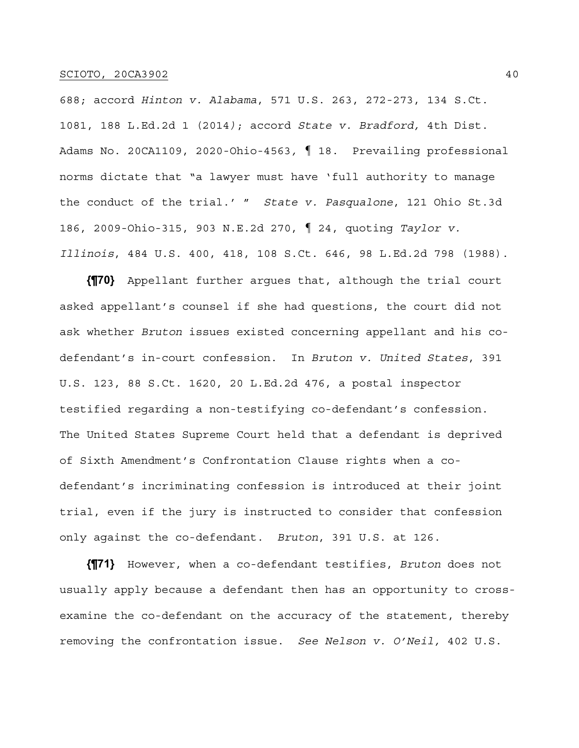688; accord *Hinton v. Alabama*, 571 U.S. 263, 272-273, 134 S.Ct. 1081, 188 L.Ed.2d 1 (2014); accord *State v. Bradford,* 4th Dist. Adams No. 20CA1109, 2020-Ohio-4563, ¶ 18. Prevailing professional norms dictate that "a lawyer must have 'full authority to manage the conduct of the trial.' " *State v. Pasqualone*, 121 Ohio St.3d 186, 2009-Ohio-315, 903 N.E.2d 270, ¶ 24, quoting *Taylor v. Illinois*, 484 U.S. 400, 418, 108 S.Ct. 646, 98 L.Ed.2d 798 (1988).

**{¶70}** Appellant further argues that, although the trial court asked appellant's counsel if she had questions, the court did not ask whether *Bruton* issues existed concerning appellant and his co-defendant's in-court confession. In *Bruton v. United States*, 391 U.S. 123, 88 S.Ct. 1620, 20 L.Ed.2d 476, a postal inspector testified regarding a non-testifying co-defendant's confession. The United States Supreme Court held that a defendant is deprived of Sixth Amendment's Confrontation Clause rights when a co-defendant's incriminating confession is introduced at their joint trial, even if the jury is instructed to consider that confession only against the co-defendant. *Bruton*, 391 U.S. at 126.

**{¶71}** However, when a co-defendant testifies, *Bruton* does not usually apply because a defendant then has an opportunity to cross-examine the co-defendant on the accuracy of the statement, thereby removing the confrontation issue. *See Nelson v. O'Neil,* 402 U.S.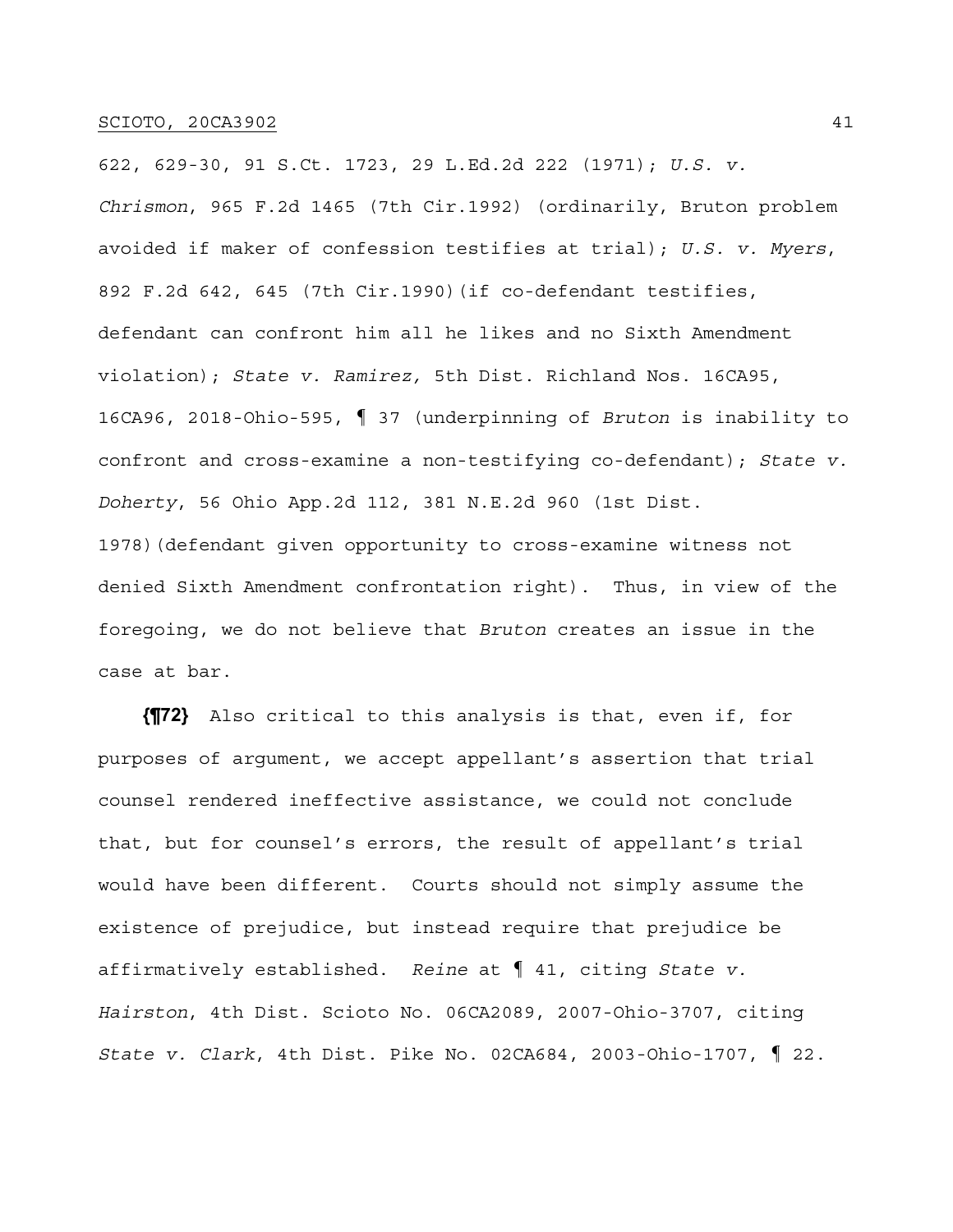622, 629-30, 91 S.Ct. 1723, 29 L.Ed.2d 222 (1971); *U.S. v. Chrismon*, 965 F.2d 1465 (7th Cir.1992) (ordinarily, Bruton problem avoided if maker of confession testifies at trial); *U.S. v. Myers*, 892 F.2d 642, 645 (7th Cir.1990)(if co-defendant testifies, defendant can confront him all he likes and no Sixth Amendment violation); *State v. Ramirez,* 5th Dist. Richland Nos. 16CA95, 16CA96, 2018-Ohio-595, ¶ 37 (underpinning of *Bruton* is inability to confront and cross-examine a non-testifying co-defendant); *State v. Doherty*, 56 Ohio App.2d 112, 381 N.E.2d 960 (1st Dist. 1978)(defendant given opportunity to cross-examine witness not denied Sixth Amendment confrontation right). Thus, in view of the foregoing, we do not believe that *Bruton* creates an issue in the case at bar.

**{¶72}** Also critical to this analysis is that, even if, for purposes of argument, we accept appellant's assertion that trial counsel rendered ineffective assistance, we could not conclude that, but for counsel's errors, the result of appellant's trial would have been different. Courts should not simply assume the existence of prejudice, but instead require that prejudice be affirmatively established. *Reine* at ¶ 41, citing *State v. Hairston*, 4th Dist. Scioto No. 06CA2089, 2007-Ohio-3707, citing *State v. Clark*, 4th Dist. Pike No. 02CA684, 2003-Ohio-1707, ¶ 22.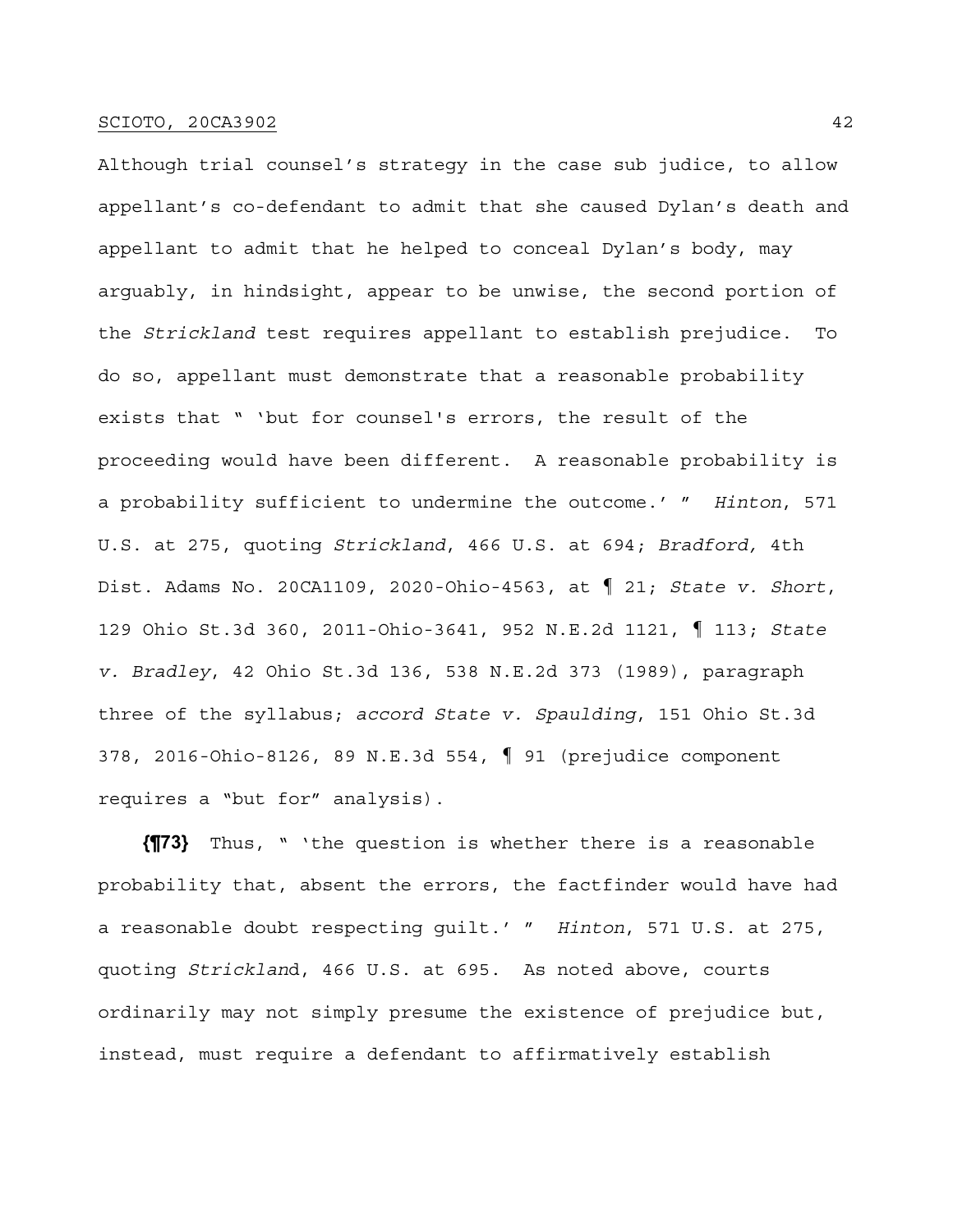Although trial counsel's strategy in the case sub judice, to allow appellant's co-defendant to admit that she caused Dylan's death and appellant to admit that he helped to conceal Dylan's body, may arguably, in hindsight, appear to be unwise, the second portion of the *Strickland* test requires appellant to establish prejudice. To do so, appellant must demonstrate that a reasonable probability exists that " 'but for counsel's errors, the result of the proceeding would have been different. A reasonable probability is a probability sufficient to undermine the outcome.' " *Hinton*, 571 U.S. at 275, quoting *Strickland*, 466 U.S. at 694; *Bradford,* 4th Dist. Adams No. 20CA1109, 2020-Ohio-4563, at ¶ 21; *State v. Short*, 129 Ohio St.3d 360, 2011-Ohio-3641, 952 N.E.2d 1121, ¶ 113; *State v. Bradley*, 42 Ohio St.3d 136, 538 N.E.2d 373 (1989), paragraph three of the syllabus; *accord State v. Spaulding*, 151 Ohio St.3d 378, 2016-Ohio-8126, 89 N.E.3d 554, ¶ 91 (prejudice component requires a "but for" analysis).

**{¶73}** Thus, " 'the question is whether there is a reasonable probability that, absent the errors, the factfinder would have had a reasonable doubt respecting guilt.' " *Hinton*, 571 U.S. at 275, quoting *Strickland*, 466 U.S. at 695. As noted above, courts ordinarily may not simply presume the existence of prejudice but, instead, must require a defendant to affirmatively establish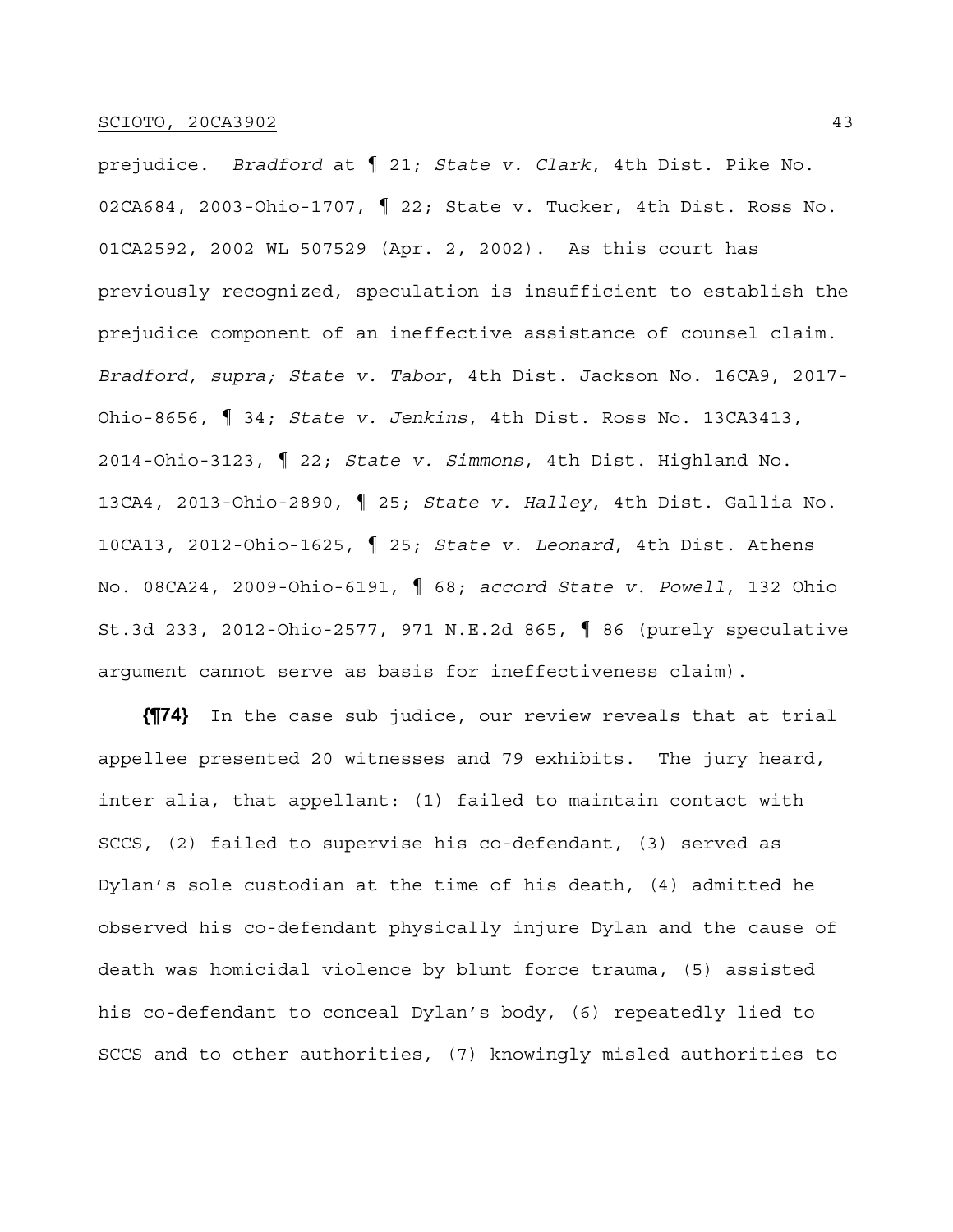prejudice. *Bradford* at ¶ 21; *State v. Clark*, 4th Dist. Pike No. 02CA684, 2003-Ohio-1707, ¶ 22; State v. Tucker, 4th Dist. Ross No. 01CA2592, 2002 WL 507529 (Apr. 2, 2002). As this court has previously recognized, speculation is insufficient to establish the prejudice component of an ineffective assistance of counsel claim. *Bradford, supra; State v. Tabor*, 4th Dist. Jackson No. 16CA9, 2017-Ohio-8656, ¶ 34; *State v. Jenkins*, 4th Dist. Ross No. 13CA3413, 2014-Ohio-3123, ¶ 22; *State v. Simmons*, 4th Dist. Highland No. 13CA4, 2013-Ohio-2890, ¶ 25; *State v. Halley*, 4th Dist. Gallia No. 10CA13, 2012-Ohio-1625, ¶ 25; *State v. Leonard*, 4th Dist. Athens No. 08CA24, 2009-Ohio-6191, ¶ 68; *accord State v. Powell*, 132 Ohio St.3d 233, 2012-Ohio-2577, 971 N.E.2d 865, ¶ 86 (purely speculative argument cannot serve as basis for ineffectiveness claim).

**{¶74}** In the case sub judice, our review reveals that at trial appellee presented 20 witnesses and 79 exhibits. The jury heard, inter alia, that appellant: (1) failed to maintain contact with SCCS, (2) failed to supervise his co-defendant, (3) served as Dylan's sole custodian at the time of his death, (4) admitted he observed his co-defendant physically injure Dylan and the cause of death was homicidal violence by blunt force trauma, (5) assisted his co-defendant to conceal Dylan's body, (6) repeatedly lied to SCCS and to other authorities, (7) knowingly misled authorities to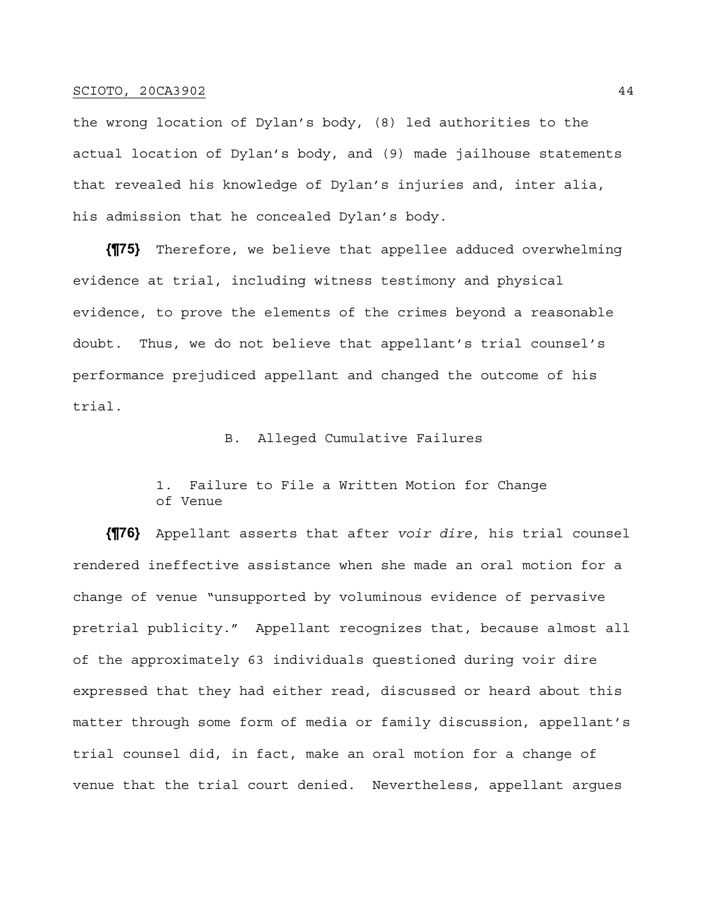the wrong location of Dylan's body, (8) led authorities to the actual location of Dylan's body, and (9) made jailhouse statements that revealed his knowledge of Dylan's injuries and, inter alia, his admission that he concealed Dylan's body.

**{¶75}** Therefore, we believe that appellee adduced overwhelming evidence at trial, including witness testimony and physical evidence, to prove the elements of the crimes beyond a reasonable doubt. Thus, we do not believe that appellant's trial counsel's performance prejudiced appellant and changed the outcome of his trial.

B. Alleged Cumulative Failures

1. Failure to File a Written Motion for Change of Venue

**{¶76}** Appellant asserts that after *voir dire*, his trial counsel rendered ineffective assistance when she made an oral motion for a change of venue "unsupported by voluminous evidence of pervasive pretrial publicity." Appellant recognizes that, because almost all of the approximately 63 individuals questioned during voir dire expressed that they had either read, discussed or heard about this matter through some form of media or family discussion, appellant's trial counsel did, in fact, make an oral motion for a change of venue that the trial court denied. Nevertheless, appellant argues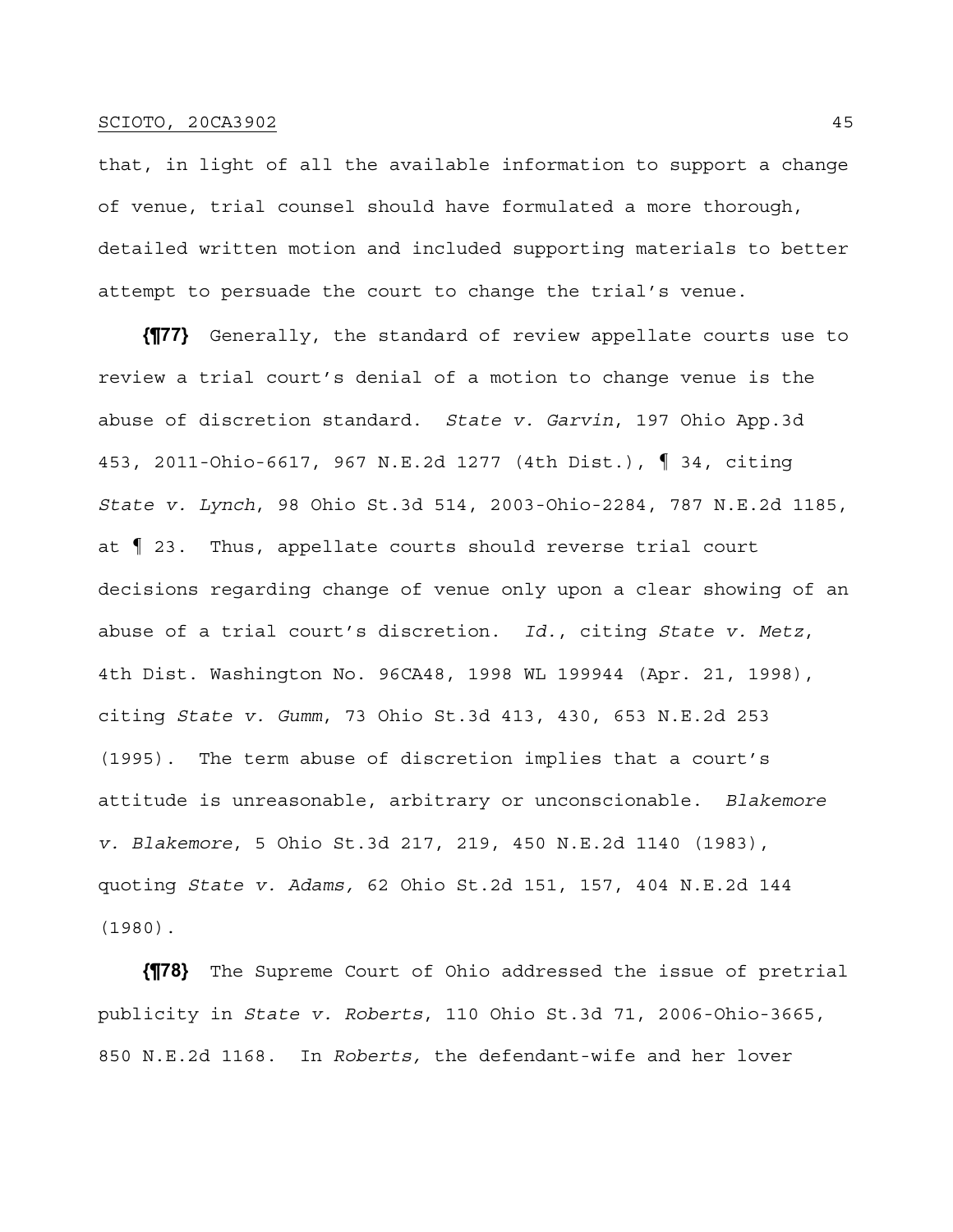that, in light of all the available information to support a change of venue, trial counsel should have formulated a more thorough, detailed written motion and included supporting materials to better attempt to persuade the court to change the trial's venue.

**{¶77}** Generally, the standard of review appellate courts use to review a trial court's denial of a motion to change venue is the abuse of discretion standard. *State v. Garvin*, 197 Ohio App.3d 453, 2011-Ohio-6617, 967 N.E.2d 1277 (4th Dist.), ¶ 34, citing *State v. Lynch*, 98 Ohio St.3d 514, 2003-Ohio-2284, 787 N.E.2d 1185, at ¶ 23. Thus, appellate courts should reverse trial court decisions regarding change of venue only upon a clear showing of an abuse of a trial court's discretion. *Id.*, citing *State v. Metz*, 4th Dist. Washington No. 96CA48, 1998 WL 199944 (Apr. 21, 1998), citing *State v. Gumm*, 73 Ohio St.3d 413, 430, 653 N.E.2d 253 (1995). The term abuse of discretion implies that a court's attitude is unreasonable, arbitrary or unconscionable. *Blakemore v. Blakemore*, 5 Ohio St.3d 217, 219, 450 N.E.2d 1140 (1983), quoting *State v. Adams,* 62 Ohio St.2d 151, 157, 404 N.E.2d 144 (1980).

**{¶78}** The Supreme Court of Ohio addressed the issue of pretrial publicity in *State v. Roberts*, 110 Ohio St.3d 71, 2006-Ohio-3665, 850 N.E.2d 1168. In *Roberts,* the defendant-wife and her lover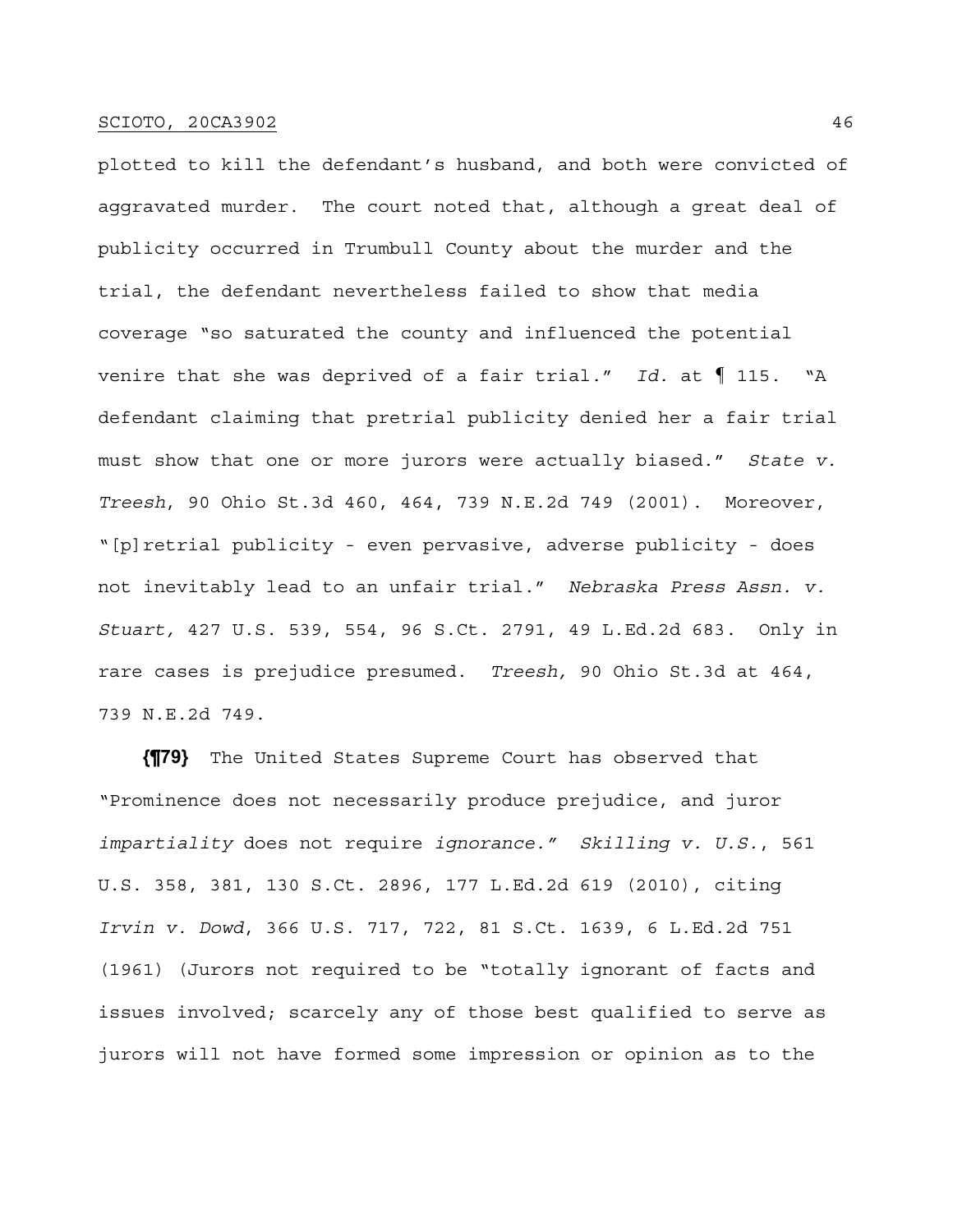plotted to kill the defendant's husband, and both were convicted of aggravated murder. The court noted that, although a great deal of publicity occurred in Trumbull County about the murder and the trial, the defendant nevertheless failed to show that media coverage "so saturated the county and influenced the potential venire that she was deprived of a fair trial." *Id.* at ¶ 115. "A defendant claiming that pretrial publicity denied her a fair trial must show that one or more jurors were actually biased." *State v. Treesh*, 90 Ohio St.3d 460, 464, 739 N.E.2d 749 (2001). Moreover, "[p]retrial publicity - even pervasive, adverse publicity - does not inevitably lead to an unfair trial." *Nebraska Press Assn. v. Stuart,* 427 U.S. 539, 554, 96 S.Ct. 2791, 49 L.Ed.2d 683. Only in rare cases is prejudice presumed. *Treesh,* 90 Ohio St.3d at 464, 739 N.E.2d 749.

**{¶79}** The United States Supreme Court has observed that "Prominence does not necessarily produce prejudice, and juror *impartiality* does not require *ignorance." Skilling v. U.S.*, 561 U.S. 358, 381, 130 S.Ct. 2896, 177 L.Ed.2d 619 (2010), citing *Irvin v. Dowd*, 366 U.S. 717, 722, 81 S.Ct. 1639, 6 L.Ed.2d 751 (1961) (Jurors not required to be "totally ignorant of facts and issues involved; scarcely any of those best qualified to serve as jurors will not have formed some impression or opinion as to the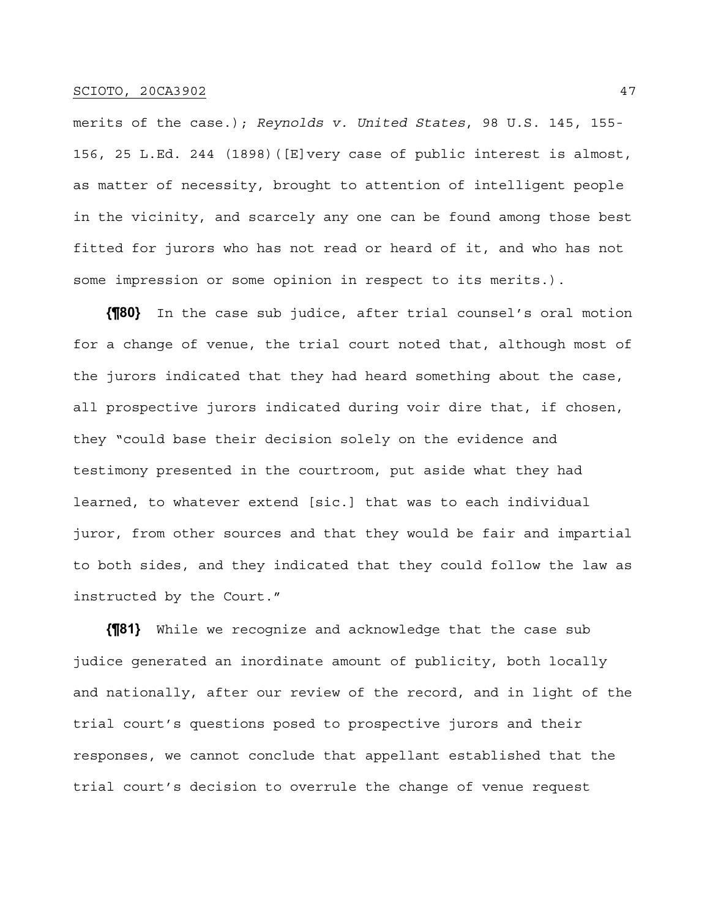merits of the case.); *Reynolds v. United States*, 98 U.S. 145, 155-156, 25 L.Ed. 244 (1898)([E]very case of public interest is almost, as matter of necessity, brought to attention of intelligent people in the vicinity, and scarcely any one can be found among those best fitted for jurors who has not read or heard of it, and who has not some impression or some opinion in respect to its merits.).

**{¶80}** In the case sub judice, after trial counsel's oral motion for a change of venue, the trial court noted that, although most of the jurors indicated that they had heard something about the case, all prospective jurors indicated during voir dire that, if chosen, they "could base their decision solely on the evidence and testimony presented in the courtroom, put aside what they had learned, to whatever extend [sic.] that was to each individual juror, from other sources and that they would be fair and impartial to both sides, and they indicated that they could follow the law as instructed by the Court."

**{¶81}** While we recognize and acknowledge that the case sub judice generated an inordinate amount of publicity, both locally and nationally, after our review of the record, and in light of the trial court's questions posed to prospective jurors and their responses, we cannot conclude that appellant established that the trial court's decision to overrule the change of venue request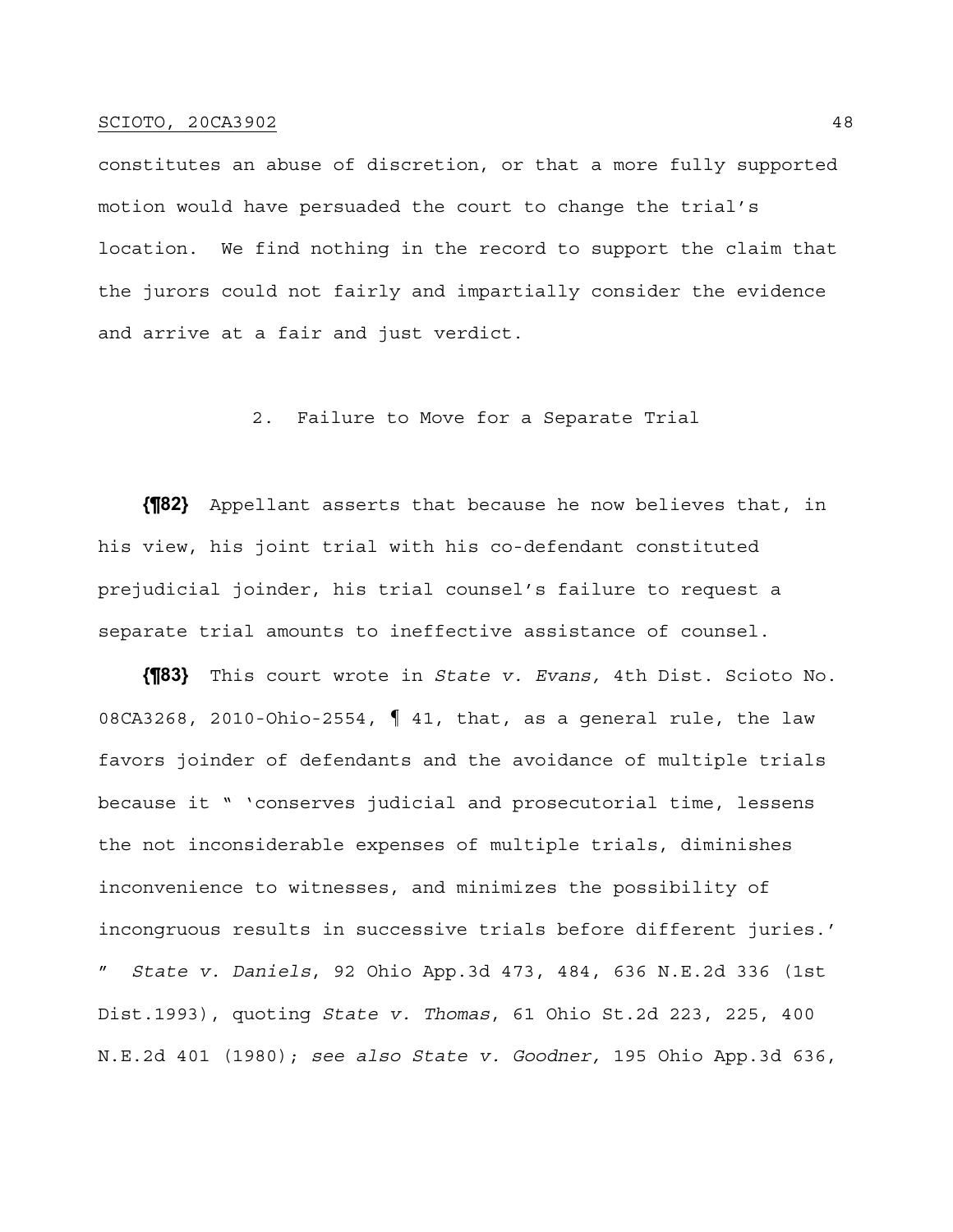constitutes an abuse of discretion, or that a more fully supported motion would have persuaded the court to change the trial's location. We find nothing in the record to support the claim that the jurors could not fairly and impartially consider the evidence and arrive at a fair and just verdict.

### 2. Failure to Move for a Separate Trial

**{¶82}** Appellant asserts that because he now believes that, in his view, his joint trial with his co-defendant constituted prejudicial joinder, his trial counsel's failure to request a separate trial amounts to ineffective assistance of counsel.

**{¶83}** This court wrote in *State v. Evans,* 4th Dist. Scioto No. 08CA3268, 2010-Ohio-2554, ¶ 41, that, as a general rule, the law favors joinder of defendants and the avoidance of multiple trials because it " 'conserves judicial and prosecutorial time, lessens the not inconsiderable expenses of multiple trials, diminishes inconvenience to witnesses, and minimizes the possibility of incongruous results in successive trials before different juries.' " *State v. Daniels*, 92 Ohio App.3d 473, 484, 636 N.E.2d 336 (1st Dist.1993), quoting *State v. Thomas*, 61 Ohio St.2d 223, 225, 400 N.E.2d 401 (1980); *see also State v. Goodner,* 195 Ohio App.3d 636,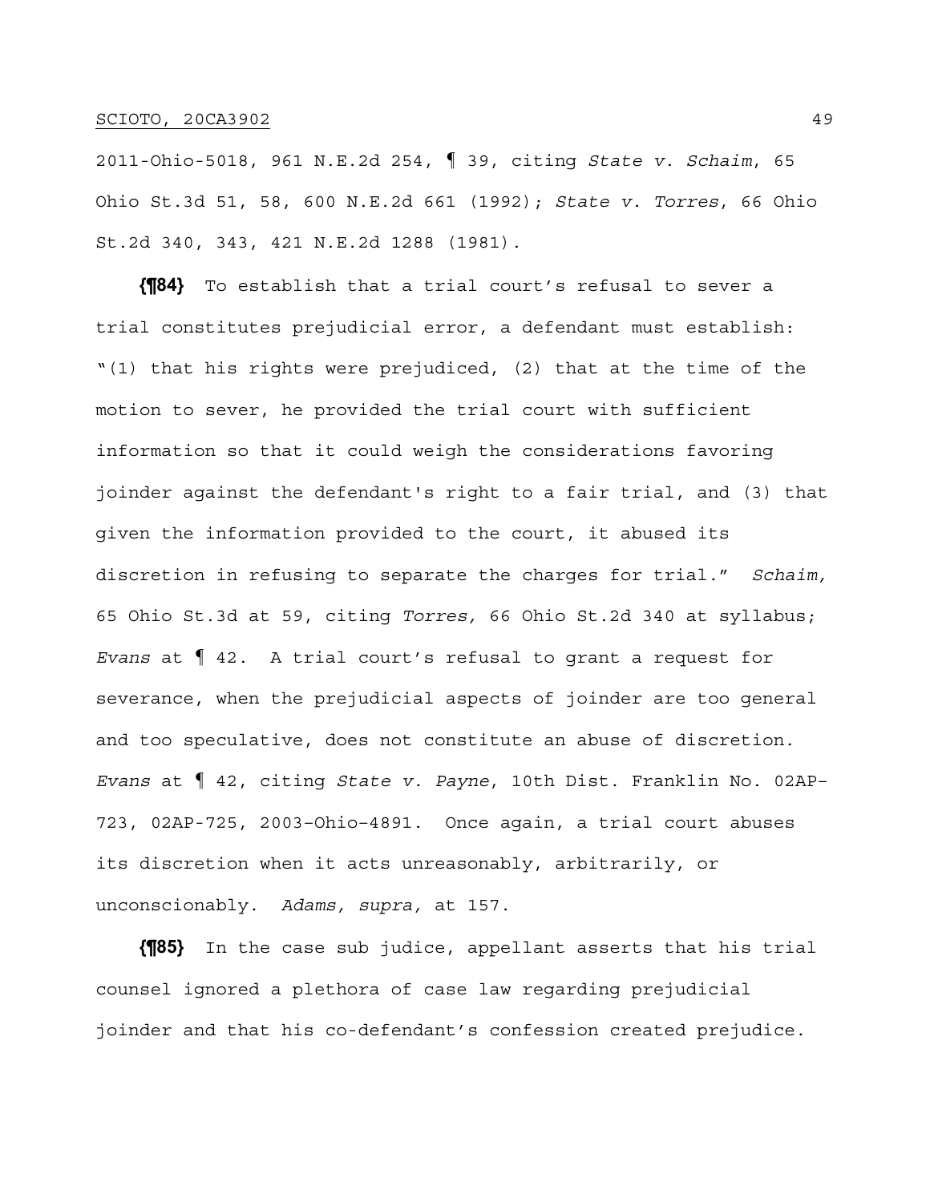2011-Ohio-5018, 961 N.E.2d 254, ¶ 39, citing *State v. Schaim*, 65 Ohio St.3d 51, 58, 600 N.E.2d 661 (1992); *State v. Torres*, 66 Ohio St.2d 340, 343, 421 N.E.2d 1288 (1981).

**{¶84}** To establish that a trial court's refusal to sever a trial constitutes prejudicial error, a defendant must establish: "(1) that his rights were prejudiced, (2) that at the time of the motion to sever, he provided the trial court with sufficient information so that it could weigh the considerations favoring joinder against the defendant's right to a fair trial, and (3) that given the information provided to the court, it abused its discretion in refusing to separate the charges for trial." *Schaim,* 65 Ohio St.3d at 59, citing *Torres,* 66 Ohio St.2d 340 at syllabus; *Evans* at ¶ 42. A trial court's refusal to grant a request for severance, when the prejudicial aspects of joinder are too general and too speculative, does not constitute an abuse of discretion. *Evans* at ¶ 42, citing *State v. Payne*, 10th Dist. Franklin No. 02AP-723, 02AP-725, 2003–Ohio–4891. Once again, a trial court abuses its discretion when it acts unreasonably, arbitrarily, or unconscionably. *Adams, supra,* at 157.

**{¶85}** In the case sub judice, appellant asserts that his trial counsel ignored a plethora of case law regarding prejudicial joinder and that his co-defendant's confession created prejudice.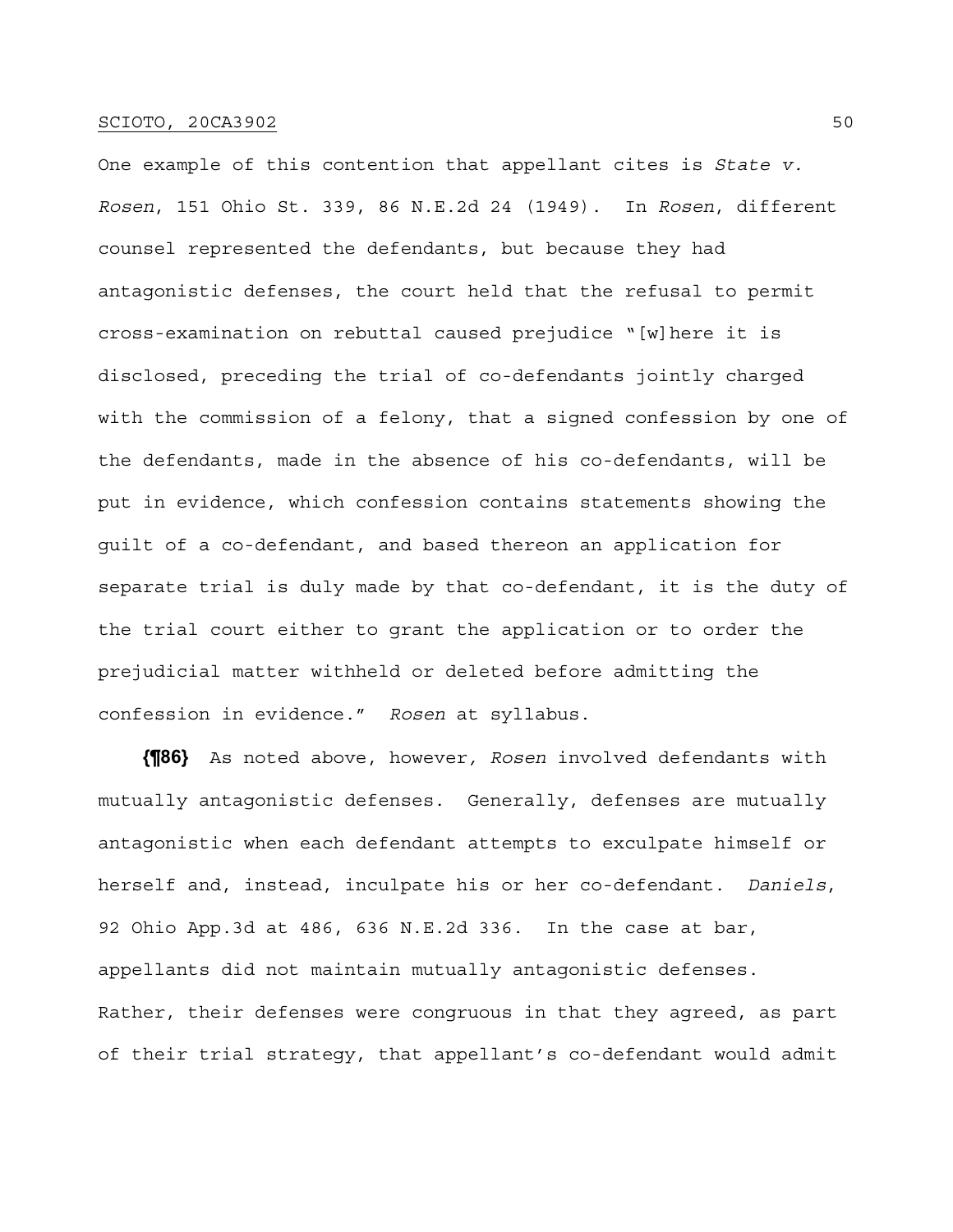One example of this contention that appellant cites is *State v. Rosen*, 151 Ohio St. 339, 86 N.E.2d 24 (1949). In *Rosen*, different counsel represented the defendants, but because they had antagonistic defenses, the court held that the refusal to permit cross-examination on rebuttal caused prejudice "[w]here it is disclosed, preceding the trial of co-defendants jointly charged with the commission of a felony, that a signed confession by one of the defendants, made in the absence of his co-defendants, will be put in evidence, which confession contains statements showing the guilt of a co-defendant, and based thereon an application for separate trial is duly made by that co-defendant, it is the duty of the trial court either to grant the application or to order the prejudicial matter withheld or deleted before admitting the confession in evidence." *Rosen* at syllabus.

**{¶86}** As noted above, however, *Rosen* involved defendants with mutually antagonistic defenses. Generally, defenses are mutually antagonistic when each defendant attempts to exculpate himself or herself and, instead, inculpate his or her co-defendant. *Daniels*, 92 Ohio App.3d at 486, 636 N.E.2d 336. In the case at bar, appellants did not maintain mutually antagonistic defenses. Rather, their defenses were congruous in that they agreed, as part of their trial strategy, that appellant's co-defendant would admit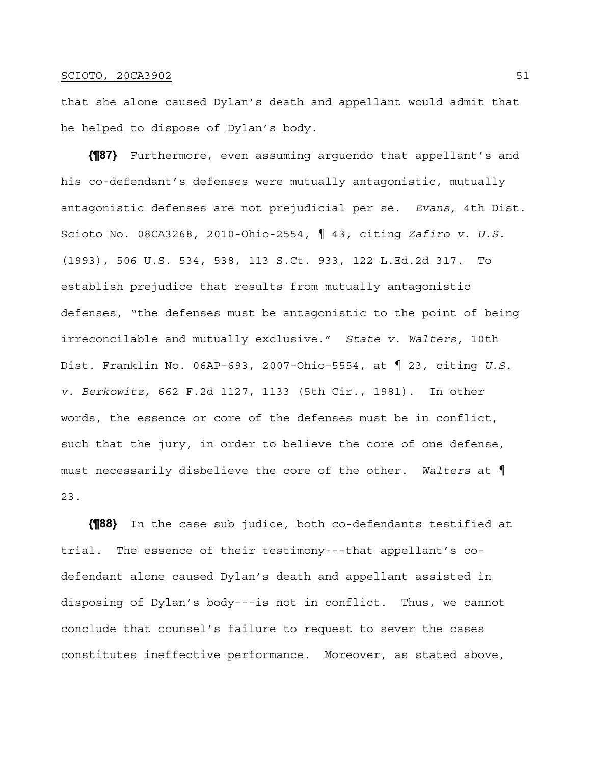that she alone caused Dylan's death and appellant would admit that he helped to dispose of Dylan's body.

**{¶87}** Furthermore, even assuming arguendo that appellant's and his co-defendant's defenses were mutually antagonistic, mutually antagonistic defenses are not prejudicial per se. *Evans,* 4th Dist. Scioto No. 08CA3268, 2010-Ohio-2554, ¶ 43, citing *Zafiro v. U.S.* (1993), 506 U.S. 534, 538, 113 S.Ct. 933, 122 L.Ed.2d 317. To establish prejudice that results from mutually antagonistic defenses, "the defenses must be antagonistic to the point of being irreconcilable and mutually exclusive." *State v. Walters*, 10th Dist. Franklin No. 06AP–693, 2007–Ohio–5554, at ¶ 23, citing *U.S. v. Berkowitz*, 662 F.2d 1127, 1133 (5th Cir., 1981). In other words, the essence or core of the defenses must be in conflict, such that the jury, in order to believe the core of one defense, must necessarily disbelieve the core of the other. *Walters* at ¶ 23.

**{¶88}** In the case sub judice, both co-defendants testified at trial. The essence of their testimony---that appellant's co-defendant alone caused Dylan's death and appellant assisted in disposing of Dylan's body---is not in conflict. Thus, we cannot conclude that counsel's failure to request to sever the cases constitutes ineffective performance. Moreover, as stated above,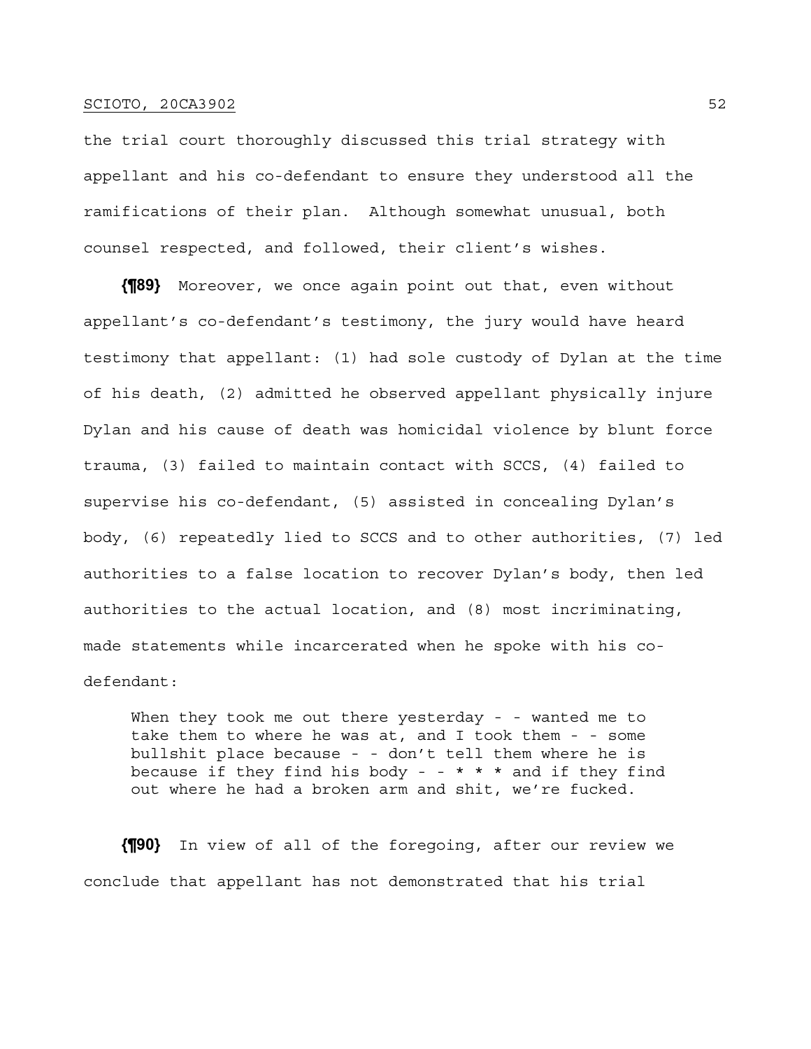the trial court thoroughly discussed this trial strategy with appellant and his co-defendant to ensure they understood all the ramifications of their plan. Although somewhat unusual, both counsel respected, and followed, their client's wishes.

**{¶89}** Moreover, we once again point out that, even without appellant's co-defendant's testimony, the jury would have heard testimony that appellant: (1) had sole custody of Dylan at the time of his death, (2) admitted he observed appellant physically injure Dylan and his cause of death was homicidal violence by blunt force trauma, (3) failed to maintain contact with SCCS, (4) failed to supervise his co-defendant, (5) assisted in concealing Dylan's body, (6) repeatedly lied to SCCS and to other authorities, (7) led authorities to a false location to recover Dylan's body, then led authorities to the actual location, and (8) most incriminating, made statements while incarcerated when he spoke with his co-defendant:

> When they took me out there yesterday - - wanted me to take them to where he was at, and I took them - - some bullshit place because - - don't tell them where he is because if they find his body - - * * * and if they find out where he had a broken arm and shit, we're fucked.

**{¶90}** In view of all of the foregoing, after our review we conclude that appellant has not demonstrated that his trial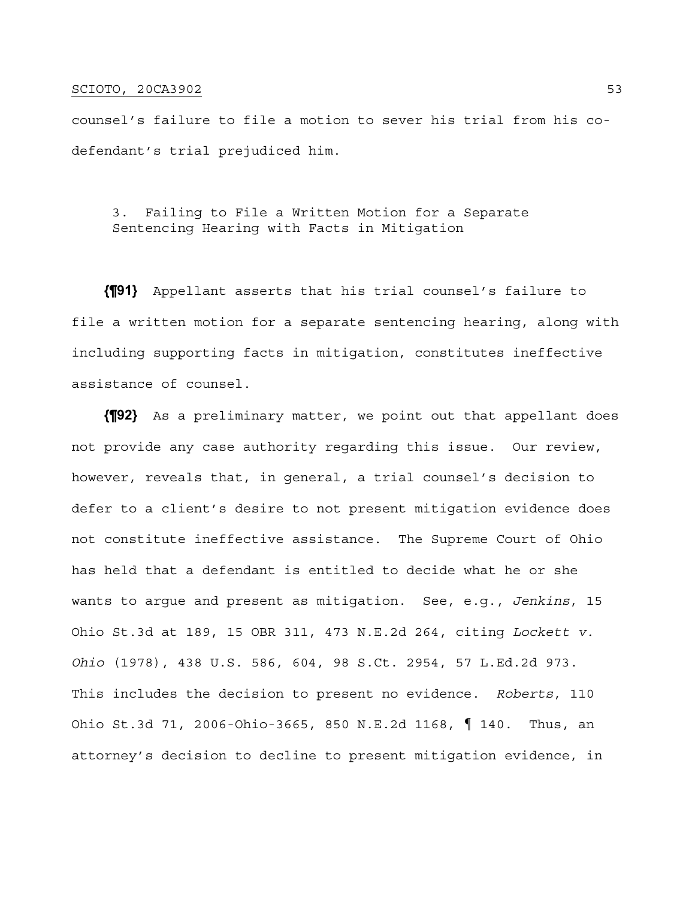counsel's failure to file a motion to sever his trial from his co-defendant's trial prejudiced him.

### 3. Failing to File a Written Motion for a Separate Sentencing Hearing with Facts in Mitigation

**{¶91}** Appellant asserts that his trial counsel's failure to file a written motion for a separate sentencing hearing, along with including supporting facts in mitigation, constitutes ineffective assistance of counsel.

**{¶92}** As a preliminary matter, we point out that appellant does not provide any case authority regarding this issue. Our review, however, reveals that, in general, a trial counsel's decision to defer to a client's desire to not present mitigation evidence does not constitute ineffective assistance. The Supreme Court of Ohio has held that a defendant is entitled to decide what he or she wants to argue and present as mitigation. See, e.g., *Jenkins*, 15 Ohio St.3d at 189, 15 OBR 311, 473 N.E.2d 264, citing *Lockett v. Ohio* (1978), 438 U.S. 586, 604, 98 S.Ct. 2954, 57 L.Ed.2d 973. This includes the decision to present no evidence. *Roberts*, 110 Ohio St.3d 71, 2006-Ohio-3665, 850 N.E.2d 1168, ¶ 140. Thus, an attorney's decision to decline to present mitigation evidence, in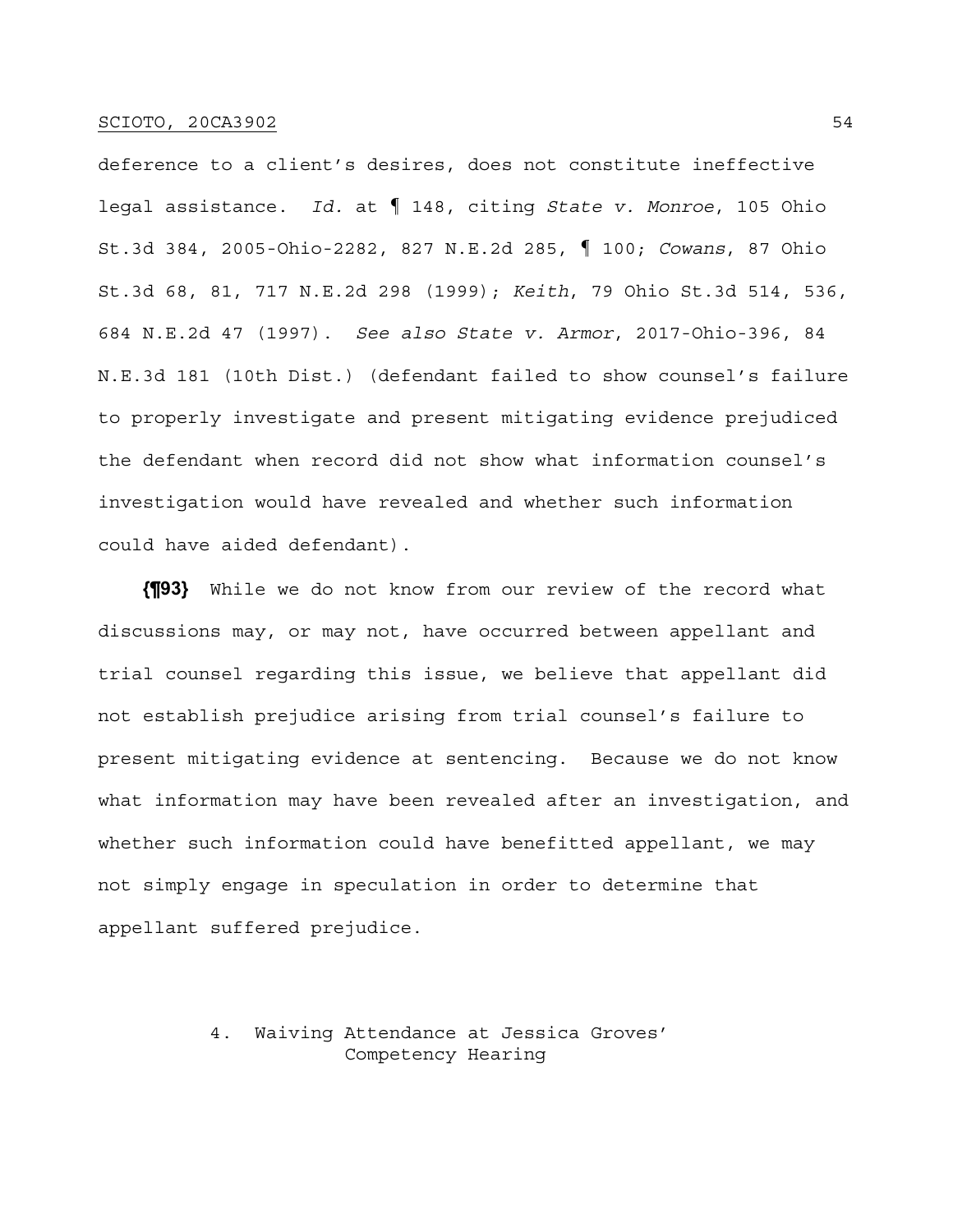deference to a client's desires, does not constitute ineffective legal assistance. *Id.* at ¶ 148, citing *State v. Monroe*, 105 Ohio St.3d 384, 2005-Ohio-2282, 827 N.E.2d 285, ¶ 100; *Cowans*, 87 Ohio St.3d 68, 81, 717 N.E.2d 298 (1999); *Keith*, 79 Ohio St.3d 514, 536, 684 N.E.2d 47 (1997). *See also State v. Armor*, 2017-Ohio-396, 84 N.E.3d 181 (10th Dist.) (defendant failed to show counsel's failure to properly investigate and present mitigating evidence prejudiced the defendant when record did not show what information counsel's investigation would have revealed and whether such information could have aided defendant).

**{¶93}** While we do not know from our review of the record what discussions may, or may not, have occurred between appellant and trial counsel regarding this issue, we believe that appellant did not establish prejudice arising from trial counsel's failure to present mitigating evidence at sentencing. Because we do not know what information may have been revealed after an investigation, and whether such information could have benefitted appellant, we may not simply engage in speculation in order to determine that appellant suffered prejudice.

### 4. Waiving Attendance at Jessica Groves' Competency Hearing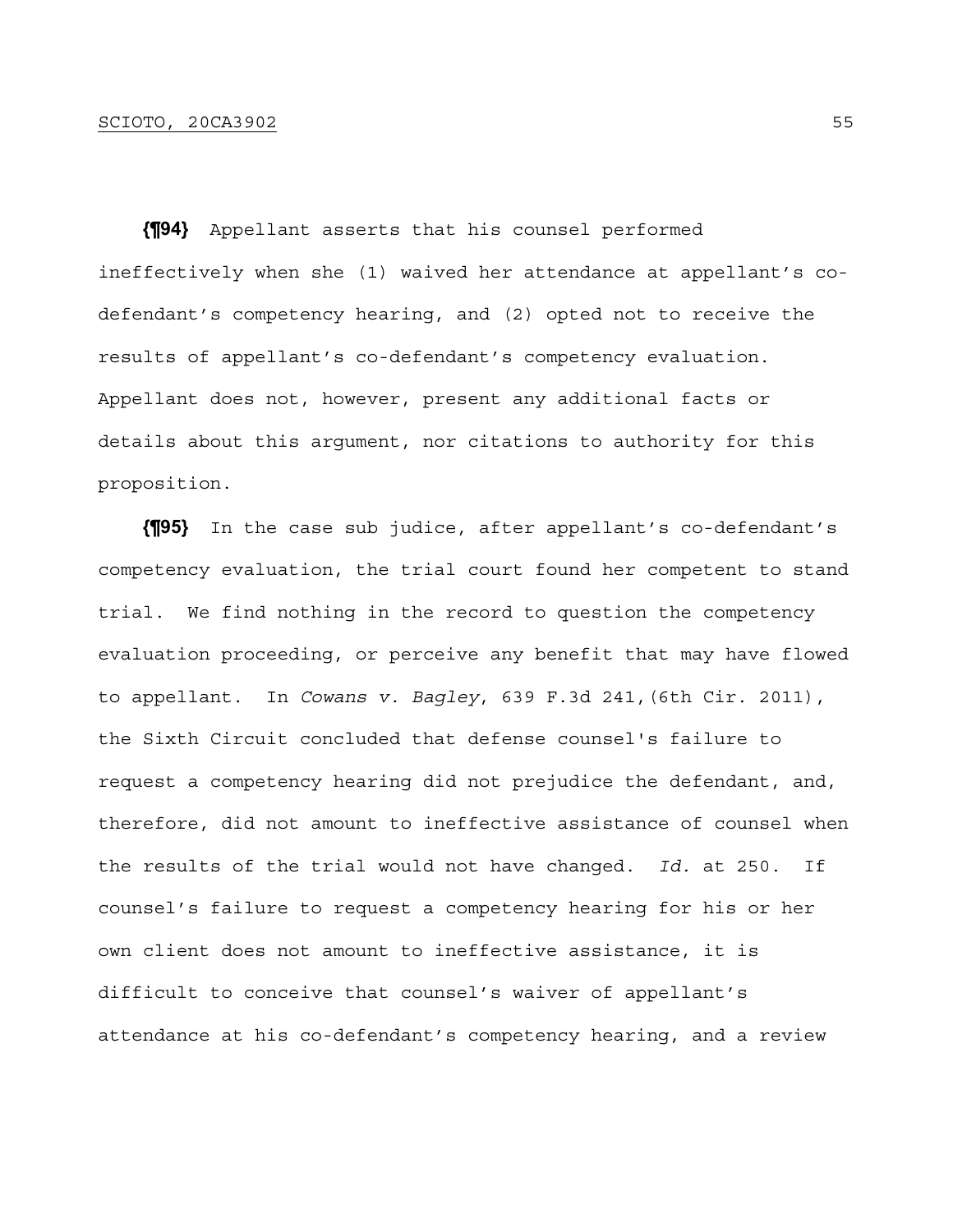**{¶94}** Appellant asserts that his counsel performed ineffectively when she (1) waived her attendance at appellant's co-defendant's competency hearing, and (2) opted not to receive the results of appellant's co-defendant's competency evaluation. Appellant does not, however, present any additional facts or details about this argument, nor citations to authority for this proposition.

**{¶95}** In the case sub judice, after appellant's co-defendant's competency evaluation, the trial court found her competent to stand trial. We find nothing in the record to question the competency evaluation proceeding, or perceive any benefit that may have flowed to appellant. In *Cowans v. Bagley*, 639 F.3d 241,(6th Cir. 2011), the Sixth Circuit concluded that defense counsel's failure to request a competency hearing did not prejudice the defendant, and, therefore, did not amount to ineffective assistance of counsel when the results of the trial would not have changed. *Id.* at 250. If counsel's failure to request a competency hearing for his or her own client does not amount to ineffective assistance, it is difficult to conceive that counsel's waiver of appellant's attendance at his co-defendant's competency hearing, and a review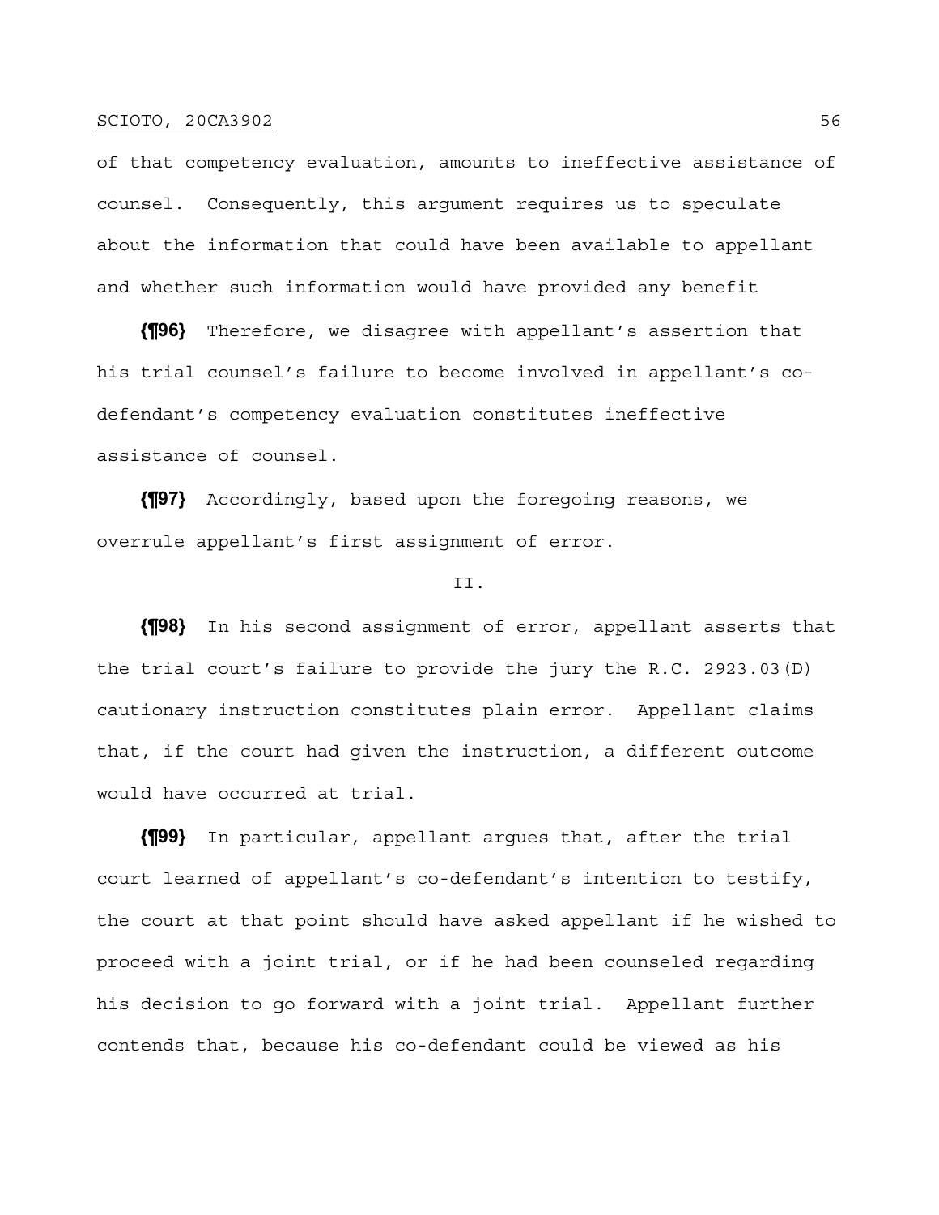of that competency evaluation, amounts to ineffective assistance of counsel. Consequently, this argument requires us to speculate about the information that could have been available to appellant and whether such information would have provided any benefit

**{¶96}** Therefore, we disagree with appellant's assertion that his trial counsel's failure to become involved in appellant's co-defendant's competency evaluation constitutes ineffective assistance of counsel.

**{¶97}** Accordingly, based upon the foregoing reasons, we overrule appellant's first assignment of error.

II.

**{¶98}** In his second assignment of error, appellant asserts that the trial court's failure to provide the jury the R.C. 2923.03(D) cautionary instruction constitutes plain error. Appellant claims that, if the court had given the instruction, a different outcome would have occurred at trial.

**{¶99}** In particular, appellant argues that, after the trial court learned of appellant's co-defendant's intention to testify, the court at that point should have asked appellant if he wished to proceed with a joint trial, or if he had been counseled regarding his decision to go forward with a joint trial. Appellant further contends that, because his co-defendant could be viewed as his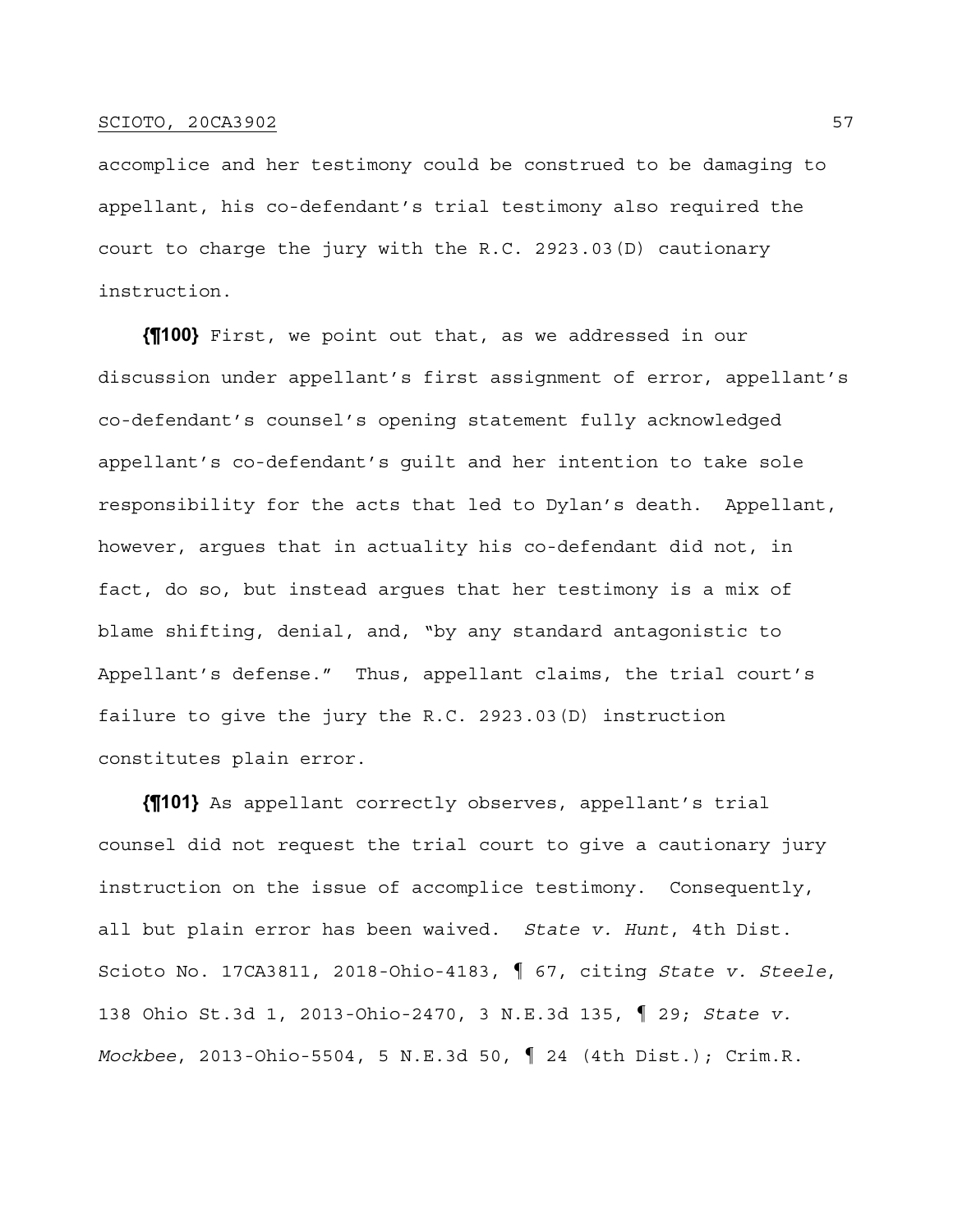accomplice and her testimony could be construed to be damaging to appellant, his co-defendant's trial testimony also required the court to charge the jury with the R.C. 2923.03(D) cautionary instruction.

**{¶100}** First, we point out that, as we addressed in our discussion under appellant's first assignment of error, appellant's co-defendant's counsel's opening statement fully acknowledged appellant's co-defendant's guilt and her intention to take sole responsibility for the acts that led to Dylan's death. Appellant, however, argues that in actuality his co-defendant did not, in fact, do so, but instead argues that her testimony is a mix of blame shifting, denial, and, "by any standard antagonistic to Appellant's defense." Thus, appellant claims, the trial court's failure to give the jury the R.C. 2923.03(D) instruction constitutes plain error.

**{¶101}** As appellant correctly observes, appellant's trial counsel did not request the trial court to give a cautionary jury instruction on the issue of accomplice testimony. Consequently, all but plain error has been waived. *State v. Hunt*, 4th Dist. Scioto No. 17CA3811, 2018-Ohio-4183, ¶ 67, citing *State v. Steele*, 138 Ohio St.3d 1, 2013-Ohio-2470, 3 N.E.3d 135, ¶ 29; *State v. Mockbee*, 2013-Ohio-5504, 5 N.E.3d 50, ¶ 24 (4th Dist.); Crim.R.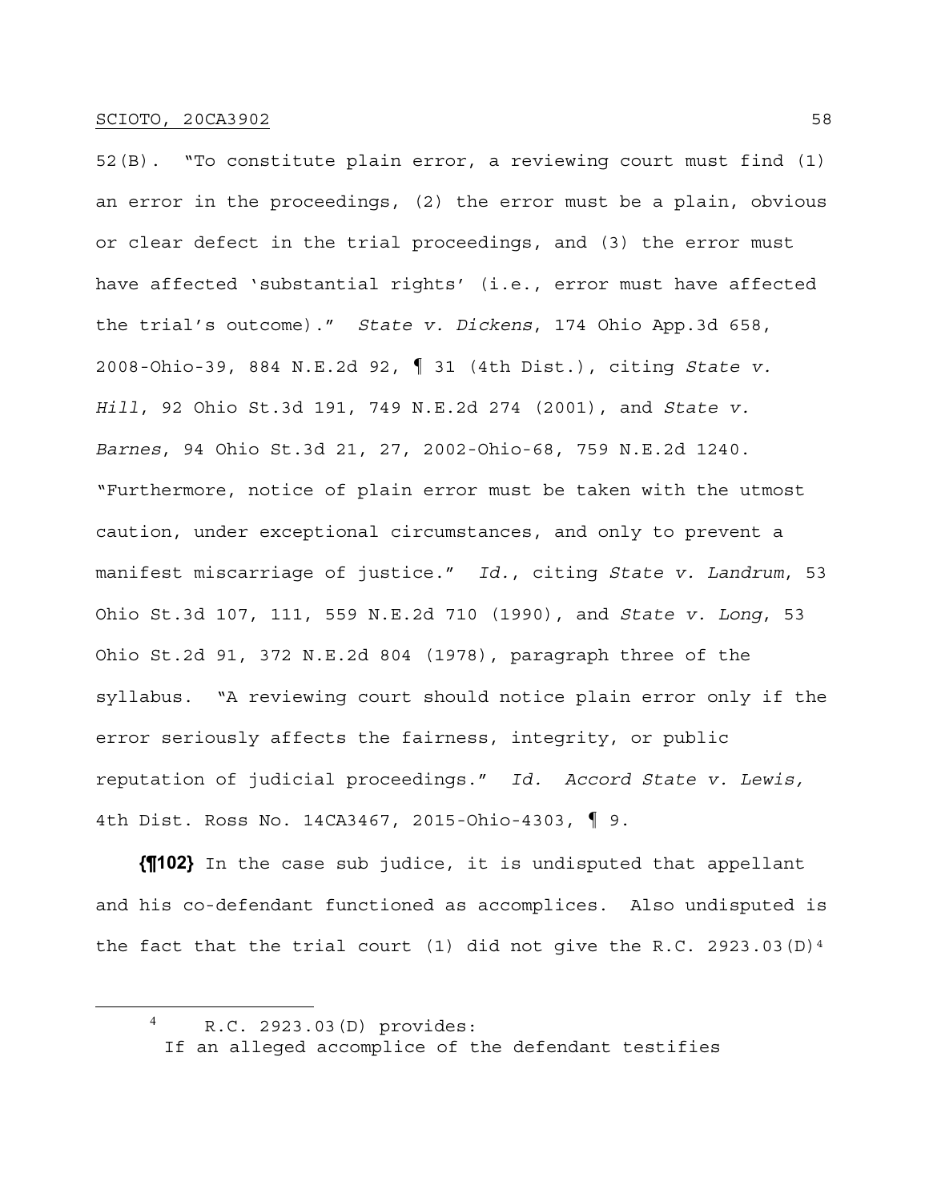52(B). "To constitute plain error, a reviewing court must find (1) an error in the proceedings, (2) the error must be a plain, obvious or clear defect in the trial proceedings, and (3) the error must have affected 'substantial rights' (i.e., error must have affected the trial's outcome)." *State v. Dickens*, 174 Ohio App.3d 658, 2008-Ohio-39, 884 N.E.2d 92, ¶ 31 (4th Dist.), citing *State v. Hill*, 92 Ohio St.3d 191, 749 N.E.2d 274 (2001), and *State v. Barnes*, 94 Ohio St.3d 21, 27, 2002-Ohio-68, 759 N.E.2d 1240. "Furthermore, notice of plain error must be taken with the utmost caution, under exceptional circumstances, and only to prevent a manifest miscarriage of justice." *Id.*, citing *State v. Landrum*, 53 Ohio St.3d 107, 111, 559 N.E.2d 710 (1990), and *State v. Long*, 53 Ohio St.2d 91, 372 N.E.2d 804 (1978), paragraph three of the syllabus. "A reviewing court should notice plain error only if the error seriously affects the fairness, integrity, or public reputation of judicial proceedings." *Id. Accord State v. Lewis,* 4th Dist. Ross No. 14CA3467, 2015-Ohio-4303, ¶ 9.

**{¶102}** In the case sub judice, it is undisputed that appellant and his co-defendant functioned as accomplices. Also undisputed is the fact that the trial court (1) did not give the R.C. 2923.03(D)[4]

---

[4] R.C. 2923.03(D) provides:
If an alleged accomplice of the defendant testifies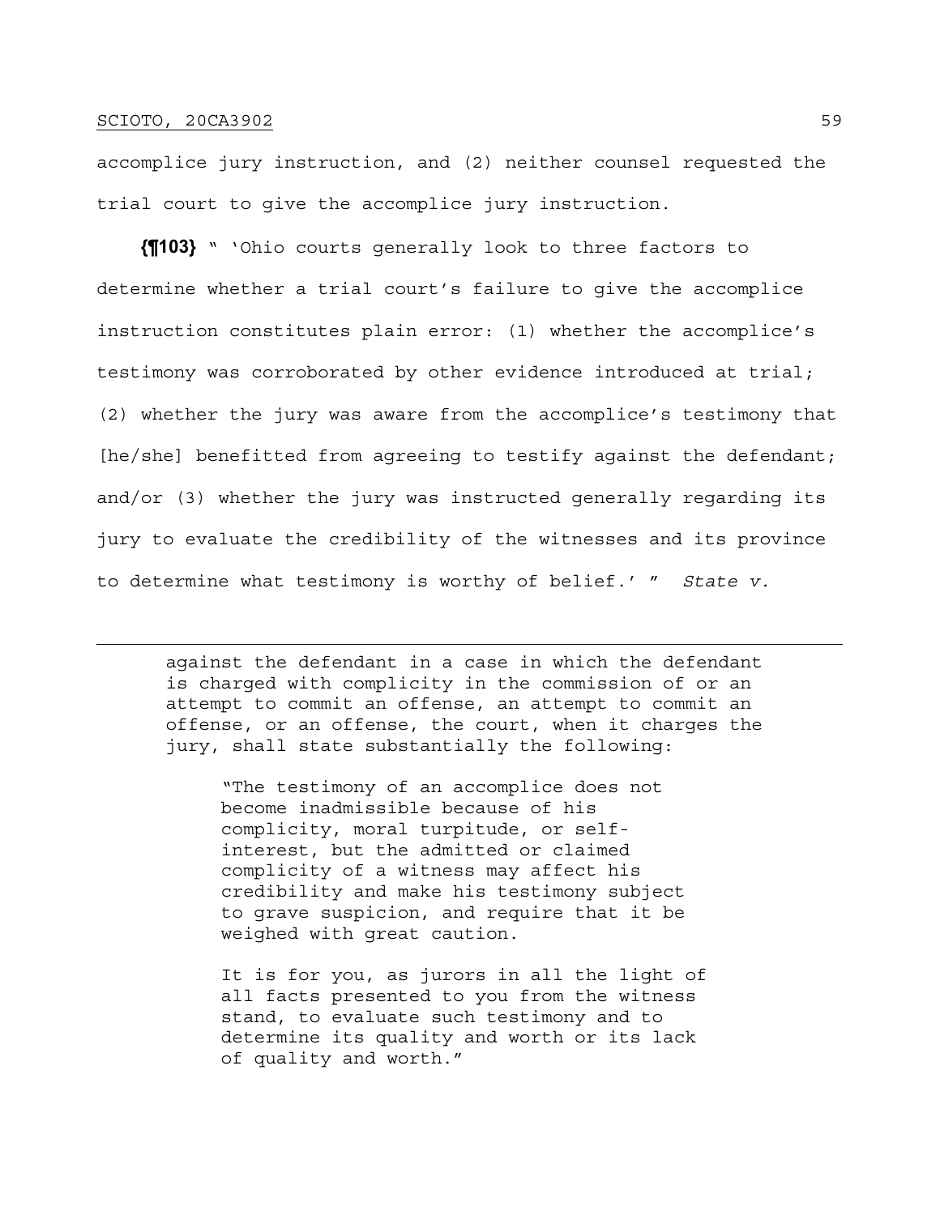accomplice jury instruction, and (2) neither counsel requested the trial court to give the accomplice jury instruction.

**{¶103}** " 'Ohio courts generally look to three factors to determine whether a trial court's failure to give the accomplice instruction constitutes plain error: (1) whether the accomplice's testimony was corroborated by other evidence introduced at trial; (2) whether the jury was aware from the accomplice's testimony that [he/she] benefitted from agreeing to testify against the defendant; and/or (3) whether the jury was instructed generally regarding its jury to evaluate the credibility of the witnesses and its province to determine what testimony is worthy of belief.' " *State v.*

---

> against the defendant in a case in which the defendant is charged with complicity in the commission of or an attempt to commit an offense, an attempt to commit an offense, or an offense, the court, when it charges the jury, shall state substantially the following:
>
> > "The testimony of an accomplice does not become inadmissible because of his complicity, moral turpitude, or self-interest, but the admitted or claimed complicity of a witness may affect his credibility and make his testimony subject to grave suspicion, and require that it be weighed with great caution.
> >
> > It is for you, as jurors in all the light of all facts presented to you from the witness stand, to evaluate such testimony and to determine its quality and worth or its lack of quality and worth."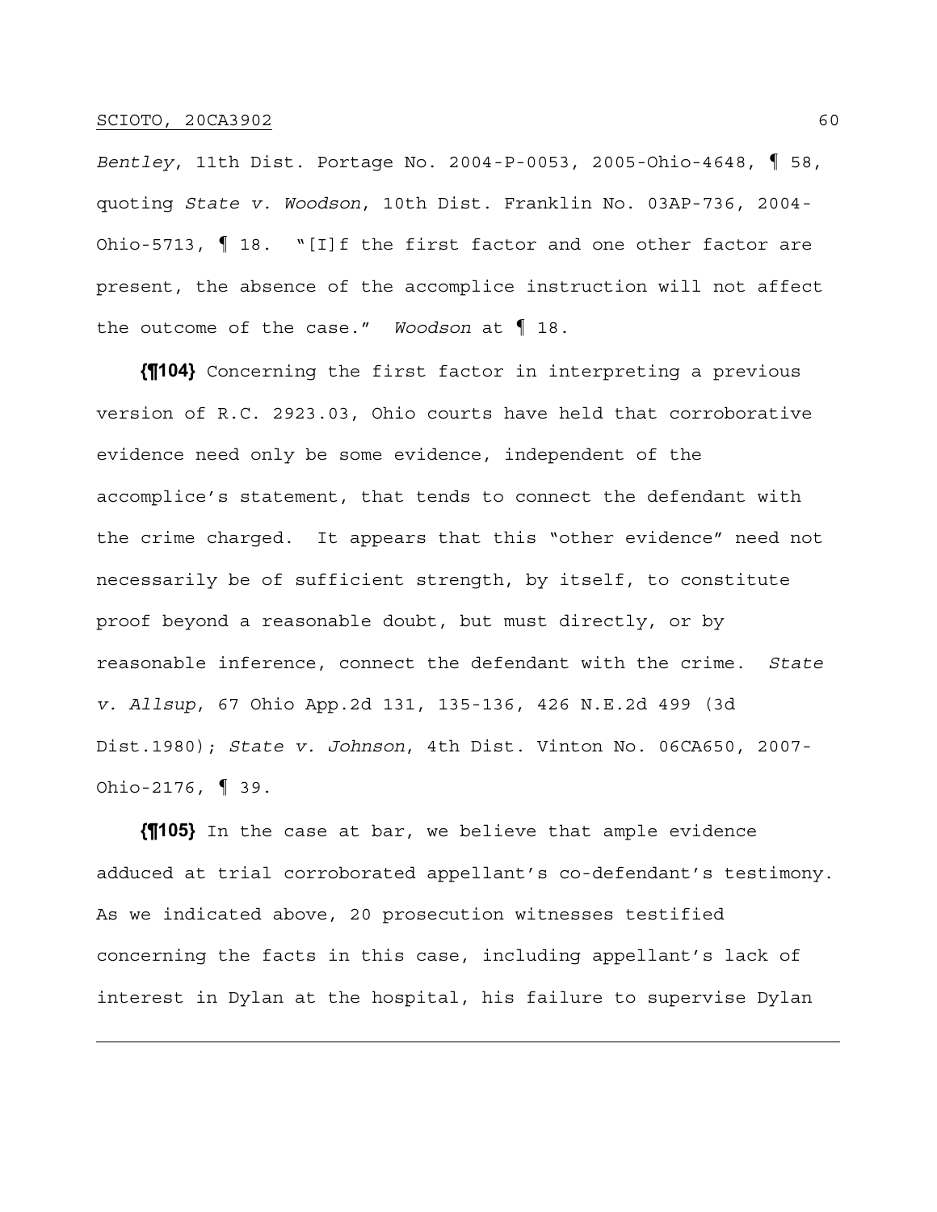*Bentley*, 11th Dist. Portage No. 2004-P-0053, 2005-Ohio-4648, ¶ 58, quoting *State v. Woodson*, 10th Dist. Franklin No. 03AP-736, 2004-Ohio-5713, ¶ 18. "[I]f the first factor and one other factor are present, the absence of the accomplice instruction will not affect the outcome of the case." *Woodson* at ¶ 18.

**{¶104}** Concerning the first factor in interpreting a previous version of R.C. 2923.03, Ohio courts have held that corroborative evidence need only be some evidence, independent of the accomplice's statement, that tends to connect the defendant with the crime charged. It appears that this "other evidence" need not necessarily be of sufficient strength, by itself, to constitute proof beyond a reasonable doubt, but must directly, or by reasonable inference, connect the defendant with the crime. *State v. Allsup*, 67 Ohio App.2d 131, 135-136, 426 N.E.2d 499 (3d Dist.1980); *State v. Johnson*, 4th Dist. Vinton No. 06CA650, 2007-Ohio-2176, ¶ 39.

**{¶105}** In the case at bar, we believe that ample evidence adduced at trial corroborated appellant's co-defendant's testimony. As we indicated above, 20 prosecution witnesses testified concerning the facts in this case, including appellant's lack of interest in Dylan at the hospital, his failure to supervise Dylan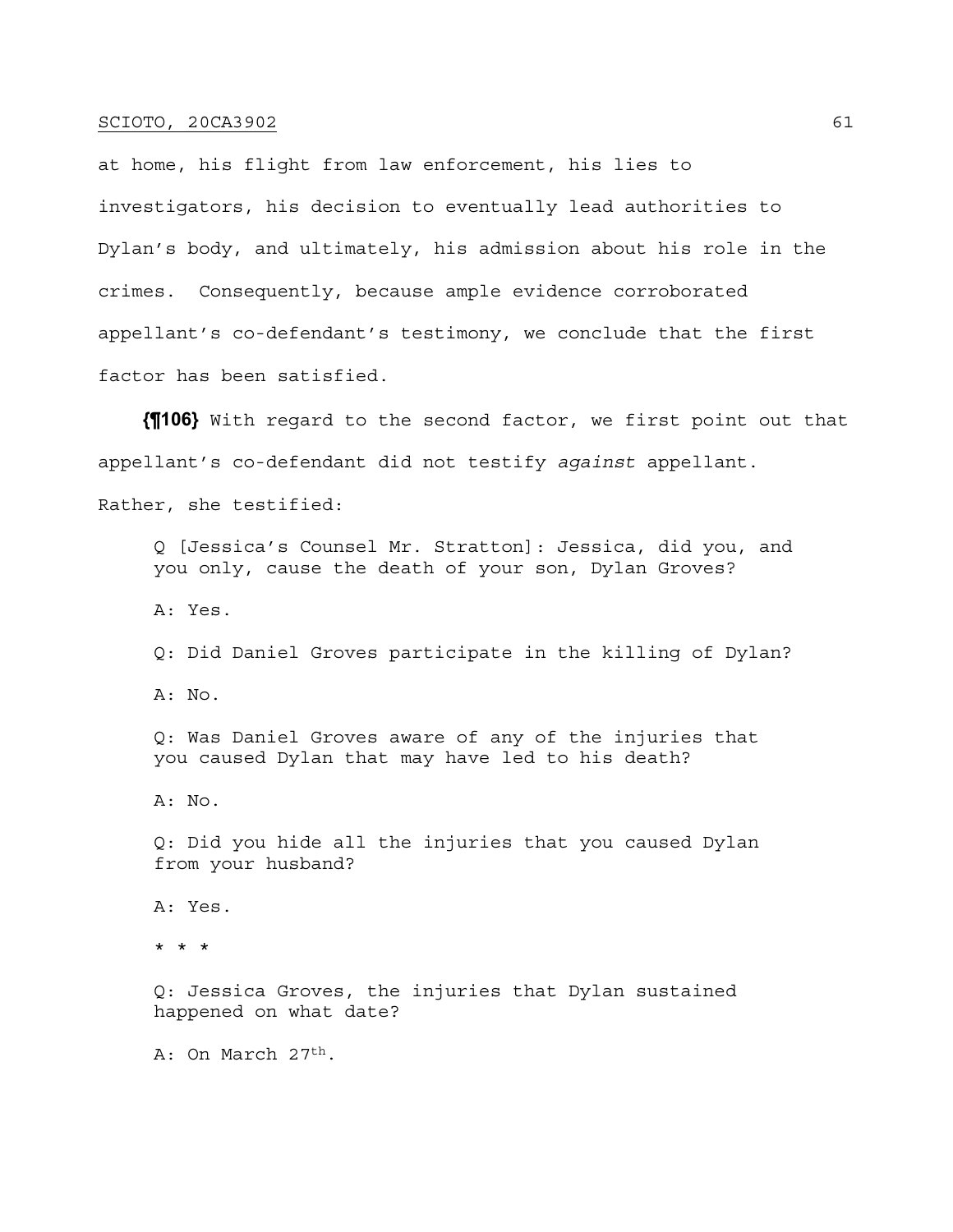at home, his flight from law enforcement, his lies to investigators, his decision to eventually lead authorities to Dylan's body, and ultimately, his admission about his role in the crimes. Consequently, because ample evidence corroborated appellant's co-defendant's testimony, we conclude that the first factor has been satisfied.

**{¶106}** With regard to the second factor, we first point out that appellant's co-defendant did not testify *against* appellant. Rather, she testified:

> Q [Jessica's Counsel Mr. Stratton]: Jessica, did you, and you only, cause the death of your son, Dylan Groves?
>
> A: Yes.
>
> Q: Did Daniel Groves participate in the killing of Dylan?
>
> A: No.
>
> Q: Was Daniel Groves aware of any of the injuries that you caused Dylan that may have led to his death?
>
> A: No.
>
> Q: Did you hide all the injuries that you caused Dylan from your husband?
>
> A: Yes.
>
> * * *
>
> Q: Jessica Groves, the injuries that Dylan sustained happened on what date?
>
> A: On March 27th.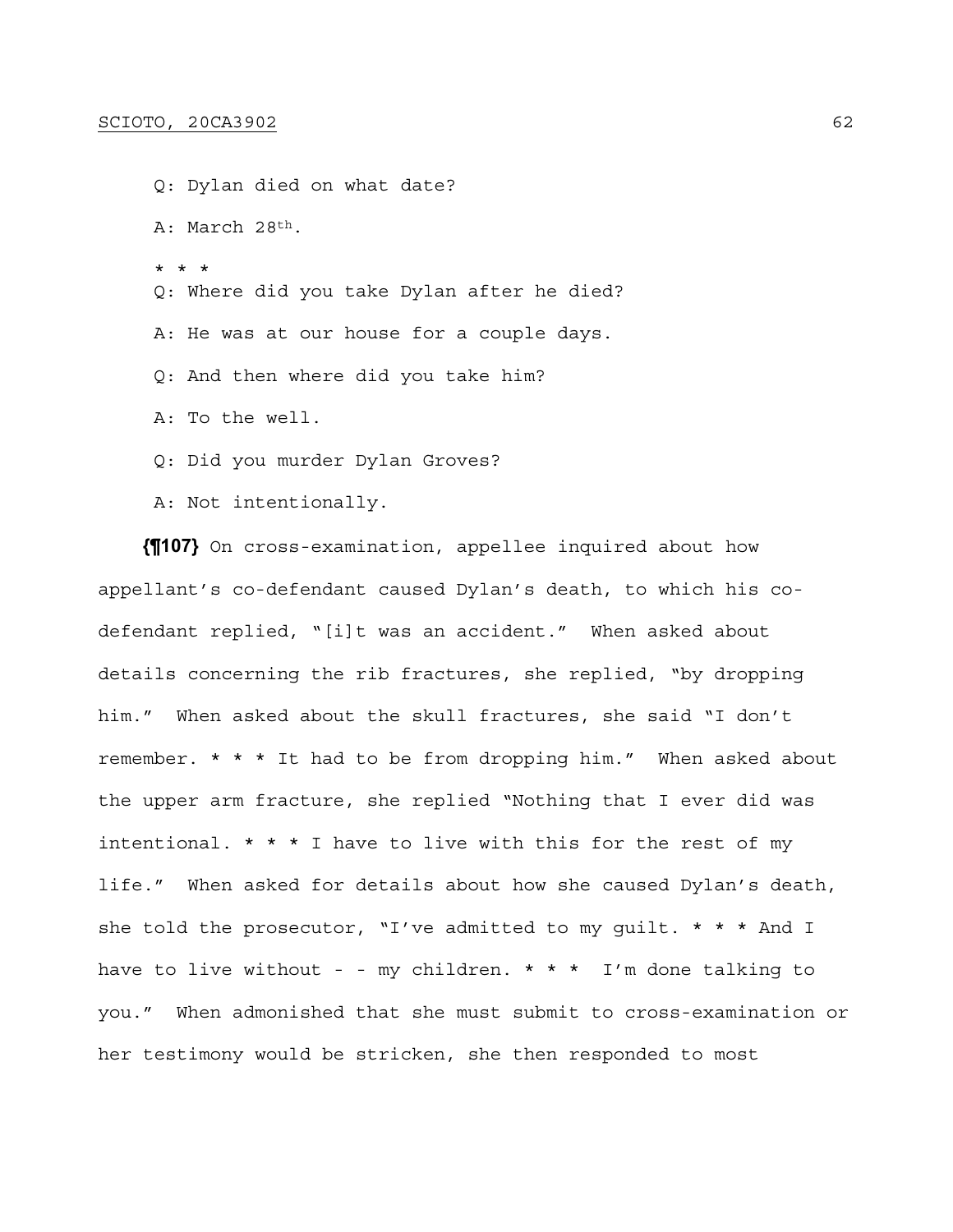Q: Dylan died on what date?

A: March 28th.

* * *

Q: Where did you take Dylan after he died?

A: He was at our house for a couple days.

Q: And then where did you take him?

A: To the well.

Q: Did you murder Dylan Groves?

A: Not intentionally.

**{¶107}** On cross-examination, appellee inquired about how appellant's co-defendant caused Dylan's death, to which his co-defendant replied, "[i]t was an accident." When asked about details concerning the rib fractures, she replied, "by dropping him." When asked about the skull fractures, she said "I don't remember. * * * It had to be from dropping him." When asked about the upper arm fracture, she replied "Nothing that I ever did was intentional. * * * I have to live with this for the rest of my life." When asked for details about how she caused Dylan's death, she told the prosecutor, "I've admitted to my guilt. * * * And I have to live without - - my children. * * * I'm done talking to you." When admonished that she must submit to cross-examination or her testimony would be stricken, she then responded to most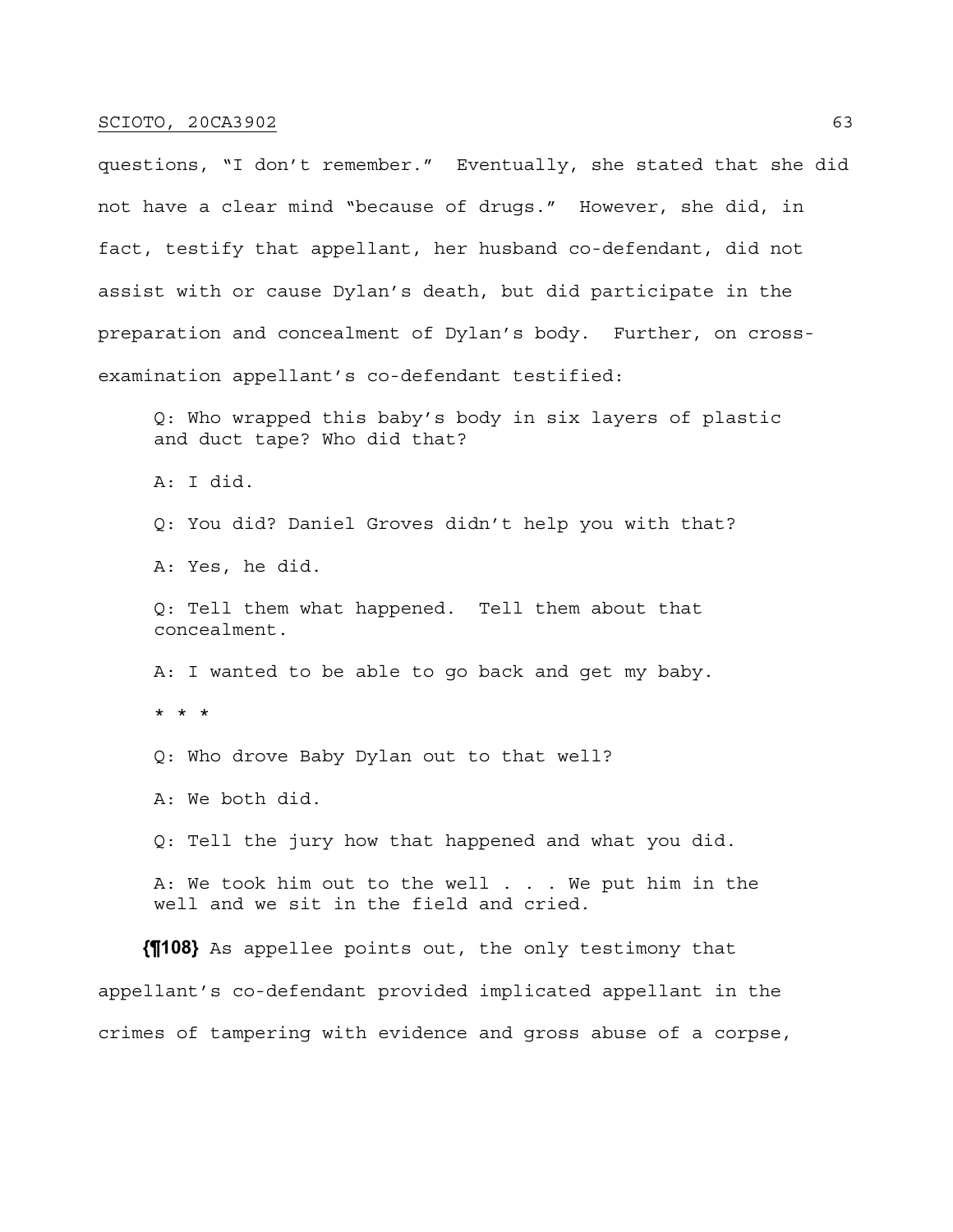questions, "I don't remember." Eventually, she stated that she did not have a clear mind "because of drugs." However, she did, in fact, testify that appellant, her husband co-defendant, did not assist with or cause Dylan's death, but did participate in the preparation and concealment of Dylan's body. Further, on cross-examination appellant's co-defendant testified:

> Q: Who wrapped this baby's body in six layers of plastic and duct tape? Who did that?
>
> A: I did.
>
> Q: You did? Daniel Groves didn't help you with that?
>
> A: Yes, he did.
>
> Q: Tell them what happened. Tell them about that concealment.
>
> A: I wanted to be able to go back and get my baby.
>
> * * *
>
> Q: Who drove Baby Dylan out to that well?
>
> A: We both did.
>
> Q: Tell the jury how that happened and what you did.
>
> A: We took him out to the well . . . We put him in the well and we sit in the field and cried.

**{¶108}** As appellee points out, the only testimony that appellant's co-defendant provided implicated appellant in the crimes of tampering with evidence and gross abuse of a corpse,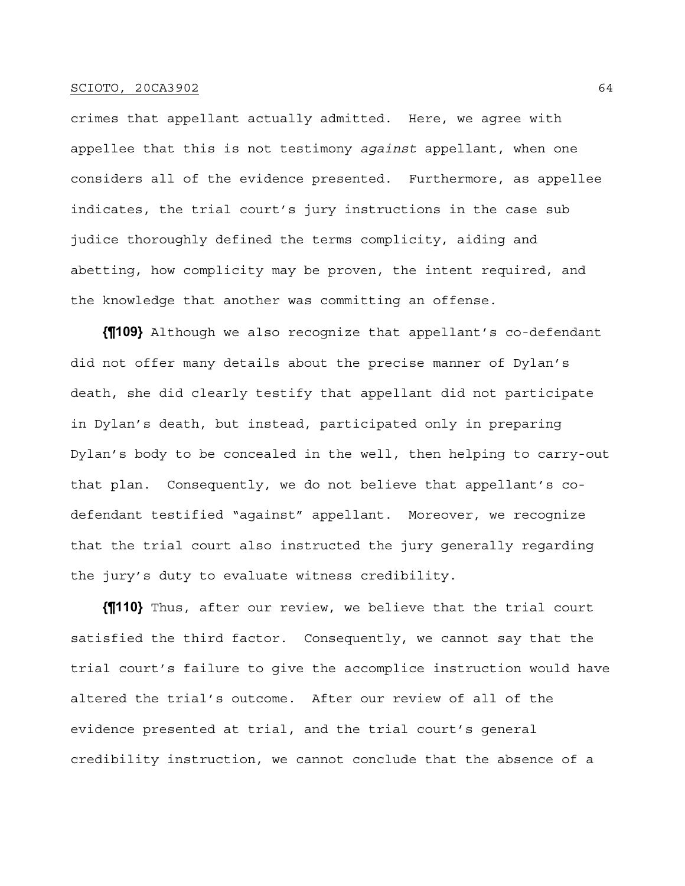crimes that appellant actually admitted. Here, we agree with appellee that this is not testimony *against* appellant, when one considers all of the evidence presented. Furthermore, as appellee indicates, the trial court's jury instructions in the case sub judice thoroughly defined the terms complicity, aiding and abetting, how complicity may be proven, the intent required, and the knowledge that another was committing an offense.

**{¶109}** Although we also recognize that appellant's co-defendant did not offer many details about the precise manner of Dylan's death, she did clearly testify that appellant did not participate in Dylan's death, but instead, participated only in preparing Dylan's body to be concealed in the well, then helping to carry-out that plan. Consequently, we do not believe that appellant's co-defendant testified "against" appellant. Moreover, we recognize that the trial court also instructed the jury generally regarding the jury's duty to evaluate witness credibility.

**{¶110}** Thus, after our review, we believe that the trial court satisfied the third factor. Consequently, we cannot say that the trial court's failure to give the accomplice instruction would have altered the trial's outcome. After our review of all of the evidence presented at trial, and the trial court's general credibility instruction, we cannot conclude that the absence of a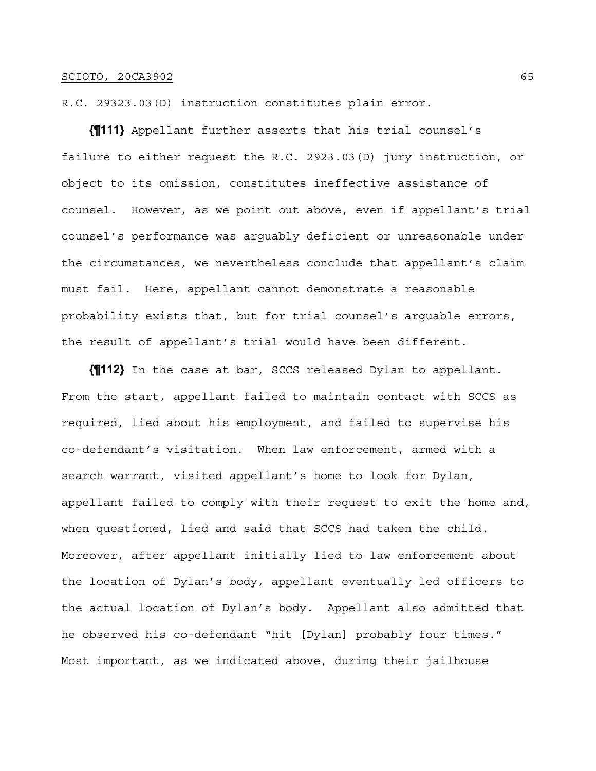R.C. 29323.03(D) instruction constitutes plain error.

**{¶111}** Appellant further asserts that his trial counsel's failure to either request the R.C. 2923.03(D) jury instruction, or object to its omission, constitutes ineffective assistance of counsel. However, as we point out above, even if appellant's trial counsel's performance was arguably deficient or unreasonable under the circumstances, we nevertheless conclude that appellant's claim must fail. Here, appellant cannot demonstrate a reasonable probability exists that, but for trial counsel's arguable errors, the result of appellant's trial would have been different.

**{¶112}** In the case at bar, SCCS released Dylan to appellant. From the start, appellant failed to maintain contact with SCCS as required, lied about his employment, and failed to supervise his co-defendant's visitation. When law enforcement, armed with a search warrant, visited appellant's home to look for Dylan, appellant failed to comply with their request to exit the home and, when questioned, lied and said that SCCS had taken the child. Moreover, after appellant initially lied to law enforcement about the location of Dylan's body, appellant eventually led officers to the actual location of Dylan's body. Appellant also admitted that he observed his co-defendant "hit [Dylan] probably four times." Most important, as we indicated above, during their jailhouse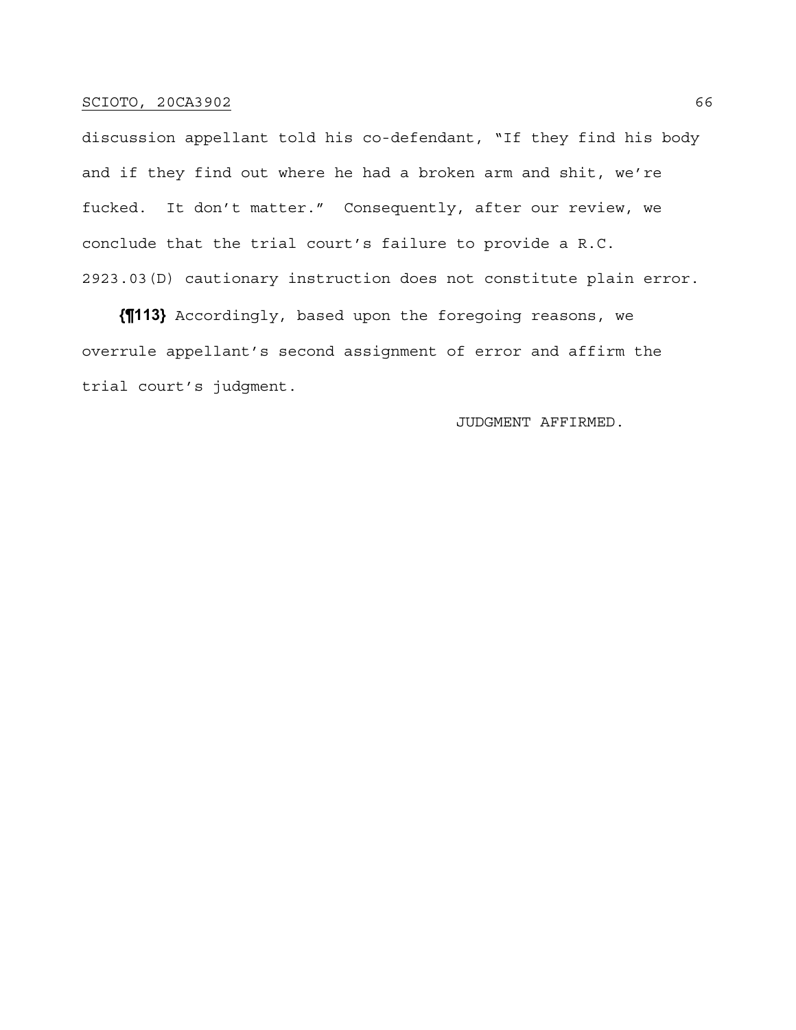discussion appellant told his co-defendant, "If they find his body and if they find out where he had a broken arm and shit, we're fucked. It don't matter." Consequently, after our review, we conclude that the trial court's failure to provide a R.C. 2923.03(D) cautionary instruction does not constitute plain error.

**{¶113}** Accordingly, based upon the foregoing reasons, we overrule appellant's second assignment of error and affirm the trial court's judgment.

JUDGMENT AFFIRMED.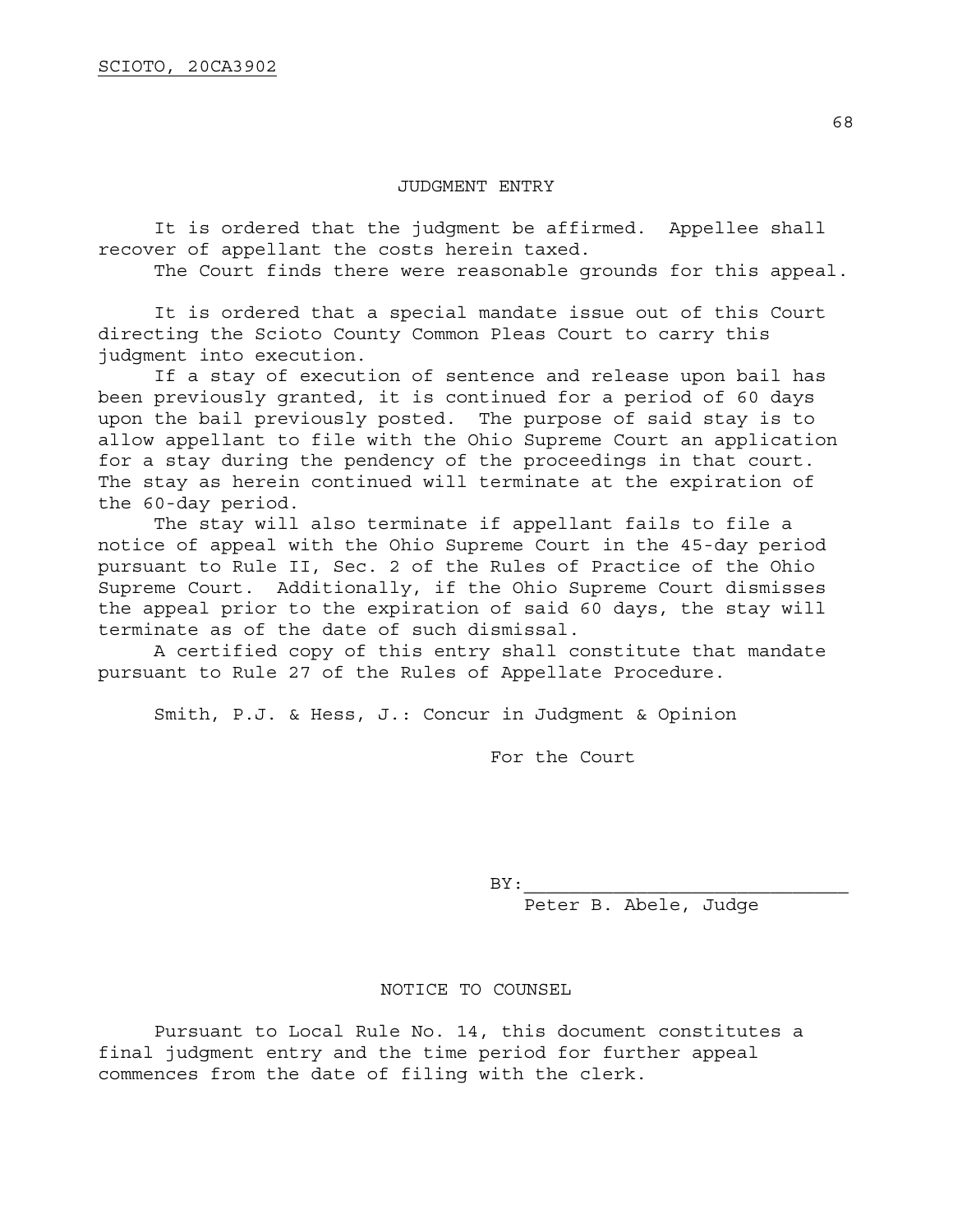# JUDGMENT ENTRY

It is ordered that the judgment be affirmed. Appellee shall recover of appellant the costs herein taxed.

The Court finds there were reasonable grounds for this appeal.

It is ordered that a special mandate issue out of this Court directing the Scioto County Common Pleas Court to carry this judgment into execution.

If a stay of execution of sentence and release upon bail has been previously granted, it is continued for a period of 60 days upon the bail previously posted. The purpose of said stay is to allow appellant to file with the Ohio Supreme Court an application for a stay during the pendency of the proceedings in that court. The stay as herein continued will terminate at the expiration of the 60-day period.

The stay will also terminate if appellant fails to file a notice of appeal with the Ohio Supreme Court in the 45-day period pursuant to Rule II, Sec. 2 of the Rules of Practice of the Ohio Supreme Court. Additionally, if the Ohio Supreme Court dismisses the appeal prior to the expiration of said 60 days, the stay will terminate as of the date of such dismissal.

A certified copy of this entry shall constitute that mandate pursuant to Rule 27 of the Rules of Appellate Procedure.

Smith, P.J. & Hess, J.: Concur in Judgment & Opinion

For the Court

BY:______________________________
Peter B. Abele, Judge

## NOTICE TO COUNSEL

Pursuant to Local Rule No. 14, this document constitutes a final judgment entry and the time period for further appeal commences from the date of filing with the clerk.